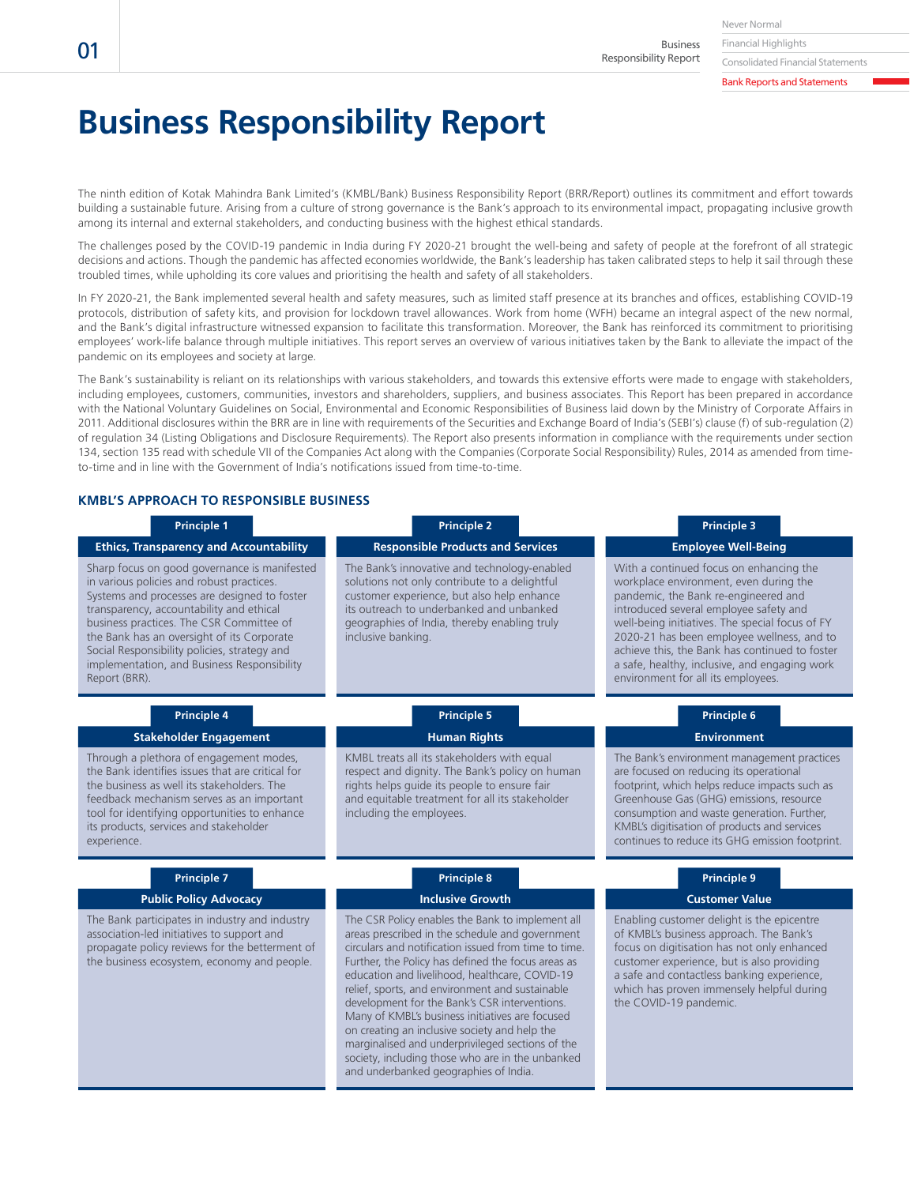# Business Responsibility Report

The ninth edition of Kotak Mahindra Bank Limited's (KMBL/Bank) Business Responsibility Report (BRR/Report) outlines its commitment and effort towards building a sustainable future. Arising from a culture of strong governance is the Bank's approach to its environmental impact, propagating inclusive growth among its internal and external stakeholders, and conducting business with the highest ethical standards.

The challenges posed by the COVID-19 pandemic in India during FY 2020-21 brought the well-being and safety of people at the forefront of all strategic decisions and actions. Though the pandemic has affected economies worldwide, the Bank's leadership has taken calibrated steps to help it sail through these troubled times, while upholding its core values and prioritising the health and safety of all stakeholders.

In FY 2020-21, the Bank implemented several health and safety measures, such as limited staff presence at its branches and offices, establishing COVID-19 protocols, distribution of safety kits, and provision for lockdown travel allowances. Work from home (WFH) became an integral aspect of the new normal, and the Bank's digital infrastructure witnessed expansion to facilitate this transformation. Moreover, the Bank has reinforced its commitment to prioritising employees' work-life balance through multiple initiatives. This report serves an overview of various initiatives taken by the Bank to alleviate the impact of the pandemic on its employees and society at large.

The Bank's sustainability is reliant on its relationships with various stakeholders, and towards this extensive efforts were made to engage with stakeholders, including employees, customers, communities, investors and shareholders, suppliers, and business associates. This Report has been prepared in accordance with the National Voluntary Guidelines on Social, Environmental and Economic Responsibilities of Business laid down by the Ministry of Corporate Affairs in 2011. Additional disclosures within the BRR are in line with requirements of the Securities and Exchange Board of India's (SEBI's) clause (f) of sub-regulation (2) of regulation 34 (Listing Obligations and Disclosure Requirements). The Report also presents information in compliance with the requirements under section 134, section 135 read with schedule VII of the Companies Act along with the Companies (Corporate Social Responsibility) Rules, 2014 as amended from time-to-time and in line with the Government of India's notifications issued from time-to-time.

## KMBL'S APPROACH TO RESPONSIBLE BUSINESS

**Principle 1**

**Ethics, Transparency and Accountability**

Sharp focus on good governance is manifested in various policies and robust practices. Systems and processes are designed to foster transparency, accountability and ethical business practices. The CSR Committee of the Bank has an oversight of its Corporate Social Responsibility policies, strategy and implementation, and Business Responsibility Report (BRR).

**Principle 2**

**Responsible Products and Services**

The Bank's innovative and technology-enabled solutions not only contribute to a delightful customer experience, but also help enhance its outreach to underbanked and unbanked geographies of India, thereby enabling truly inclusive banking.

**Principle 3**

**Employee Well-Being**

With a continued focus on enhancing the workplace environment, even during the pandemic, the Bank re-engineered and introduced several employee safety and well-being initiatives. The special focus of FY 2020-21 has been employee wellness, and to achieve this, the Bank has continued to foster a safe, healthy, inclusive, and engaging work environment for all its employees.

**Principle 4**

**Stakeholder Engagement**

Through a plethora of engagement modes, the Bank identifies issues that are critical for the business as well its stakeholders. The feedback mechanism serves as an important tool for identifying opportunities to enhance its products, services and stakeholder experience.

**Principle 5**

**Human Rights**

KMBL treats all its stakeholders with equal respect and dignity. The Bank's policy on human rights helps guide its people to ensure fair and equitable treatment for all its stakeholder including the employees.

**Principle 6**

**Environment**

The Bank's environment management practices are focused on reducing its operational footprint, which helps reduce impacts such as Greenhouse Gas (GHG) emissions, resource consumption and waste generation. Further, KMBL's digitisation of products and services continues to reduce its GHG emission footprint.

**Principle 7**

**Public Policy Advocacy**

The Bank participates in industry and industry association-led initiatives to support and propagate policy reviews for the betterment of the business ecosystem, economy and people.

**Principle 8**

**Inclusive Growth**

The CSR Policy enables the Bank to implement all areas prescribed in the schedule and government circulars and notification issued from time to time. Further, the Policy has defined the focus areas as education and livelihood, healthcare, COVID-19 relief, sports, and environment and sustainable development for the Bank's CSR interventions. Many of KMBL's business initiatives are focused on creating an inclusive society and help the marginalised and underprivileged sections of the society, including those who are in the unbanked and underbanked geographies of India.

**Principle 9**

**Customer Value**

Enabling customer delight is the epicentre of KMBL's business approach. The Bank's focus on digitisation has not only enhanced customer experience, but is also providing a safe and contactless banking experience, which has proven immensely helpful during the COVID-19 pandemic.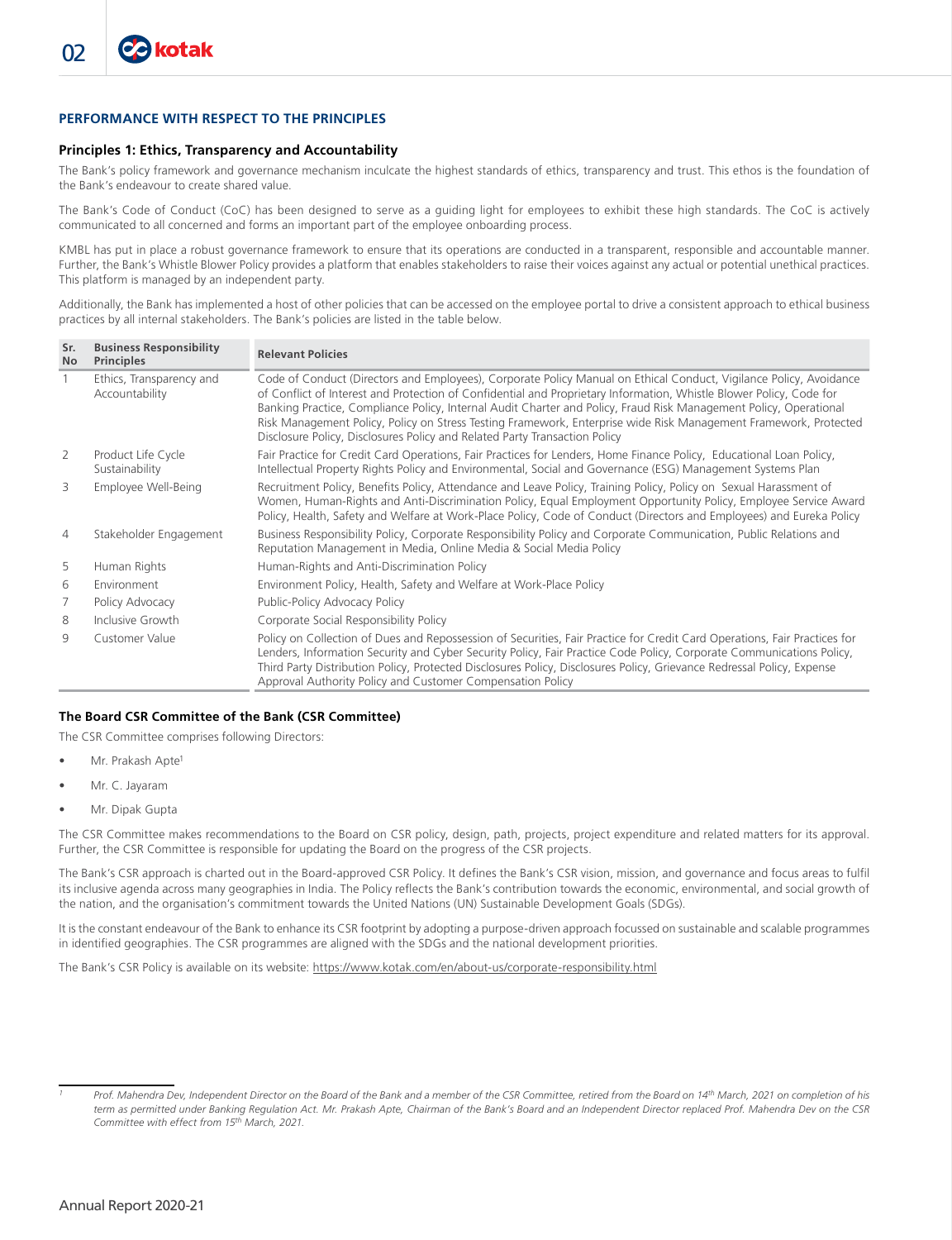## PERFORMANCE WITH RESPECT TO THE PRINCIPLES

### Principles 1: Ethics, Transparency and Accountability

The Bank's policy framework and governance mechanism inculcate the highest standards of ethics, transparency and trust. This ethos is the foundation of the Bank's endeavour to create shared value.

The Bank's Code of Conduct (CoC) has been designed to serve as a guiding light for employees to exhibit these high standards. The CoC is actively communicated to all concerned and forms an important part of the employee onboarding process.

KMBL has put in place a robust governance framework to ensure that its operations are conducted in a transparent, responsible and accountable manner. Further, the Bank's Whistle Blower Policy provides a platform that enables stakeholders to raise their voices against any actual or potential unethical practices. This platform is managed by an independent party.

Additionally, the Bank has implemented a host of other policies that can be accessed on the employee portal to drive a consistent approach to ethical business practices by all internal stakeholders. The Bank's policies are listed in the table below.

| Sr. No | Business Responsibility Principles | Relevant Policies |
|---|---|---|
| 1 | Ethics, Transparency and Accountability | Code of Conduct (Directors and Employees), Corporate Policy Manual on Ethical Conduct, Vigilance Policy, Avoidance of Conflict of Interest and Protection of Confidential and Proprietary Information, Whistle Blower Policy, Code for Banking Practice, Compliance Policy, Internal Audit Charter and Policy, Fraud Risk Management Policy, Operational Risk Management Policy, Policy on Stress Testing Framework, Enterprise wide Risk Management Framework, Protected Disclosure Policy, Disclosures Policy and Related Party Transaction Policy |
| 2 | Product Life Cycle Sustainability | Fair Practice for Credit Card Operations, Fair Practices for Lenders, Home Finance Policy, Educational Loan Policy, Intellectual Property Rights Policy and Environmental, Social and Governance (ESG) Management Systems Plan |
| 3 | Employee Well-Being | Recruitment Policy, Benefits Policy, Attendance and Leave Policy, Training Policy, Policy on Sexual Harassment of Women, Human-Rights and Anti-Discrimination Policy, Equal Employment Opportunity Policy, Employee Service Award Policy, Health, Safety and Welfare at Work-Place Policy, Code of Conduct (Directors and Employees) and Eureka Policy |
| 4 | Stakeholder Engagement | Business Responsibility Policy, Corporate Responsibility Policy and Corporate Communication, Public Relations and Reputation Management in Media, Online Media & Social Media Policy |
| 5 | Human Rights | Human-Rights and Anti-Discrimination Policy |
| 6 | Environment | Environment Policy, Health, Safety and Welfare at Work-Place Policy |
| 7 | Policy Advocacy | Public-Policy Advocacy Policy |
| 8 | Inclusive Growth | Corporate Social Responsibility Policy |
| 9 | Customer Value | Policy on Collection of Dues and Repossession of Securities, Fair Practice for Credit Card Operations, Fair Practices for Lenders, Information Security and Cyber Security Policy, Fair Practice Code Policy, Corporate Communications Policy, Third Party Distribution Policy, Protected Disclosures Policy, Disclosures Policy, Grievance Redressal Policy, Expense Approval Authority Policy and Customer Compensation Policy |

### The Board CSR Committee of the Bank (CSR Committee)

The CSR Committee comprises following Directors:

- Mr. Prakash Apte[1]
- Mr. C. Jayaram
- Mr. Dipak Gupta

The CSR Committee makes recommendations to the Board on CSR policy, design, path, projects, project expenditure and related matters for its approval. Further, the CSR Committee is responsible for updating the Board on the progress of the CSR projects.

The Bank's CSR approach is charted out in the Board-approved CSR Policy. It defines the Bank's CSR vision, mission, and governance and focus areas to fulfil its inclusive agenda across many geographies in India. The Policy reflects the Bank's contribution towards the economic, environmental, and social growth of the nation, and the organisation's commitment towards the United Nations (UN) Sustainable Development Goals (SDGs).

It is the constant endeavour of the Bank to enhance its CSR footprint by adopting a purpose-driven approach focussed on sustainable and scalable programmes in identified geographies. The CSR programmes are aligned with the SDGs and the national development priorities.

The Bank's CSR Policy is available on its website: https://www.kotak.com/en/about-us/corporate-responsibility.html

---

[1] *Prof. Mahendra Dev, Independent Director on the Board of the Bank and a member of the CSR Committee, retired from the Board on 14th March, 2021 on completion of his term as permitted under Banking Regulation Act. Mr. Prakash Apte, Chairman of the Bank's Board and an Independent Director replaced Prof. Mahendra Dev on the CSR Committee with effect from 15th March, 2021.*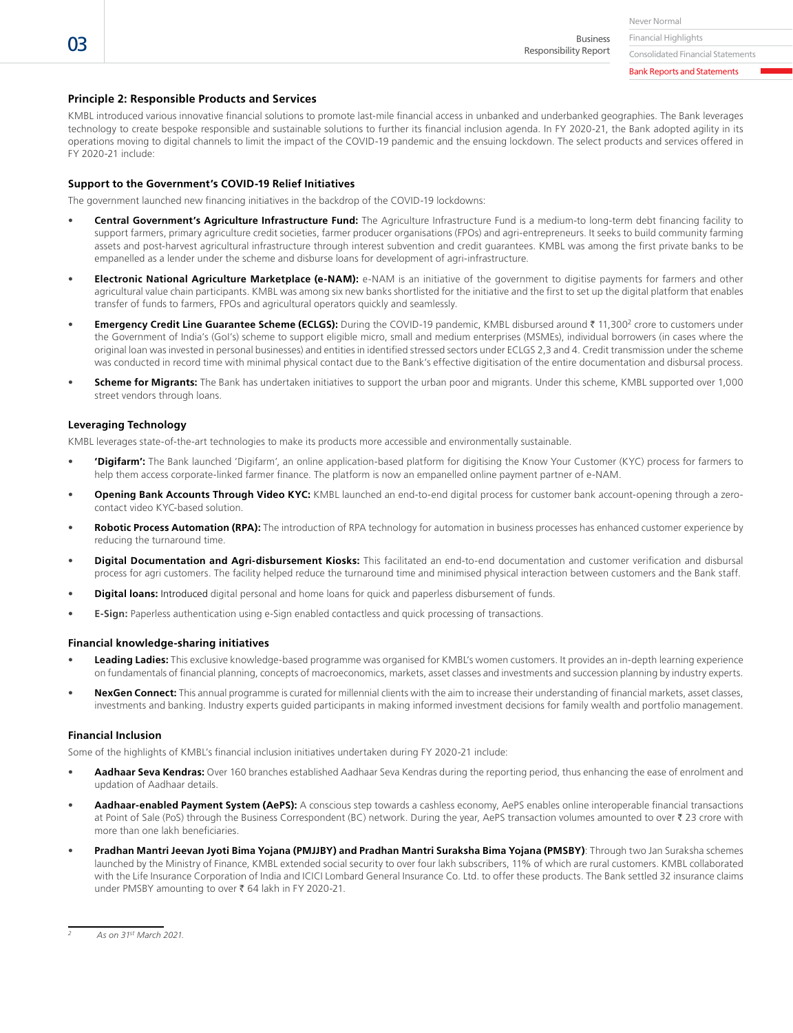## Principle 2: Responsible Products and Services

KMBL introduced various innovative financial solutions to promote last-mile financial access in unbanked and underbanked geographies. The Bank leverages technology to create bespoke responsible and sustainable solutions to further its financial inclusion agenda. In FY 2020-21, the Bank adopted agility in its operations moving to digital channels to limit the impact of the COVID-19 pandemic and the ensuing lockdown. The select products and services offered in FY 2020-21 include:

### Support to the Government's COVID-19 Relief Initiatives

The government launched new financing initiatives in the backdrop of the COVID-19 lockdowns:

- **Central Government's Agriculture Infrastructure Fund:** The Agriculture Infrastructure Fund is a medium-to long-term debt financing facility to support farmers, primary agriculture credit societies, farmer producer organisations (FPOs) and agri-entrepreneurs. It seeks to build community farming assets and post-harvest agricultural infrastructure through interest subvention and credit guarantees. KMBL was among the first private banks to be empanelled as a lender under the scheme and disburse loans for development of agri-infrastructure.
- **Electronic National Agriculture Marketplace (e-NAM):** e-NAM is an initiative of the government to digitise payments for farmers and other agricultural value chain participants. KMBL was among six new banks shortlisted for the initiative and the first to set up the digital platform that enables transfer of funds to farmers, FPOs and agricultural operators quickly and seamlessly.
- **Emergency Credit Line Guarantee Scheme (ECLGS):** During the COVID-19 pandemic, KMBL disbursed around ₹ 11,300[2] crore to customers under the Government of India's (GoI's) scheme to support eligible micro, small and medium enterprises (MSMEs), individual borrowers (in cases where the original loan was invested in personal businesses) and entities in identified stressed sectors under ECLGS 2,3 and 4. Credit transmission under the scheme was conducted in record time with minimal physical contact due to the Bank's effective digitisation of the entire documentation and disbursal process.
- **Scheme for Migrants:** The Bank has undertaken initiatives to support the urban poor and migrants. Under this scheme, KMBL supported over 1,000 street vendors through loans.

### Leveraging Technology

KMBL leverages state-of-the-art technologies to make its products more accessible and environmentally sustainable.

- **'Digifarm':** The Bank launched 'Digifarm', an online application-based platform for digitising the Know Your Customer (KYC) process for farmers to help them access corporate-linked farmer finance. The platform is now an empanelled online payment partner of e-NAM.
- **Opening Bank Accounts Through Video KYC:** KMBL launched an end-to-end digital process for customer bank account-opening through a zero-contact video KYC-based solution.
- **Robotic Process Automation (RPA):** The introduction of RPA technology for automation in business processes has enhanced customer experience by reducing the turnaround time.
- **Digital Documentation and Agri-disbursement Kiosks:** This facilitated an end-to-end documentation and customer verification and disbursal process for agri customers. The facility helped reduce the turnaround time and minimised physical interaction between customers and the Bank staff.
- **Digital loans:** Introduced digital personal and home loans for quick and paperless disbursement of funds.
- **E-Sign:** Paperless authentication using e-Sign enabled contactless and quick processing of transactions.

### Financial knowledge-sharing initiatives

- **Leading Ladies:** This exclusive knowledge-based programme was organised for KMBL's women customers. It provides an in-depth learning experience on fundamentals of financial planning, concepts of macroeconomics, markets, asset classes and investments and succession planning by industry experts.
- **NexGen Connect:** This annual programme is curated for millennial clients with the aim to increase their understanding of financial markets, asset classes, investments and banking. Industry experts guided participants in making informed investment decisions for family wealth and portfolio management.

### Financial Inclusion

Some of the highlights of KMBL's financial inclusion initiatives undertaken during FY 2020-21 include:

- **Aadhaar Seva Kendras:** Over 160 branches established Aadhaar Seva Kendras during the reporting period, thus enhancing the ease of enrolment and updation of Aadhaar details.
- **Aadhaar-enabled Payment System (AePS):** A conscious step towards a cashless economy, AePS enables online interoperable financial transactions at Point of Sale (PoS) through the Business Correspondent (BC) network. During the year, AePS transaction volumes amounted to over ₹ 23 crore with more than one lakh beneficiaries.
- **Pradhan Mantri Jeevan Jyoti Bima Yojana (PMJJBY) and Pradhan Mantri Suraksha Bima Yojana (PMSBY)**: Through two Jan Suraksha schemes launched by the Ministry of Finance, KMBL extended social security to over four lakh subscribers, 11% of which are rural customers. KMBL collaborated with the Life Insurance Corporation of India and ICICI Lombard General Insurance Co. Ltd. to offer these products. The Bank settled 32 insurance claims under PMSBY amounting to over ₹ 64 lakh in FY 2020-21.

---

[2] *As on 31st March 2021.*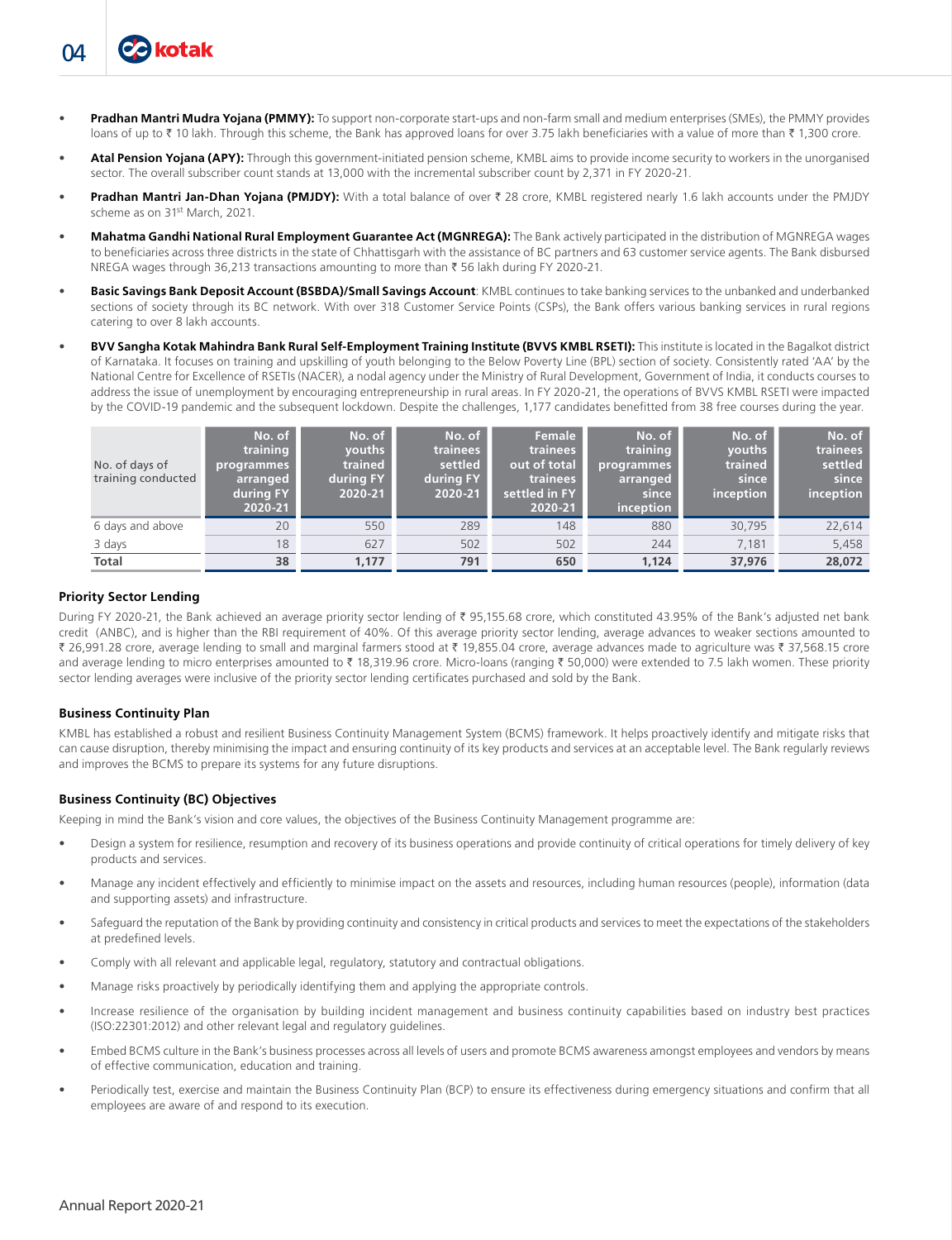- **Pradhan Mantri Mudra Yojana (PMMY):** To support non-corporate start-ups and non-farm small and medium enterprises (SMEs), the PMMY provides loans of up to ₹ 10 lakh. Through this scheme, the Bank has approved loans for over 3.75 lakh beneficiaries with a value of more than ₹ 1,300 crore.
- **Atal Pension Yojana (APY):** Through this government-initiated pension scheme, KMBL aims to provide income security to workers in the unorganised sector. The overall subscriber count stands at 13,000 with the incremental subscriber count by 2,371 in FY 2020-21.
- **Pradhan Mantri Jan-Dhan Yojana (PMJDY):** With a total balance of over ₹ 28 crore, KMBL registered nearly 1.6 lakh accounts under the PMJDY scheme as on 31st March, 2021.
- **Mahatma Gandhi National Rural Employment Guarantee Act (MGNREGA):** The Bank actively participated in the distribution of MGNREGA wages to beneficiaries across three districts in the state of Chhattisgarh with the assistance of BC partners and 63 customer service agents. The Bank disbursed NREGA wages through 36,213 transactions amounting to more than ₹ 56 lakh during FY 2020-21.
- **Basic Savings Bank Deposit Account (BSBDA)/Small Savings Account**: KMBL continues to take banking services to the unbanked and underbanked sections of society through its BC network. With over 318 Customer Service Points (CSPs), the Bank offers various banking services in rural regions catering to over 8 lakh accounts.
- **BVV Sangha Kotak Mahindra Bank Rural Self-Employment Training Institute (BVVS KMBL RSETI):** This institute is located in the Bagalkot district of Karnataka. It focuses on training and upskilling of youth belonging to the Below Poverty Line (BPL) section of society. Consistently rated 'AA' by the National Centre for Excellence of RSETIs (NACER), a nodal agency under the Ministry of Rural Development, Government of India, it conducts courses to address the issue of unemployment by encouraging entrepreneurship in rural areas. In FY 2020-21, the operations of BVVS KMBL RSETI were impacted by the COVID-19 pandemic and the subsequent lockdown. Despite the challenges, 1,177 candidates benefitted from 38 free courses during the year.

| No. of days of training conducted | No. of training programmes arranged during FY 2020-21 | No. of youths trained during FY 2020-21 | No. of trainees settled during FY 2020-21 | Female trainees out of total trainees settled in FY 2020-21 | No. of training programmes arranged since inception | No. of youths trained since inception | No. of trainees settled since inception |
|---|---|---|---|---|---|---|---|
| 6 days and above | 20 | 550 | 289 | 148 | 880 | 30,795 | 22,614 |
| 3 days | 18 | 627 | 502 | 502 | 244 | 7,181 | 5,458 |
| **Total** | **38** | **1,177** | **791** | **650** | **1,124** | **37,976** | **28,072** |

### Priority Sector Lending

During FY 2020-21, the Bank achieved an average priority sector lending of ₹ 95,155.68 crore, which constituted 43.95% of the Bank's adjusted net bank credit (ANBC), and is higher than the RBI requirement of 40%. Of this average priority sector lending, average advances to weaker sections amounted to ₹ 26,991.28 crore, average lending to small and marginal farmers stood at ₹ 19,855.04 crore, average advances made to agriculture was ₹ 37,568.15 crore and average lending to micro enterprises amounted to ₹ 18,319.96 crore. Micro-loans (ranging ₹ 50,000) were extended to 7.5 lakh women. These priority sector lending averages were inclusive of the priority sector lending certificates purchased and sold by the Bank.

### Business Continuity Plan

KMBL has established a robust and resilient Business Continuity Management System (BCMS) framework. It helps proactively identify and mitigate risks that can cause disruption, thereby minimising the impact and ensuring continuity of its key products and services at an acceptable level. The Bank regularly reviews and improves the BCMS to prepare its systems for any future disruptions.

### Business Continuity (BC) Objectives

Keeping in mind the Bank's vision and core values, the objectives of the Business Continuity Management programme are:

- Design a system for resilience, resumption and recovery of its business operations and provide continuity of critical operations for timely delivery of key products and services.
- Manage any incident effectively and efficiently to minimise impact on the assets and resources, including human resources (people), information (data and supporting assets) and infrastructure.
- Safeguard the reputation of the Bank by providing continuity and consistency in critical products and services to meet the expectations of the stakeholders at predefined levels.
- Comply with all relevant and applicable legal, regulatory, statutory and contractual obligations.
- Manage risks proactively by periodically identifying them and applying the appropriate controls.
- Increase resilience of the organisation by building incident management and business continuity capabilities based on industry best practices (ISO:22301:2012) and other relevant legal and regulatory guidelines.
- Embed BCMS culture in the Bank's business processes across all levels of users and promote BCMS awareness amongst employees and vendors by means of effective communication, education and training.
- Periodically test, exercise and maintain the Business Continuity Plan (BCP) to ensure its effectiveness during emergency situations and confirm that all employees are aware of and respond to its execution.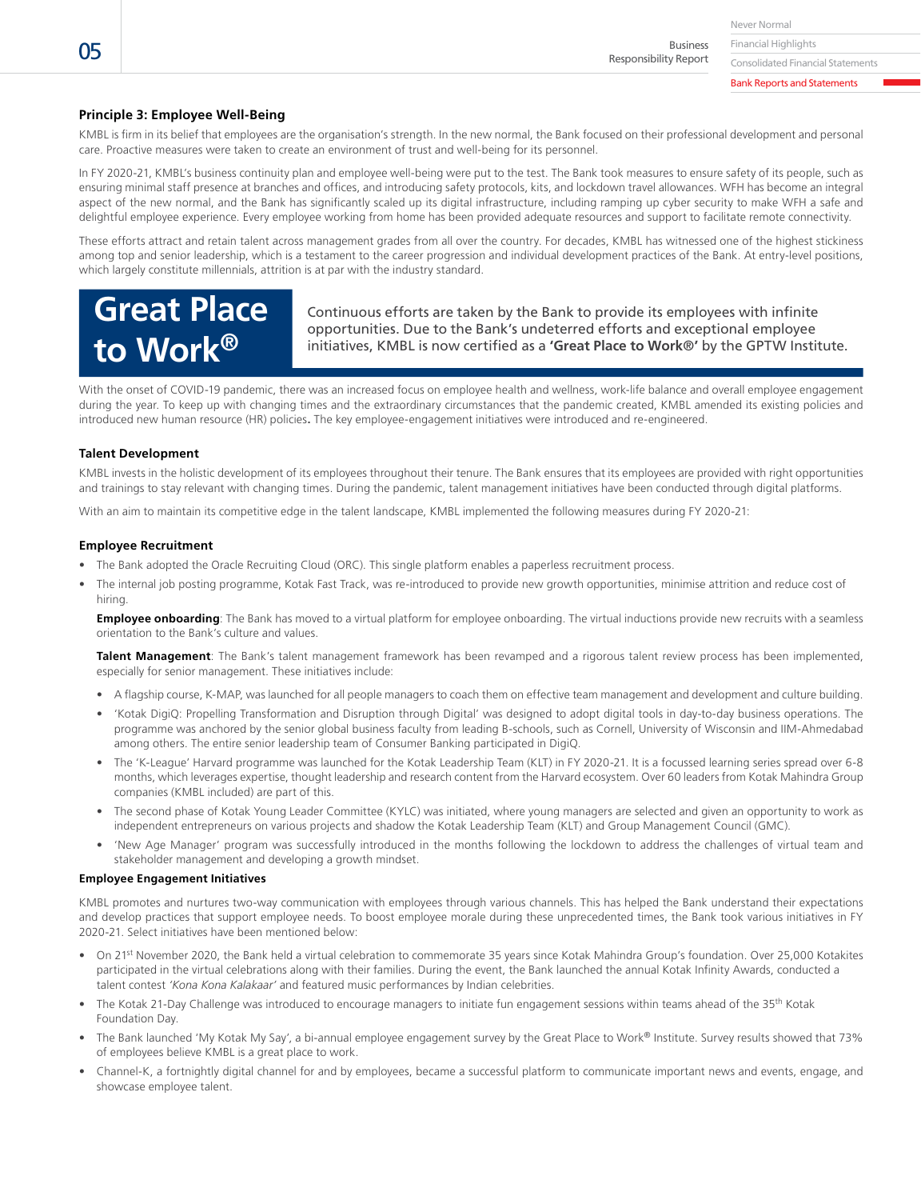## Principle 3: Employee Well-Being

KMBL is firm in its belief that employees are the organisation's strength. In the new normal, the Bank focused on their professional development and personal care. Proactive measures were taken to create an environment of trust and well-being for its personnel.

In FY 2020-21, KMBL's business continuity plan and employee well-being were put to the test. The Bank took measures to ensure safety of its people, such as ensuring minimal staff presence at branches and offices, and introducing safety protocols, kits, and lockdown travel allowances. WFH has become an integral aspect of the new normal, and the Bank has significantly scaled up its digital infrastructure, including ramping up cyber security to make WFH a safe and delightful employee experience. Every employee working from home has been provided adequate resources and support to facilitate remote connectivity.

These efforts attract and retain talent across management grades from all over the country. For decades, KMBL has witnessed one of the highest stickiness among top and senior leadership, which is a testament to the career progression and individual development practices of the Bank. At entry-level positions, which largely constitute millennials, attrition is at par with the industry standard.

## Great Place to Work®

Continuous efforts are taken by the Bank to provide its employees with infinite opportunities. Due to the Bank's undeterred efforts and exceptional employee initiatives, KMBL is now certified as a **'Great Place to Work®'** by the GPTW Institute.

With the onset of COVID-19 pandemic, there was an increased focus on employee health and wellness, work-life balance and overall employee engagement during the year. To keep up with changing times and the extraordinary circumstances that the pandemic created, KMBL amended its existing policies and introduced new human resource (HR) policies**.** The key employee-engagement initiatives were introduced and re-engineered.

### Talent Development

KMBL invests in the holistic development of its employees throughout their tenure. The Bank ensures that its employees are provided with right opportunities and trainings to stay relevant with changing times. During the pandemic, talent management initiatives have been conducted through digital platforms.

With an aim to maintain its competitive edge in the talent landscape, KMBL implemented the following measures during FY 2020-21:

### Employee Recruitment

- The Bank adopted the Oracle Recruiting Cloud (ORC). This single platform enables a paperless recruitment process.
- The internal job posting programme, Kotak Fast Track, was re-introduced to provide new growth opportunities, minimise attrition and reduce cost of hiring.

  **Employee onboarding**: The Bank has moved to a virtual platform for employee onboarding. The virtual inductions provide new recruits with a seamless orientation to the Bank's culture and values.

  **Talent Management**: The Bank's talent management framework has been revamped and a rigorous talent review process has been implemented, especially for senior management. These initiatives include:

  - A flagship course, K-MAP, was launched for all people managers to coach them on effective team management and development and culture building.
  - 'Kotak DigiQ: Propelling Transformation and Disruption through Digital' was designed to adopt digital tools in day-to-day business operations. The programme was anchored by the senior global business faculty from leading B-schools, such as Cornell, University of Wisconsin and IIM-Ahmedabad among others. The entire senior leadership team of Consumer Banking participated in DigiQ.
  - The 'K-League' Harvard programme was launched for the Kotak Leadership Team (KLT) in FY 2020-21. It is a focussed learning series spread over 6-8 months, which leverages expertise, thought leadership and research content from the Harvard ecosystem. Over 60 leaders from Kotak Mahindra Group companies (KMBL included) are part of this.
  - The second phase of Kotak Young Leader Committee (KYLC) was initiated, where young managers are selected and given an opportunity to work as independent entrepreneurs on various projects and shadow the Kotak Leadership Team (KLT) and Group Management Council (GMC).
  - 'New Age Manager' program was successfully introduced in the months following the lockdown to address the challenges of virtual team and stakeholder management and developing a growth mindset.

### Employee Engagement Initiatives

KMBL promotes and nurtures two-way communication with employees through various channels. This has helped the Bank understand their expectations and develop practices that support employee needs. To boost employee morale during these unprecedented times, the Bank took various initiatives in FY 2020-21. Select initiatives have been mentioned below:

- On 21st November 2020, the Bank held a virtual celebration to commemorate 35 years since Kotak Mahindra Group's foundation. Over 25,000 Kotakites participated in the virtual celebrations along with their families. During the event, the Bank launched the annual Kotak Infinity Awards, conducted a talent contest *'Kona Kona Kalakaar'* and featured music performances by Indian celebrities.
- The Kotak 21-Day Challenge was introduced to encourage managers to initiate fun engagement sessions within teams ahead of the 35th Kotak Foundation Day.
- The Bank launched 'My Kotak My Say', a bi-annual employee engagement survey by the Great Place to Work® Institute. Survey results showed that 73% of employees believe KMBL is a great place to work.
- Channel-K, a fortnightly digital channel for and by employees, became a successful platform to communicate important news and events, engage, and showcase employee talent.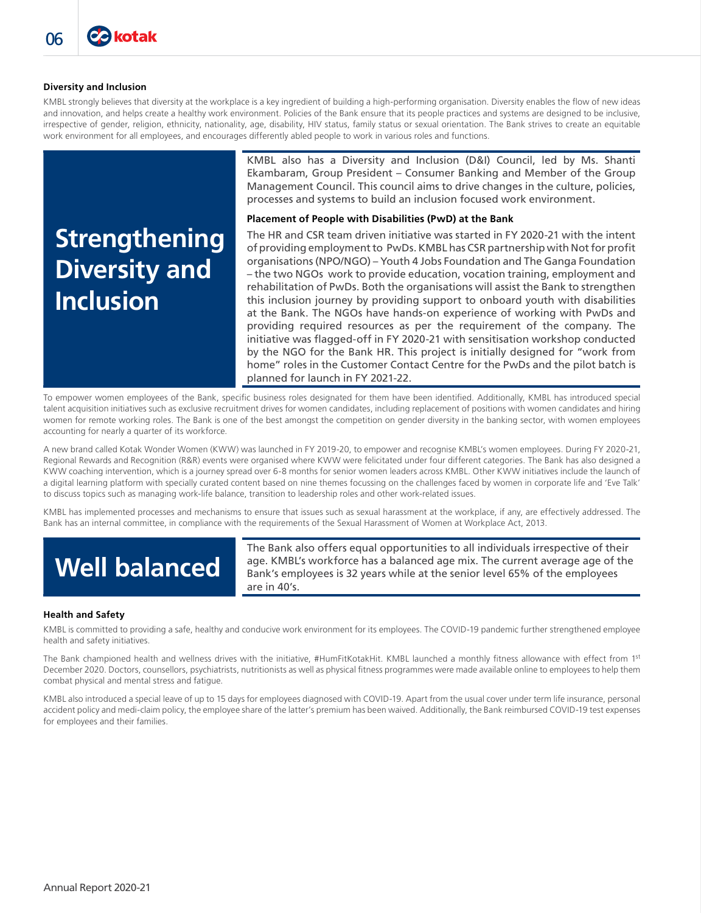### Diversity and Inclusion

KMBL strongly believes that diversity at the workplace is a key ingredient of building a high-performing organisation. Diversity enables the flow of new ideas and innovation, and helps create a healthy work environment. Policies of the Bank ensure that its people practices and systems are designed to be inclusive, irrespective of gender, religion, ethnicity, nationality, age, disability, HIV status, family status or sexual orientation. The Bank strives to create an equitable work environment for all employees, and encourages differently abled people to work in various roles and functions.

## Strengthening Diversity and Inclusion

KMBL also has a Diversity and Inclusion (D&I) Council, led by Ms. Shanti Ekambaram, Group President – Consumer Banking and Member of the Group Management Council. This council aims to drive changes in the culture, policies, processes and systems to build an inclusion focused work environment.

**Placement of People with Disabilities (PwD) at the Bank**

The HR and CSR team driven initiative was started in FY 2020-21 with the intent of providing employment to PwDs. KMBL has CSR partnership with Not for profit organisations (NPO/NGO) – Youth 4 Jobs Foundation and The Ganga Foundation – the two NGOs work to provide education, vocation training, employment and rehabilitation of PwDs. Both the organisations will assist the Bank to strengthen this inclusion journey by providing support to onboard youth with disabilities at the Bank. The NGOs have hands-on experience of working with PwDs and providing required resources as per the requirement of the company. The initiative was flagged-off in FY 2020-21 with sensitisation workshop conducted by the NGO for the Bank HR. This project is initially designed for "work from home" roles in the Customer Contact Centre for the PwDs and the pilot batch is planned for launch in FY 2021-22.

To empower women employees of the Bank, specific business roles designated for them have been identified. Additionally, KMBL has introduced special talent acquisition initiatives such as exclusive recruitment drives for women candidates, including replacement of positions with women candidates and hiring women for remote working roles. The Bank is one of the best amongst the competition on gender diversity in the banking sector, with women employees accounting for nearly a quarter of its workforce.

A new brand called Kotak Wonder Women (KWW) was launched in FY 2019-20, to empower and recognise KMBL's women employees. During FY 2020-21, Regional Rewards and Recognition (R&R) events were organised where KWW were felicitated under four different categories. The Bank has also designed a KWW coaching intervention, which is a journey spread over 6-8 months for senior women leaders across KMBL. Other KWW initiatives include the launch of a digital learning platform with specially curated content based on nine themes focussing on the challenges faced by women in corporate life and 'Eve Talk' to discuss topics such as managing work-life balance, transition to leadership roles and other work-related issues.

KMBL has implemented processes and mechanisms to ensure that issues such as sexual harassment at the workplace, if any, are effectively addressed. The Bank has an internal committee, in compliance with the requirements of the Sexual Harassment of Women at Workplace Act, 2013.

## Well balanced

The Bank also offers equal opportunities to all individuals irrespective of their age. KMBL's workforce has a balanced age mix. The current average age of the Bank's employees is 32 years while at the senior level 65% of the employees are in 40's.

### Health and Safety

KMBL is committed to providing a safe, healthy and conducive work environment for its employees. The COVID-19 pandemic further strengthened employee health and safety initiatives.

The Bank championed health and wellness drives with the initiative, #HumFitKotakHit. KMBL launched a monthly fitness allowance with effect from 1st December 2020. Doctors, counsellors, psychiatrists, nutritionists as well as physical fitness programmes were made available online to employees to help them combat physical and mental stress and fatigue.

KMBL also introduced a special leave of up to 15 days for employees diagnosed with COVID-19. Apart from the usual cover under term life insurance, personal accident policy and medi-claim policy, the employee share of the latter's premium has been waived. Additionally, the Bank reimbursed COVID-19 test expenses for employees and their families.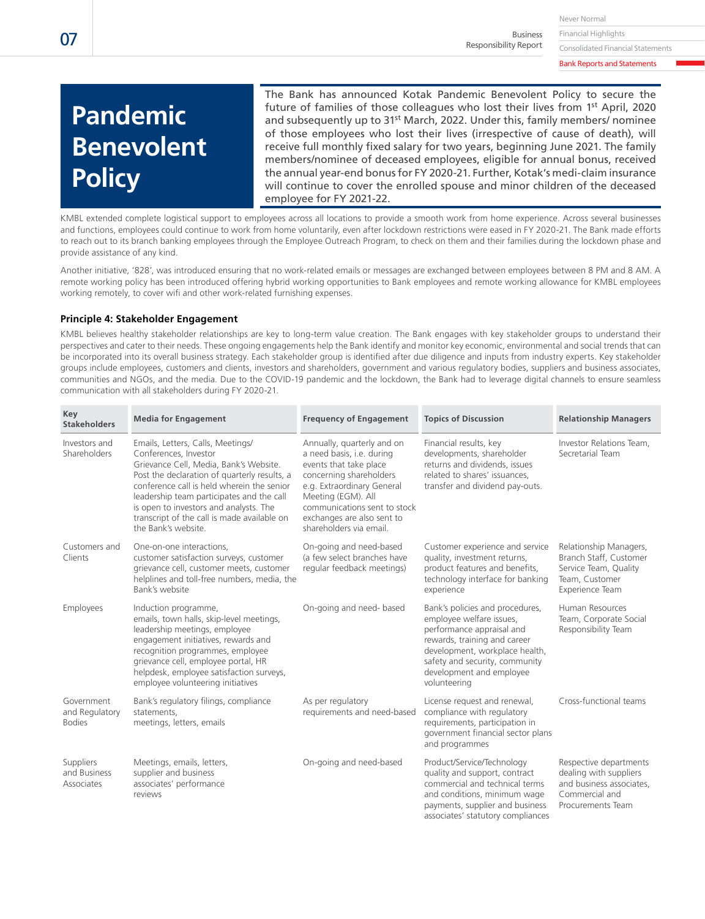# Pandemic Benevolent Policy

The Bank has announced Kotak Pandemic Benevolent Policy to secure the future of families of those colleagues who lost their lives from 1st April, 2020 and subsequently up to 31st March, 2022. Under this, family members/ nominee of those employees who lost their lives (irrespective of cause of death), will receive full monthly fixed salary for two years, beginning June 2021. The family members/nominee of deceased employees, eligible for annual bonus, received the annual year-end bonus for FY 2020-21. Further, Kotak's medi-claim insurance will continue to cover the enrolled spouse and minor children of the deceased employee for FY 2021-22.

KMBL extended complete logistical support to employees across all locations to provide a smooth work from home experience. Across several businesses and functions, employees could continue to work from home voluntarily, even after lockdown restrictions were eased in FY 2020-21. The Bank made efforts to reach out to its branch banking employees through the Employee Outreach Program, to check on them and their families during the lockdown phase and provide assistance of any kind.

Another initiative, '828', was introduced ensuring that no work-related emails or messages are exchanged between employees between 8 PM and 8 AM. A remote working policy has been introduced offering hybrid working opportunities to Bank employees and remote working allowance for KMBL employees working remotely, to cover wifi and other work-related furnishing expenses.

### Principle 4: Stakeholder Engagement

KMBL believes healthy stakeholder relationships are key to long-term value creation. The Bank engages with key stakeholder groups to understand their perspectives and cater to their needs. These ongoing engagements help the Bank identify and monitor key economic, environmental and social trends that can be incorporated into its overall business strategy. Each stakeholder group is identified after due diligence and inputs from industry experts. Key stakeholder groups include employees, customers and clients, investors and shareholders, government and various regulatory bodies, suppliers and business associates, communities and NGOs, and the media. Due to the COVID-19 pandemic and the lockdown, the Bank had to leverage digital channels to ensure seamless communication with all stakeholders during FY 2020-21.

| Key Stakeholders | Media for Engagement | Frequency of Engagement | Topics of Discussion | Relationship Managers |
|---|---|---|---|---|
| Investors and Shareholders | Emails, Letters, Calls, Meetings/ Conferences, Investor Grievance Cell, Media, Bank's Website. Post the declaration of quarterly results, a conference call is held wherein the senior leadership team participates and the call is open to investors and analysts. The transcript of the call is made available on the Bank's website. | Annually, quarterly and on a need basis, i.e. during events that take place concerning shareholders e.g. Extraordinary General Meeting (EGM). All communications sent to stock exchanges are also sent to shareholders via email. | Financial results, key developments, shareholder returns and dividends, issues related to shares' issuances, transfer and dividend pay-outs. | Investor Relations Team, Secretarial Team |
| Customers and Clients | One-on-one interactions, customer satisfaction surveys, customer grievance cell, customer meets, customer helplines and toll-free numbers, media, the Bank's website | On-going and need-based (a few select branches have regular feedback meetings) | Customer experience and service quality, investment returns, product features and benefits, technology interface for banking experience | Relationship Managers, Branch Staff, Customer Service Team, Quality Team, Customer Experience Team |
| Employees | Induction programme, emails, town halls, skip-level meetings, leadership meetings, employee engagement initiatives, rewards and recognition programmes, employee grievance cell, employee portal, HR helpdesk, employee satisfaction surveys, employee volunteering initiatives | On-going and need- based | Bank's policies and procedures, employee welfare issues, performance appraisal and rewards, training and career development, workplace health, safety and security, community development and employee volunteering | Human Resources Team, Corporate Social Responsibility Team |
| Government and Regulatory Bodies | Bank's regulatory filings, compliance statements, meetings, letters, emails | As per regulatory requirements and need-based | License request and renewal, compliance with regulatory requirements, participation in government financial sector plans and programmes | Cross-functional teams |
| Suppliers and Business Associates | Meetings, emails, letters, supplier and business associates' performance reviews | On-going and need-based | Product/Service/Technology quality and support, contract commercial and technical terms and conditions, minimum wage payments, supplier and business associates' statutory compliances | Respective departments dealing with suppliers and business associates, Commercial and Procurements Team |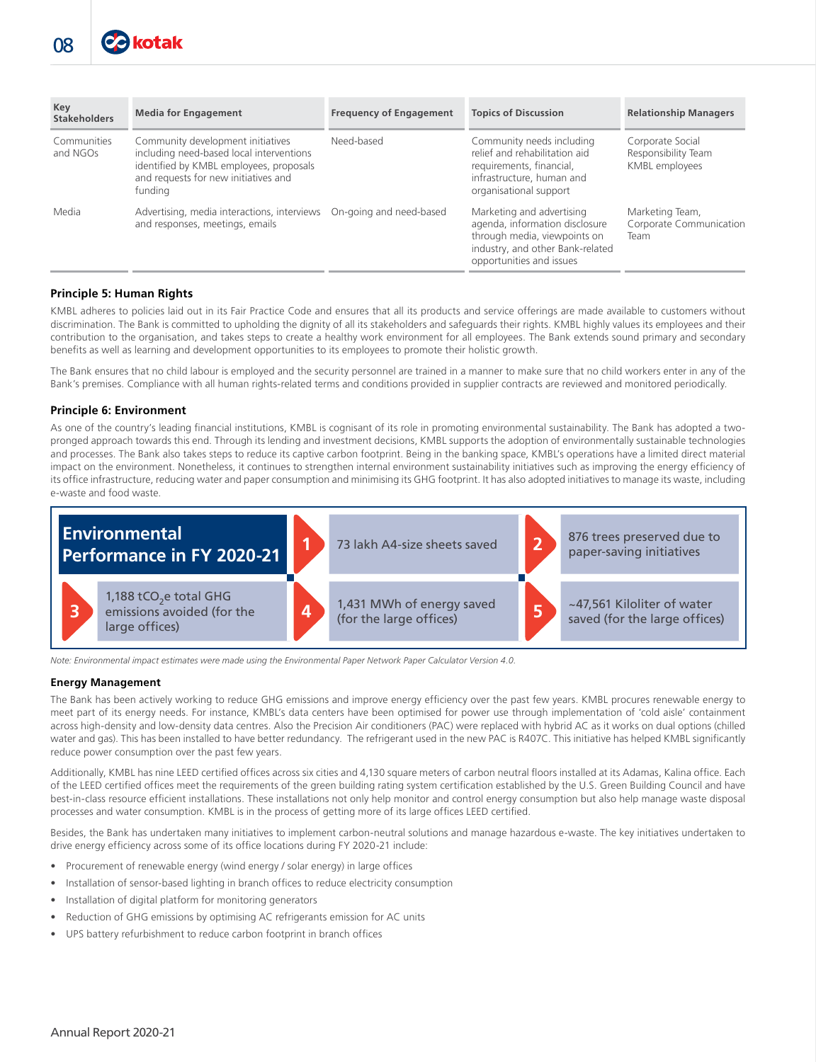| Key Stakeholders | Media for Engagement | Frequency of Engagement | Topics of Discussion | Relationship Managers |
|---|---|---|---|---|
| Communities and NGOs | Community development initiatives including need-based local interventions identified by KMBL employees, proposals and requests for new initiatives and funding | Need-based | Community needs including relief and rehabilitation aid requirements, financial, infrastructure, human and organisational support | Corporate Social Responsibility Team KMBL employees |
| Media | Advertising, media interactions, interviews and responses, meetings, emails | On-going and need-based | Marketing and advertising agenda, information disclosure through media, viewpoints on industry, and other Bank-related opportunities and issues | Marketing Team, Corporate Communication Team |

### Principle 5: Human Rights

KMBL adheres to policies laid out in its Fair Practice Code and ensures that all its products and service offerings are made available to customers without discrimination. The Bank is committed to upholding the dignity of all its stakeholders and safeguards their rights. KMBL highly values its employees and their contribution to the organisation, and takes steps to create a healthy work environment for all employees. The Bank extends sound primary and secondary benefits as well as learning and development opportunities to its employees to promote their holistic growth.

The Bank ensures that no child labour is employed and the security personnel are trained in a manner to make sure that no child workers enter in any of the Bank's premises. Compliance with all human rights-related terms and conditions provided in supplier contracts are reviewed and monitored periodically.

### Principle 6: Environment

As one of the country's leading financial institutions, KMBL is cognisant of its role in promoting environmental sustainability. The Bank has adopted a two-pronged approach towards this end. Through its lending and investment decisions, KMBL supports the adoption of environmentally sustainable technologies and processes. The Bank also takes steps to reduce its captive carbon footprint. Being in the banking space, KMBL's operations have a limited direct material impact on the environment. Nonetheless, it continues to strengthen internal environment sustainability initiatives such as improving the energy efficiency of its office infrastructure, reducing water and paper consumption and minimising its GHG footprint. It has also adopted initiatives to manage its waste, including e-waste and food waste.

**Environmental Performance in FY 2020-21**

1. 73 lakh A4-size sheets saved
2. 876 trees preserved due to paper-saving initiatives
3. 1,188 $tCO_2e$ total GHG emissions avoided (for the large offices)
4. 1,431 MWh of energy saved (for the large offices)
5. ~47,561 Kiloliter of water saved (for the large offices)

*Note: Environmental impact estimates were made using the Environmental Paper Network Paper Calculator Version 4.0.*

#### Energy Management

The Bank has been actively working to reduce GHG emissions and improve energy efficiency over the past few years. KMBL procures renewable energy to meet part of its energy needs. For instance, KMBL's data centers have been optimised for power use through implementation of 'cold aisle' containment across high-density and low-density data centres. Also the Precision Air conditioners (PAC) were replaced with hybrid AC as it works on dual options (chilled water and gas). This has been installed to have better redundancy. The refrigerant used in the new PAC is R407C. This initiative has helped KMBL significantly reduce power consumption over the past few years.

Additionally, KMBL has nine LEED certified offices across six cities and 4,130 square meters of carbon neutral floors installed at its Adamas, Kalina office. Each of the LEED certified offices meet the requirements of the green building rating system certification established by the U.S. Green Building Council and have best-in-class resource efficient installations. These installations not only help monitor and control energy consumption but also help manage waste disposal processes and water consumption. KMBL is in the process of getting more of its large offices LEED certified.

Besides, the Bank has undertaken many initiatives to implement carbon-neutral solutions and manage hazardous e-waste. The key initiatives undertaken to drive energy efficiency across some of its office locations during FY 2020-21 include:

- Procurement of renewable energy (wind energy / solar energy) in large offices
- Installation of sensor-based lighting in branch offices to reduce electricity consumption
- Installation of digital platform for monitoring generators
- Reduction of GHG emissions by optimising AC refrigerants emission for AC units
- UPS battery refurbishment to reduce carbon footprint in branch offices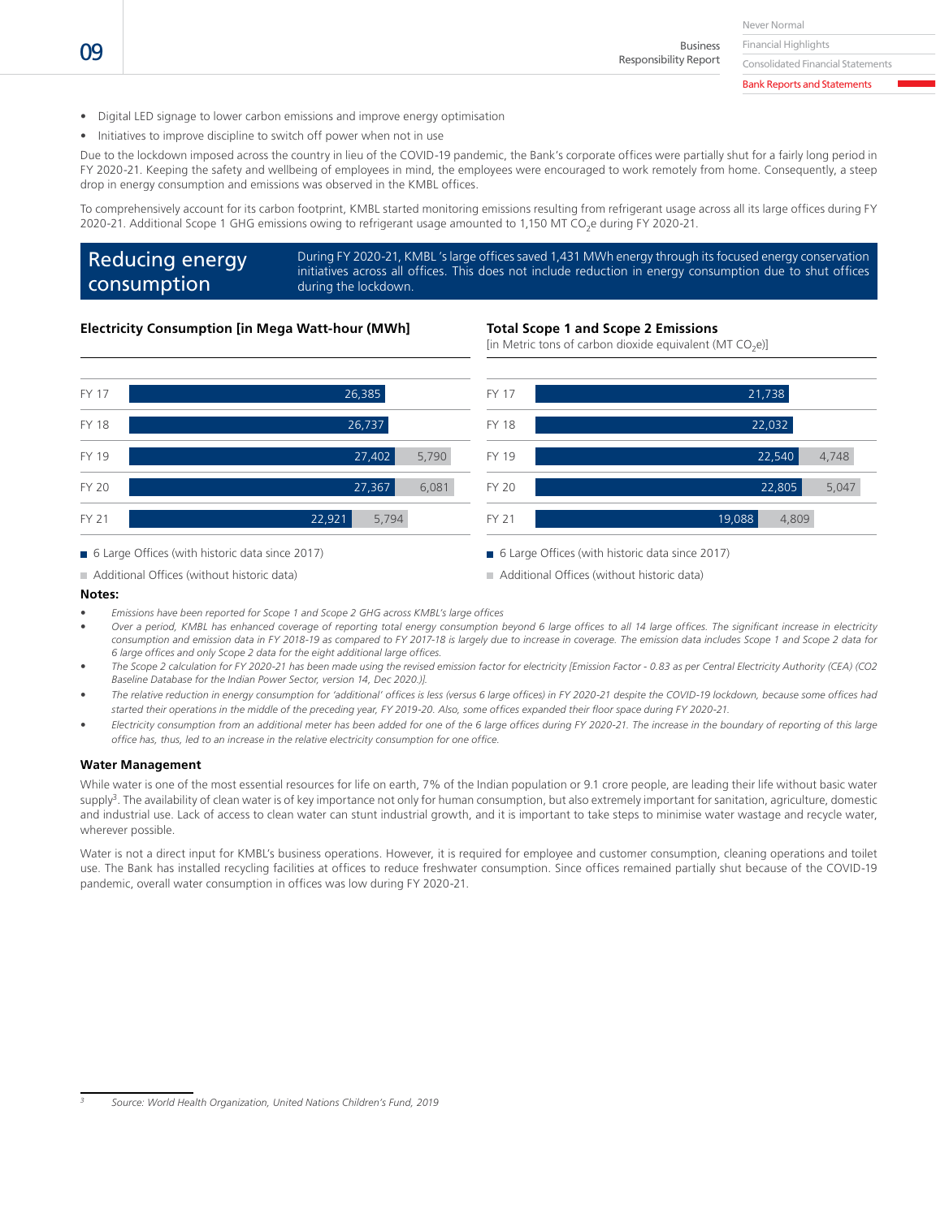- Digital LED signage to lower carbon emissions and improve energy optimisation
- Initiatives to improve discipline to switch off power when not in use

Due to the lockdown imposed across the country in lieu of the COVID-19 pandemic, the Bank's corporate offices were partially shut for a fairly long period in FY 2020-21. Keeping the safety and wellbeing of employees in mind, the employees were encouraged to work remotely from home. Consequently, a steep drop in energy consumption and emissions was observed in the KMBL offices.

To comprehensively account for its carbon footprint, KMBL started monitoring emissions resulting from refrigerant usage across all its large offices during FY 2020-21. Additional Scope 1 GHG emissions owing to refrigerant usage amounted to 1,150 MT $CO_2e$ during FY 2020-21.

## Reducing energy consumption

During FY 2020-21, KMBL 's large offices saved 1,431 MWh energy through its focused energy conservation initiatives across all offices. This does not include reduction in energy consumption due to shut offices during the lockdown.

### Electricity Consumption [in Mega Watt-hour (MWh]

| | 6 Large Offices (with historic data since 2017) | Additional Offices (without historic data) |
|---|---|---|
| FY 17 | 26,385 | |
| FY 18 | 26,737 | |
| FY 19 | 27,402 | 5,790 |
| FY 20 | 27,367 | 6,081 |
| FY 21 | 22,921 | 5,794 |

### Total Scope 1 and Scope 2 Emissions

[in Metric tons of carbon dioxide equivalent (MT $CO_2e$)]

| | 6 Large Offices (with historic data since 2017) | Additional Offices (without historic data) |
|---|---|---|
| FY 17 | 21,738 | |
| FY 18 | 22,032 | |
| FY 19 | 22,540 | 4,748 |
| FY 20 | 22,805 | 5,047 |
| FY 21 | 19,088 | 4,809 |

**Notes:**

- *Emissions have been reported for Scope 1 and Scope 2 GHG across KMBL's large offices*
- *Over a period, KMBL has enhanced coverage of reporting total energy consumption beyond 6 large offices to all 14 large offices. The significant increase in electricity consumption and emission data in FY 2018-19 as compared to FY 2017-18 is largely due to increase in coverage. The emission data includes Scope 1 and Scope 2 data for 6 large offices and only Scope 2 data for the eight additional large offices.*
- *The Scope 2 calculation for FY 2020-21 has been made using the revised emission factor for electricity [Emission Factor - 0.83 as per Central Electricity Authority (CEA) (CO2 Baseline Database for the Indian Power Sector, version 14, Dec 2020.)].*
- *The relative reduction in energy consumption for 'additional' offices is less (versus 6 large offices) in FY 2020-21 despite the COVID-19 lockdown, because some offices had started their operations in the middle of the preceding year, FY 2019-20. Also, some offices expanded their floor space during FY 2020-21.*
- *Electricity consumption from an additional meter has been added for one of the 6 large offices during FY 2020-21. The increase in the boundary of reporting of this large office has, thus, led to an increase in the relative electricity consumption for one office.*

### Water Management

While water is one of the most essential resources for life on earth, 7% of the Indian population or 9.1 crore people, are leading their life without basic water supply[3]. The availability of clean water is of key importance not only for human consumption, but also extremely important for sanitation, agriculture, domestic and industrial use. Lack of access to clean water can stunt industrial growth, and it is important to take steps to minimise water wastage and recycle water, wherever possible.

Water is not a direct input for KMBL's business operations. However, it is required for employee and customer consumption, cleaning operations and toilet use. The Bank has installed recycling facilities at offices to reduce freshwater consumption. Since offices remained partially shut because of the COVID-19 pandemic, overall water consumption in offices was low during FY 2020-21.

[3] *Source: World Health Organization, United Nations Children's Fund, 2019*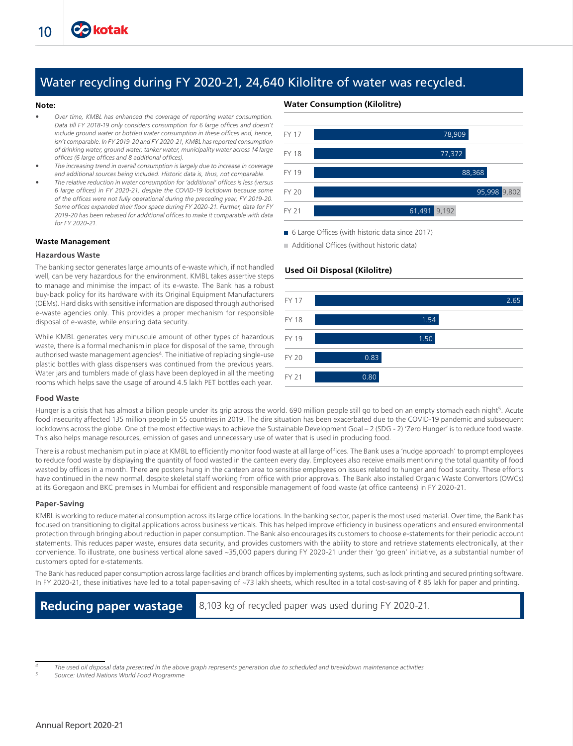## Water recycling during FY 2020-21, 24,640 Kilolitre of water was recycled.

**Note:**

- *Over time, KMBL has enhanced the coverage of reporting water consumption. Data till FY 2018-19 only considers consumption for 6 large offices and doesn't include ground water or bottled water consumption in these offices and, hence, isn't comparable. In FY 2019-20 and FY 2020-21, KMBL has reported consumption of drinking water, ground water, tanker water, municipality water across 14 large offices (6 large offices and 8 additional offices).*
- *The increasing trend in overall consumption is largely due to increase in coverage and additional sources being included. Historic data is, thus, not comparable.*
- *The relative reduction in water consumption for 'additional' offices is less (versus 6 large offices) in FY 2020-21, despite the COVID-19 lockdown because some of the offices were not fully operational during the preceding year, FY 2019-20. Some offices expanded their floor space during FY 2020-21. Further, data for FY 2019-20 has been rebased for additional offices to make it comparable with data for FY 2020-21.*

**Water Consumption (Kilolitre)**

| Year | 6 Large Offices (with historic data since 2017) | Additional Offices (without historic data) |
|---|---|---|
| FY 17 | 78,909 | |
| FY 18 | 77,372 | |
| FY 19 | 88,368 | |
| FY 20 | 95,998 | 9,802 |
| FY 21 | 61,491 | 9,192 |

### Waste Management

#### Hazardous Waste

The banking sector generates large amounts of e-waste which, if not handled well, can be very hazardous for the environment. KMBL takes assertive steps to manage and minimise the impact of its e-waste. The Bank has a robust buy-back policy for its hardware with its Original Equipment Manufacturers (OEMs). Hard disks with sensitive information are disposed through authorised e-waste agencies only. This provides a proper mechanism for responsible disposal of e-waste, while ensuring data security.

While KMBL generates very minuscule amount of other types of hazardous waste, there is a formal mechanism in place for disposal of the same, through authorised waste management agencies[4]. The initiative of replacing single-use plastic bottles with glass dispensers was continued from the previous years. Water jars and tumblers made of glass have been deployed in all the meeting rooms which helps save the usage of around 4.5 lakh PET bottles each year.

**Used Oil Disposal (Kilolitre)**

| Year | Used Oil Disposal |
|---|---|
| FY 17 | 2.65 |
| FY 18 | 1.54 |
| FY 19 | 1.50 |
| FY 20 | 0.83 |
| FY 21 | 0.80 |

#### Food Waste

Hunger is a crisis that has almost a billion people under its grip across the world. 690 million people still go to bed on an empty stomach each night[5]. Acute food insecurity affected 135 million people in 55 countries in 2019. The dire situation has been exacerbated due to the COVID-19 pandemic and subsequent lockdowns across the globe. One of the most effective ways to achieve the Sustainable Development Goal – 2 (SDG - 2) 'Zero Hunger' is to reduce food waste. This also helps manage resources, emission of gases and unnecessary use of water that is used in producing food.

There is a robust mechanism put in place at KMBL to efficiently monitor food waste at all large offices. The Bank uses a 'nudge approach' to prompt employees to reduce food waste by displaying the quantity of food wasted in the canteen every day. Employees also receive emails mentioning the total quantity of food wasted by offices in a month. There are posters hung in the canteen area to sensitise employees on issues related to hunger and food scarcity. These efforts have continued in the new normal, despite skeletal staff working from office with prior approvals. The Bank also installed Organic Waste Convertors (OWCs) at its Goregaon and BKC premises in Mumbai for efficient and responsible management of food waste (at office canteens) in FY 2020-21.

#### Paper-Saving

KMBL is working to reduce material consumption across its large office locations. In the banking sector, paper is the most used material. Over time, the Bank has focused on transitioning to digital applications across business verticals. This has helped improve efficiency in business operations and ensured environmental protection through bringing about reduction in paper consumption. The Bank also encourages its customers to choose e-statements for their periodic account statements. This reduces paper waste, ensures data security, and provides customers with the ability to store and retrieve statements electronically, at their convenience. To illustrate, one business vertical alone saved ~35,000 papers during FY 2020-21 under their 'go green' initiative, as a substantial number of customers opted for e-statements.

The Bank has reduced paper consumption across large facilities and branch offices by implementing systems, such as lock printing and secured printing software. In FY 2020-21, these initiatives have led to a total paper-saving of ~73 lakh sheets, which resulted in a total cost-saving of ₹ 85 lakh for paper and printing.

**Reducing paper wastage** 8,103 kg of recycled paper was used during FY 2020-21.

---

[4] *The used oil disposal data presented in the above graph represents generation due to scheduled and breakdown maintenance activities*

[5] *Source: United Nations World Food Programme*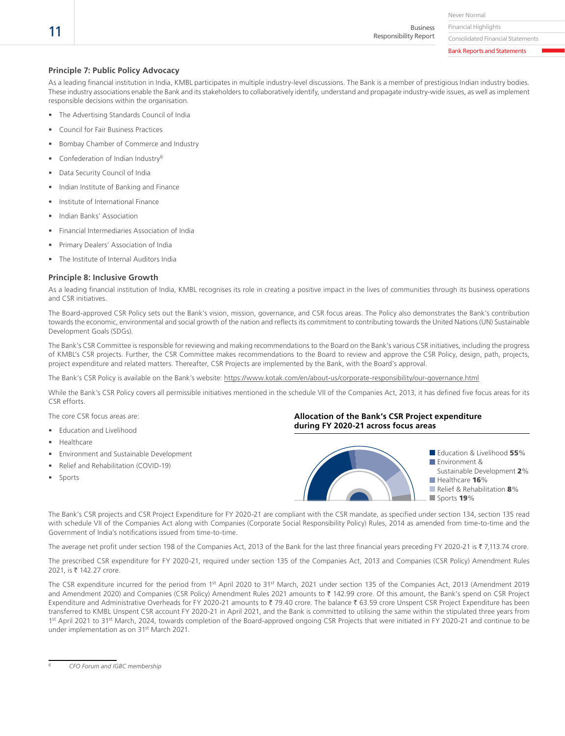### Principle 7: Public Policy Advocacy

As a leading financial institution in India, KMBL participates in multiple industry-level discussions. The Bank is a member of prestigious Indian industry bodies. These industry associations enable the Bank and its stakeholders to collaboratively identify, understand and propagate industry-wide issues, as well as implement responsible decisions within the organisation.

- The Advertising Standards Council of India
- Council for Fair Business Practices
- Bombay Chamber of Commerce and Industry
- Confederation of Indian Industry[6]
- Data Security Council of India
- Indian Institute of Banking and Finance
- Institute of International Finance
- Indian Banks' Association
- Financial Intermediaries Association of India
- Primary Dealers' Association of India
- The Institute of Internal Auditors India

### Principle 8: Inclusive Growth

As a leading financial institution of India, KMBL recognises its role in creating a positive impact in the lives of communities through its business operations and CSR initiatives.

The Board-approved CSR Policy sets out the Bank's vision, mission, governance, and CSR focus areas. The Policy also demonstrates the Bank's contribution towards the economic, environmental and social growth of the nation and reflects its commitment to contributing towards the United Nations (UN) Sustainable Development Goals (SDGs).

The Bank's CSR Committee is responsible for reviewing and making recommendations to the Board on the Bank's various CSR initiatives, including the progress of KMBL's CSR projects. Further, the CSR Committee makes recommendations to the Board to review and approve the CSR Policy, design, path, projects, project expenditure and related matters. Thereafter, CSR Projects are implemented by the Bank, with the Board's approval.

The Bank's CSR Policy is available on the Bank's website: https://www.kotak.com/en/about-us/corporate-responsibility/our-governance.html

While the Bank's CSR Policy covers all permissible initiatives mentioned in the schedule VII of the Companies Act, 2013, it has defined five focus areas for its CSR efforts.

The core CSR focus areas are:

- Education and Livelihood
- Healthcare
- Environment and Sustainable Development
- Relief and Rehabilitation (COVID-19)
- Sports

**Allocation of the Bank's CSR Project expenditure during FY 2020-21 across focus areas**

- Education & Livelihood **55**%
- Environment & Sustainable Development **2**%
- Healthcare **16**%
- Relief & Rehabilitation **8**%
- Sports **19**%

The Bank's CSR projects and CSR Project Expenditure for FY 2020-21 are compliant with the CSR mandate, as specified under section 134, section 135 read with schedule VII of the Companies Act along with Companies (Corporate Social Responsibility Policy) Rules, 2014 as amended from time-to-time and the Government of India's notifications issued from time-to-time.

The average net profit under section 198 of the Companies Act, 2013 of the Bank for the last three financial years preceding FY 2020-21 is ₹ 7,113.74 crore.

The prescribed CSR expenditure for FY 2020-21, required under section 135 of the Companies Act, 2013 and Companies (CSR Policy) Amendment Rules 2021, is ₹ 142.27 crore.

The CSR expenditure incurred for the period from 1st April 2020 to 31st March, 2021 under section 135 of the Companies Act, 2013 (Amendment 2019 and Amendment 2020) and Companies (CSR Policy) Amendment Rules 2021 amounts to ₹ 142.99 crore. Of this amount, the Bank's spend on CSR Project Expenditure and Administrative Overheads for FY 2020-21 amounts to ₹ 79.40 crore. The balance ₹ 63.59 crore Unspent CSR Project Expenditure has been transferred to KMBL Unspent CSR account FY 2020-21 in April 2021, and the Bank is committed to utilising the same within the stipulated three years from 1st April 2021 to 31st March, 2024, towards completion of the Board-approved ongoing CSR Projects that were initiated in FY 2020-21 and continue to be under implementation as on 31st March 2021.

[6] *CFO Forum and IGBC membership*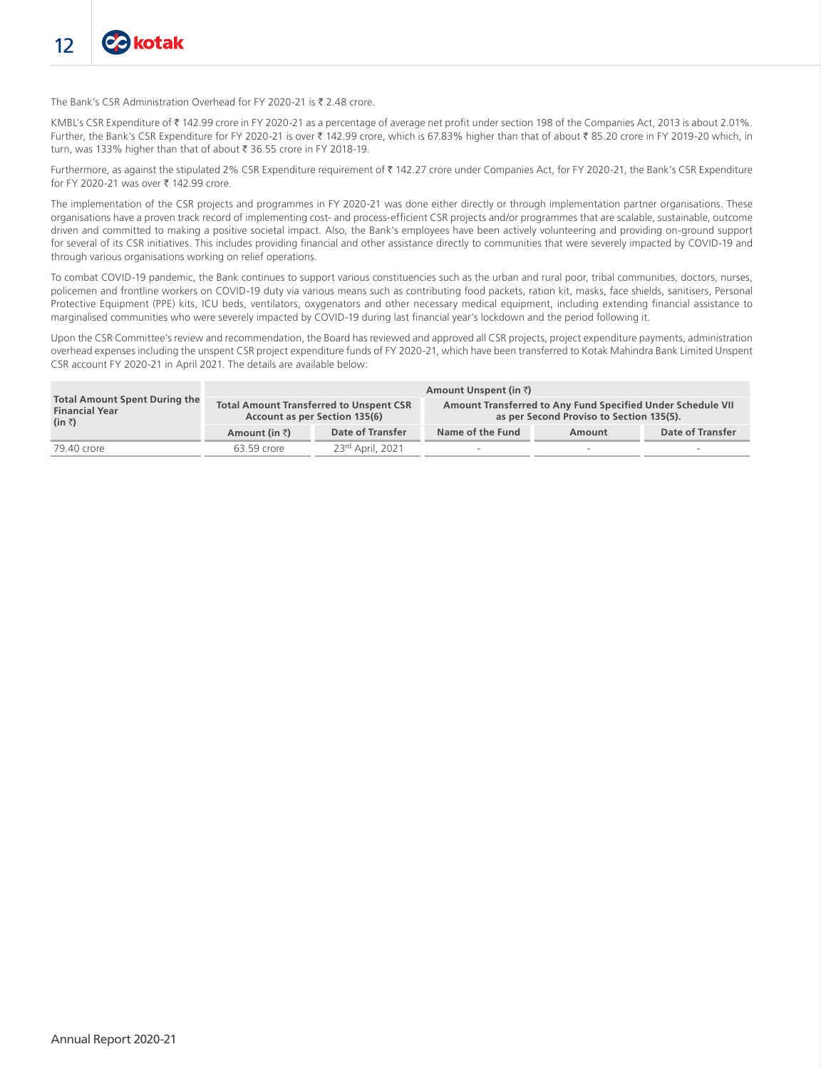The Bank's CSR Administration Overhead for FY 2020-21 is ₹ 2.48 crore.

KMBL's CSR Expenditure of ₹ 142.99 crore in FY 2020-21 as a percentage of average net profit under section 198 of the Companies Act, 2013 is about 2.01%. Further, the Bank's CSR Expenditure for FY 2020-21 is over ₹ 142.99 crore, which is 67.83% higher than that of about ₹ 85.20 crore in FY 2019-20 which, in turn, was 133% higher than that of about ₹ 36.55 crore in FY 2018-19.

Furthermore, as against the stipulated 2% CSR Expenditure requirement of ₹ 142.27 crore under Companies Act, for FY 2020-21, the Bank's CSR Expenditure for FY 2020-21 was over ₹ 142.99 crore.

The implementation of the CSR projects and programmes in FY 2020-21 was done either directly or through implementation partner organisations. These organisations have a proven track record of implementing cost- and process-efficient CSR projects and/or programmes that are scalable, sustainable, outcome driven and committed to making a positive societal impact. Also, the Bank's employees have been actively volunteering and providing on-ground support for several of its CSR initiatives. This includes providing financial and other assistance directly to communities that were severely impacted by COVID-19 and through various organisations working on relief operations.

To combat COVID-19 pandemic, the Bank continues to support various constituencies such as the urban and rural poor, tribal communities, doctors, nurses, policemen and frontline workers on COVID-19 duty via various means such as contributing food packets, ration kit, masks, face shields, sanitisers, Personal Protective Equipment (PPE) kits, ICU beds, ventilators, oxygenators and other necessary medical equipment, including extending financial assistance to marginalised communities who were severely impacted by COVID-19 during last financial year's lockdown and the period following it.

Upon the CSR Committee's review and recommendation, the Board has reviewed and approved all CSR projects, project expenditure payments, administration overhead expenses including the unspent CSR project expenditure funds of FY 2020-21, which have been transferred to Kotak Mahindra Bank Limited Unspent CSR account FY 2020-21 in April 2021. The details are available below:

| **Total Amount Spent During the Financial Year (in ₹)** | **Amount Unspent (in ₹)** | | | | |
|---|---|---|---|---|---|
| | **Total Amount Transferred to Unspent CSR Account as per Section 135(6)** | | **Amount Transferred to Any Fund Specified Under Schedule VII as per Second Proviso to Section 135(5).** | | |
| | **Amount (in ₹)** | **Date of Transfer** | **Name of the Fund** | **Amount** | **Date of Transfer** |
| 79.40 crore | 63.59 crore | 23rd April, 2021 | - | - | - |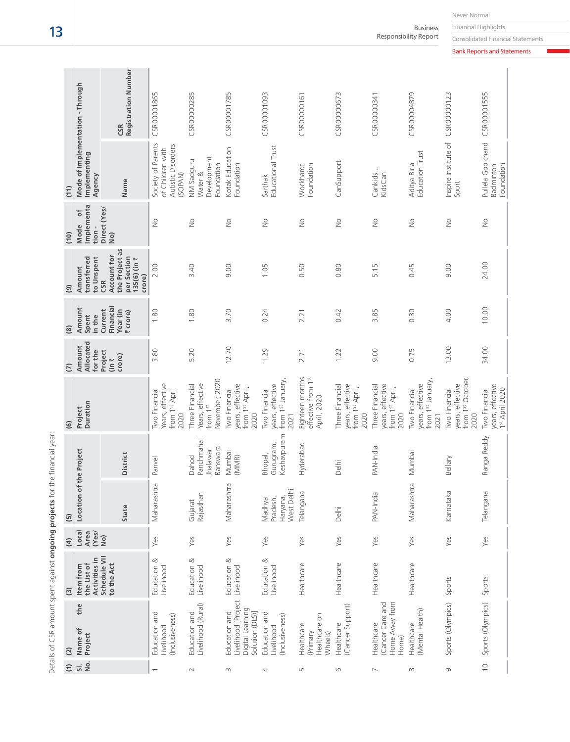Details of CSR amount spent against **ongoing projects** for the financial year:

| (1) Sl. No. | (2) Name of the Project | (3) Item from the List of Activities in Schedule VII to the Act | (4) Local Area (Yes/ No) | (5) Location of the Project | | (6) Project Duration | (7) Amount Allocated for the Project (in ₹ crore) | (8) Amount Spent in the Current Financial Year (in ₹ crore) | (9) Amount transferred to Unspent CSR Account for the Project as per Section 135(6) (in ₹ crore) | (10) Mode of Implementation - Direct (Yes/ No) | (11) Mode of Implementation - Through Implementing Agency | |
|---|---|---|---|---|---|---|---|---|---|---|---|---|
| | | | | State | District | | | | | | Name | CSR Registration Number |
| 1 | Education and Livelihood (Inclusiveness) | Education & Livelihood | Yes | Maharashtra | Panvel | Two Financial Years, effective from 1st April 2020 | 3.80 | 1.80 | 2.00 | No | Society of Parents of Children with Autistic Disorders (SOPAN) | CSR00001865 |
| 2 | Education and Livelihood (Rural) | Education & Livelihood | Yes | Gujarat Rajasthan | Dahod Panchmahal Jhalawar Banswara | Three Financial Years, effective from 1st November, 2020 | 5.20 | 1.80 | 3.40 | No | NM Sadguru Water & Development Foundation | CSR00000285 |
| 3 | Education and Livelihood [Project Digital Learning Solution (DLS)] | Education & Livelihood | Yes | Maharashtra | Mumbai (MMR) | Two Financial years, effective from 1st April, 2020 | 12.70 | 3.70 | 9.00 | No | Kotak Education Foundation | CSR00001785 |
| 4 | Education and Livelihood (Inclusiveness) | Education & Livelihood | Yes | Madhya Pradesh, Haryana, West Delhi | Bhopal, Gurugram, Keshavpuram | Two Financial years, effective from 1st January, 2021 | 1.29 | 0.24 | 1.05 | No | Sarthak Educational Trust | CSR00001093 |
| 5 | Healthcare (Primary Healthcare on Wheels) | Healthcare | Yes | Telangana | Hyderabad | Eighteen months effective from 1st April, 2020 | 2.71 | 2.21 | 0.50 | No | Wockhardt Foundation | CSR00000161 |
| 6 | Healthcare (Cancer Support) | Healthcare | Yes | Delhi | Delhi | Three Financial years, effective from 1st April, 2020 | 1.22 | 0.42 | 0.80 | No | CanSupport | CSR00000673 |
| 7 | Healthcare (Cancer Care and Home Away from Home) | Healthcare | Yes | PAN-India | PAN-India | Three Financial years, effective from 1st April, 2020 | 9.00 | 3.85 | 5.15 | No | Cankids… KidsCan | CSR00000341 |
| 8 | Healthcare (Mental Health) | Healthcare | Yes | Maharashtra | Mumbai | Two Financial years, effective from 1st January, 2021 | 0.75 | 0.30 | 0.45 | No | Aditya Birla Education Trust | CSR00004879 |
| 9 | Sports (Olympics) | Sports | Yes | Karnataka | Bellary | Two Financial years, effective from 1st October, 2020 | 13.00 | 4.00 | 9.00 | No | Inspire Institute of Sport | CSR00000123 |
| 10 | Sports (Olympics) | Sports | Yes | Telangana | Ranga Reddy | Two Financial years, effective 1st April 2020 | 34.00 | 10.00 | 24.00 | No | Pullela Gopichand Badminton Foundation | CSR00001555 |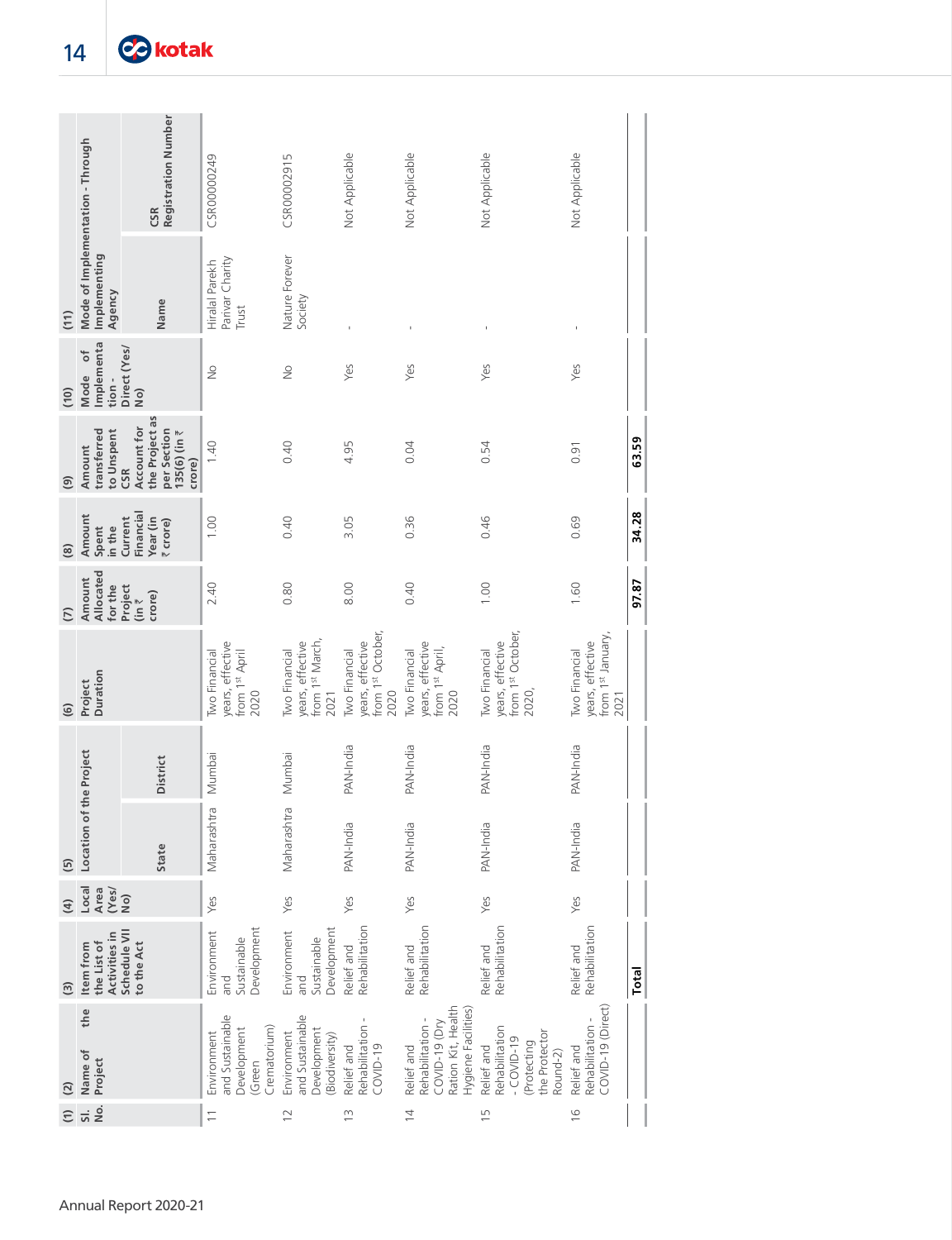| (1) Sl. No. | (2) Name of the Project | (3) Item from the List of Activities in Schedule VII to the Act | (4) Local Area (Yes/ No) | (5) Location of the Project | | (6) Project Duration | (7) Amount Allocated for the Project (in ₹ crore) | (8) Amount Spent in the Current Financial Year (in ₹ crore) | (9) Amount transferred to Unspent CSR Account for the Project as per Section 135(6) (in ₹ crore) | (10) Mode of Implementation - Direct (Yes/ No) | (11) Mode of Implementation - Through Implementing Agency | |
|---|---|---|---|---|---|---|---|---|---|---|---|---|
| | | | | State | District | | | | | | Name | CSR Registration Number |
| 11 | Environment and Sustainable Development (Green Crematorium) | Environment and Sustainable Development | Yes | Maharashtra | Mumbai | Two Financial years, effective from 1st April 2020 | 2.40 | 1.00 | 1.40 | No | Hiralal Parekh Parivar Charity Trust | CSR00000249 |
| 12 | Environment and Sustainable Development (Biodiversity) | Environment and Sustainable Development | Yes | Maharashtra | Mumbai | Two Financial years, effective from 1st March, 2021 | 0.80 | 0.40 | 0.40 | No | Nature Forever Society | CSR00002915 |
| 13 | Relief and Rehabilitation - COVID-19 | Relief and Rehabilitation | Yes | PAN-India | PAN-India | Two Financial years, effective from 1st October, 2020 | 8.00 | 3.05 | 4.95 | Yes | - | Not Applicable |
| 14 | Relief and Rehabilitation - COVID-19 (Dry Ration Kit, Health Hygiene Facilities) | Relief and Rehabilitation | Yes | PAN-India | PAN-India | Two Financial years, effective from 1st April, 2020 | 0.40 | 0.36 | 0.04 | Yes | - | Not Applicable |
| 15 | Relief and Rehabilitation - COVID-19 (Protecting the Protector Round-2) | Relief and Rehabilitation | Yes | PAN-India | PAN-India | Two Financial years, effective from 1st October, 2020, | 1.00 | 0.46 | 0.54 | Yes | - | Not Applicable |
| 16 | Relief and Rehabilitation - COVID-19 (Direct) | Relief and Rehabilitation | Yes | PAN-India | PAN-India | Two Financial years, effective from 1st January, 2021 | 1.60 | 0.69 | 0.91 | Yes | - | Not Applicable |
| | | **Total** | | | | | **97.87** | **34.28** | **63.59** | | | |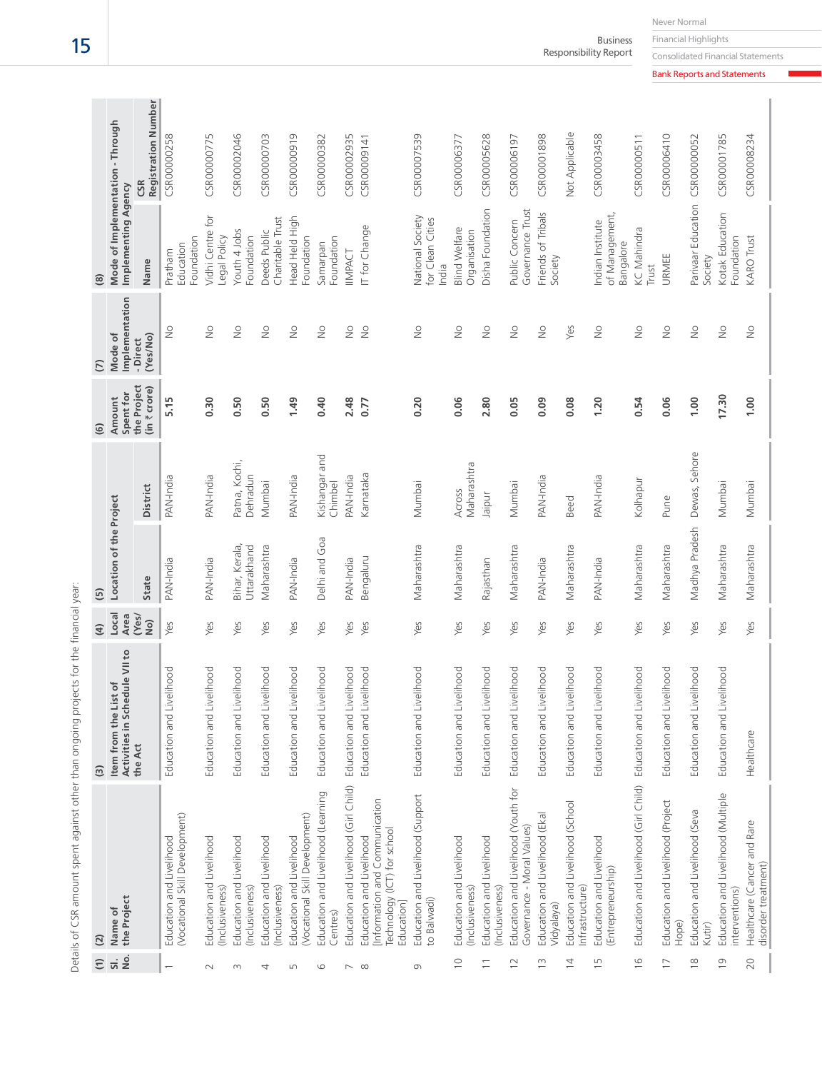Details of CSR amount spent against other than ongoing projects for the financial year:

| (1) Sl. No. | (2) Name of the Project | (3) Item from the List of Activities in Schedule VII to the Act | (4) Local Area (Yes/No) | (5) Location of the Project | | (6) Amount Spent for the Project (in ₹ crore) | (7) Mode of Implementation - Direct (Yes/No) | (8) Mode of Implementation - Through Implementing Agency | |
|---|---|---|---|---|---|---|---|---|---|
| | | | | State | District | | | Name | CSR Registration Number |
| 1 | Education and Livelihood (Vocational Skill Development) | Education and Livelihood | Yes | PAN-India | PAN-India | 5.15 | No | Pratham Education Foundation | CSR00000258 |
| 2 | Education and Livelihood (Inclusiveness) | Education and Livelihood | Yes | PAN-India | PAN-India | 0.30 | No | Vidhi Centre for Legal Policy | CSR00000775 |
| 3 | Education and Livelihood (Inclusiveness) | Education and Livelihood | Yes | Bihar, Kerala, Uttarakhand | Patna, Kochi, Dehradun | 0.50 | No | Youth 4 Jobs Foundation | CSR00002046 |
| 4 | Education and Livelihood (Inclusiveness) | Education and Livelihood | Yes | Maharashtra | Mumbai | 0.50 | No | Deeds Public Charitable Trust | CSR00000703 |
| 5 | Education and Livelihood (Vocational Skill Development) | Education and Livelihood | Yes | PAN-India | PAN-India | 1.49 | No | Head Held High Foundation | CSR00000919 |
| 6 | Education and Livelihood (Learning Centres) | Education and Livelihood | Yes | Delhi and Goa | Kishangar and Chimbel | 0.40 | No | Samarpan Foundation | CSR00000382 |
| 7 | Education and Livelihood (Girl Child) | Education and Livelihood | Yes | PAN-India | PAN-India | 2.48 | No | IIMPACT | CSR00002935 |
| 8 | Education and Livelihood [Information and Communication Technology (ICT) for school Education] | Education and Livelihood | Yes | Bengaluru | Karnataka | 0.77 | No | IT for Change | CSR00009141 |
| 9 | Education and Livelihood (Support to Balwadi) | Education and Livelihood | Yes | Maharashtra | Mumbai | 0.20 | No | National Society for Clean Cities India | CSR00007539 |
| 10 | Education and Livelihood (Inclusiveness) | Education and Livelihood | Yes | Maharashtra | Across Maharashtra | 0.06 | No | Blind Welfare Organisation | CSR00006377 |
| 11 | Education and Livelihood (Inclusiveness) | Education and Livelihood | Yes | Rajasthan | Jaipur | 2.80 | No | Disha Foundation | CSR00005628 |
| 12 | Education and Livelihood (Youth for Governance - Moral Values) | Education and Livelihood | Yes | Maharashtra | Mumbai | 0.05 | No | Public Concern Governance Trust | CSR00006197 |
| 13 | Education and Livelihood (Ekal Vidyalaya) | Education and Livelihood | Yes | PAN-India | PAN-India | 0.09 | No | Friends of Tribals Society | CSR00001898 |
| 14 | Education and Livelihood (School Infrastructure) | Education and Livelihood | Yes | Maharashtra | Beed | 0.08 | Yes | | Not Applicable |
| 15 | Education and Livelihood (Entrepreneurship) | Education and Livelihood | Yes | PAN-India | PAN-India | 1.20 | No | Indian Institute of Management, Bangalore | CSR00003458 |
| 16 | Education and Livelihood (Girl Child) | Education and Livelihood | Yes | Maharashtra | Kolhapur | 0.54 | No | KC Mahindra Trust | CSR00000511 |
| 17 | Education and Livelihood (Project Hope) | Education and Livelihood | Yes | Maharashtra | Pune | 0.06 | No | URMEE | CSR00006410 |
| 18 | Education and Livelihood (Seva Kutir) | Education and Livelihood | Yes | Madhya Pradesh | Dewas, Sehore | 1.00 | No | Parivaar Education Society | CSR00000052 |
| 19 | Education and Livelihood (Multiple interventions) | Education and Livelihood | Yes | Maharashtra | Mumbai | 17.30 | No | Kotak Education Foundation | CSR00001785 |
| 20 | Healthcare (Cancer and Rare disorder treatment) | Healthcare | Yes | Maharashtra | Mumbai | 1.00 | No | KARO Trust | CSR00008234 |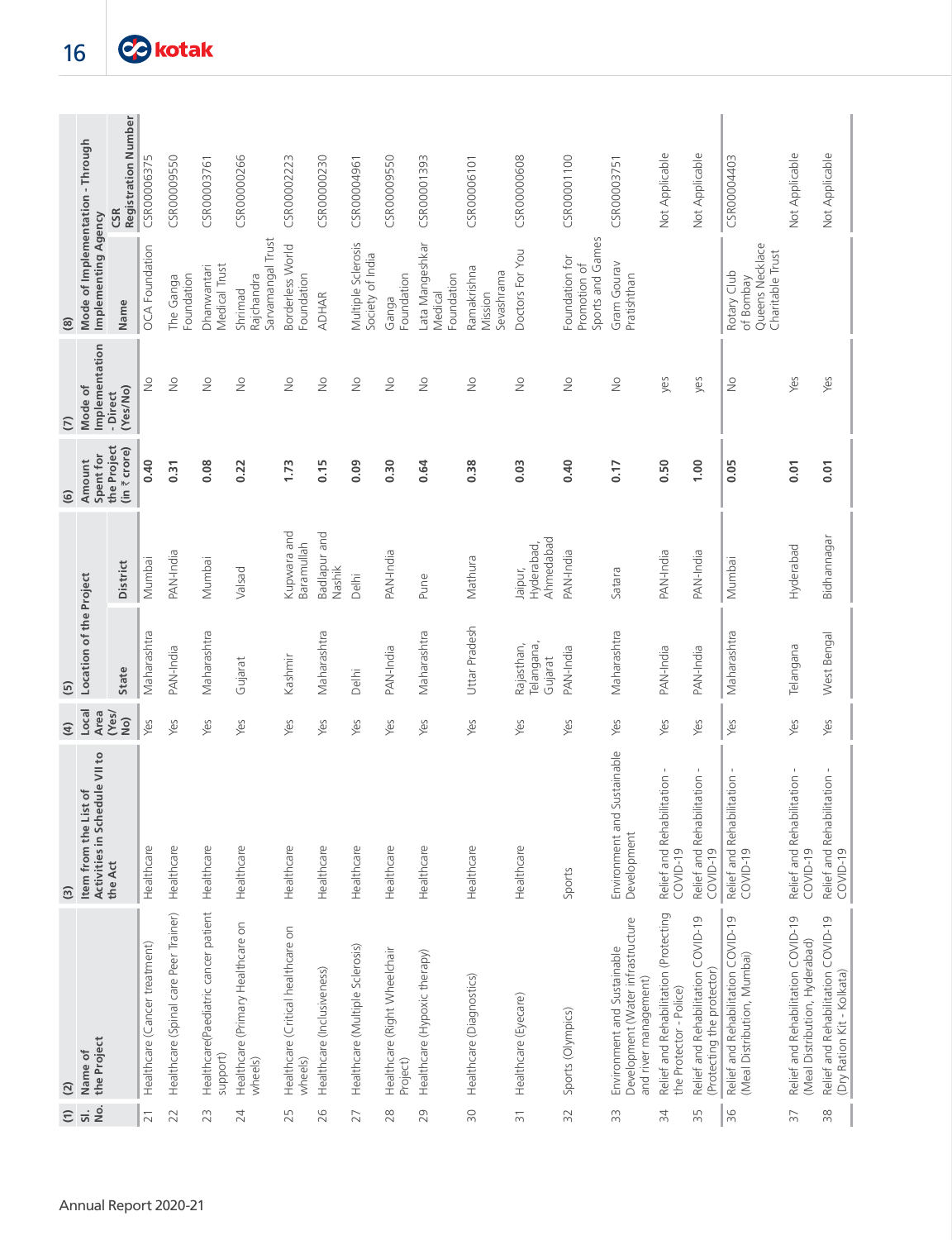| (1) Sl. No. | (2) Name of the Project | (3) Item from the List of Activities in Schedule VII to the Act | (4) Local Area (Yes/No) | (5) Location of the Project | | (6) Amount Spent for the Project (in ₹ crore) | (7) Mode of Implementation - Direct (Yes/No) | (8) Mode of Implementation - Through Implementing Agency | |
|---|---|---|---|---|---|---|---|---|---|
| | | | | State | District | | | Name | CSR Registration Number |
| 21 | Healthcare (Cancer treatment) | Healthcare | Yes | Maharashtra | Mumbai | 0.40 | No | OCA Foundation | CSR00006375 |
| 22 | Healthcare (Spinal care Peer Trainer) | Healthcare | Yes | PAN-India | PAN-India | 0.31 | No | The Ganga Foundation | CSR00009550 |
| 23 | Healthcare(Paediatric cancer patient support) | Healthcare | Yes | Maharashtra | Mumbai | 0.08 | No | Dhanwantari Medical Trust | CSR00003761 |
| 24 | Healthcare (Primary Healthcare on wheels) | Healthcare | Yes | Gujarat | Valsad | 0.22 | No | Shrimad Rajchandra Sarvamangal Trust | CSR00000266 |
| 25 | Healthcare (Critical healthcare on wheels) | Healthcare | Yes | Kashmir | Kupwara and Baramullah | 1.73 | No | Borderless World Foundation | CSR00002223 |
| 26 | Healthcare (Inclusiveness) | Healthcare | Yes | Maharashtra | Badlapur and Nashik | 0.15 | No | ADHAR | CSR00000230 |
| 27 | Healthcare (Multiple Sclerosis) | Healthcare | Yes | Delhi | Delhi | 0.09 | No | Multiple Sclerosis Society of India | CSR00004961 |
| 28 | Healthcare (Right Wheelchair Project) | Healthcare | Yes | PAN-India | PAN-India | 0.30 | No | Ganga Foundation | CSR00009550 |
| 29 | Healthcare (Hypoxic therapy) | Healthcare | Yes | Maharashtra | Pune | 0.64 | No | Lata Mangeshkar Medical Foundation | CSR00001393 |
| 30 | Healthcare (Diagnostics) | Healthcare | Yes | Uttar Pradesh | Mathura | 0.38 | No | Ramakrishna Mission Sevashrama | CSR00006101 |
| 31 | Healthcare (Eyecare) | Healthcare | Yes | Rajasthan, Telangana, Gujarat | Jaipur, Hyderabad, Ahmedabad | 0.03 | No | Doctors For You | CSR00000608 |
| 32 | Sports (Olympics) | Sports | Yes | PAN-India | PAN-India | 0.40 | No | Foundation for Promotion of Sports and Games | CSR00001100 |
| 33 | Environment and Sustainable Development (Water infrastructure and river management) | Environment and Sustainable Development | Yes | Maharashtra | Satara | 0.17 | No | Gram Gourav Pratishthan | CSR00003751 |
| 34 | Relief and Rehabilitation (Protecting the Protector - Police) | Relief and Rehabilitation - COVID-19 | Yes | PAN-India | PAN-India | 0.50 | yes | | Not Applicable |
| 35 | Relief and Rehabilitation COVID-19 (Protecting the protector) | Relief and Rehabilitation - COVID-19 | Yes | PAN-India | PAN-India | 1.00 | yes | | Not Applicable |
| 36 | Relief and Rehabilitation COVID-19 (Meal Distribution, Mumbai) | Relief and Rehabilitation - COVID-19 | Yes | Maharashtra | Mumbai | 0.05 | No | Rotary Club of Bombay Queens Necklace Charitable Trust | CSR00004403 |
| 37 | Relief and Rehabilitation COVID-19 (Meal Distribution, Hyderabad) | Relief and Rehabilitation - COVID-19 | Yes | Telangana | Hyderabad | 0.01 | Yes | | Not Applicable |
| 38 | Relief and Rehabilitation COVID-19 (Dry Ration Kit - Kolkata) | Relief and Rehabilitation - COVID-19 | Yes | West Bengal | Bidhannagar | 0.01 | Yes | | Not Applicable |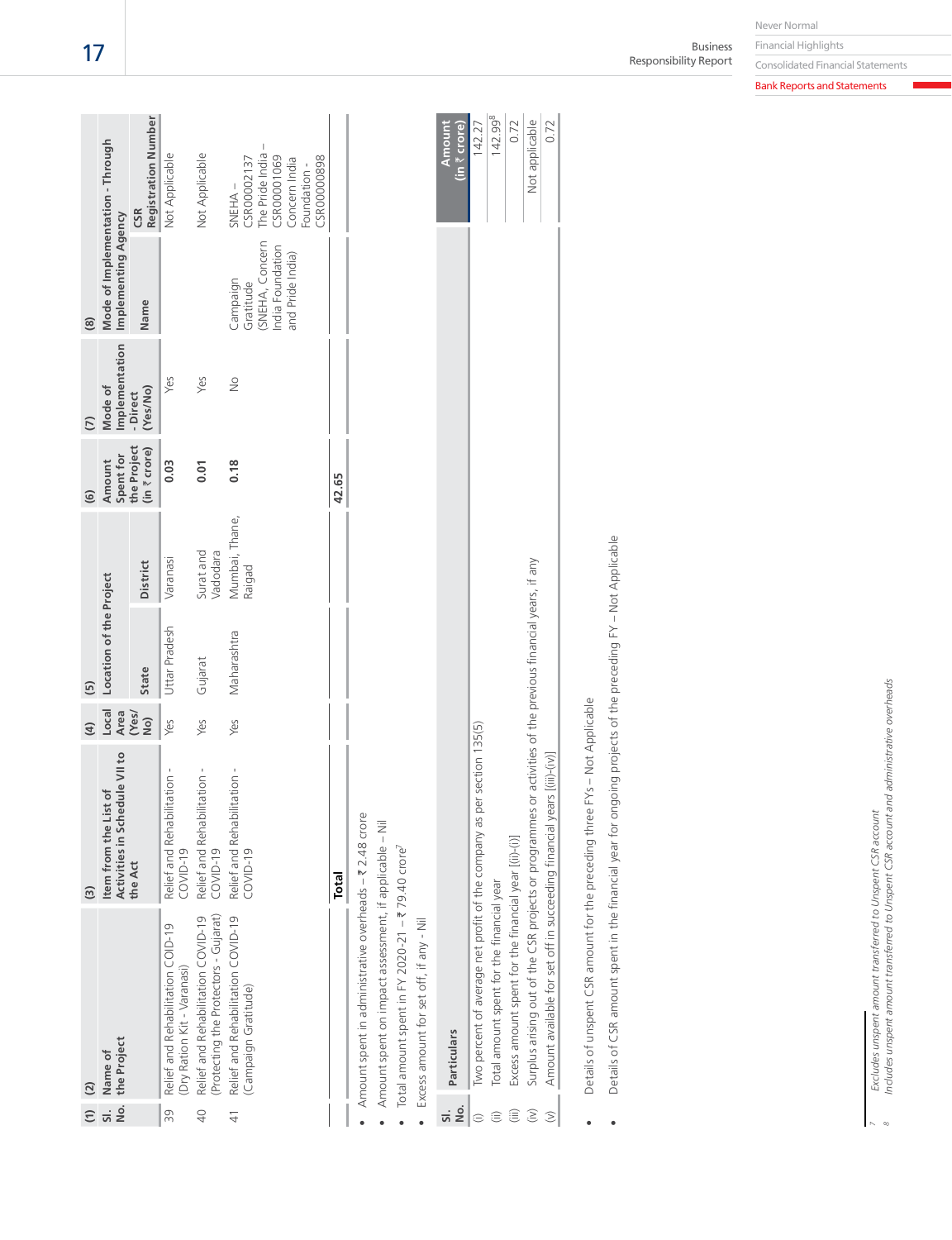| (1) Sl. No. | (2) Name of the Project | (3) Item from the List of Activities in Schedule VII to the Act | (4) Local Area (Yes/ No) | (5) Location of the Project | | (6) Amount Spent for the Project (in ₹ crore) | (7) Mode of Implementation - Direct (Yes/No) | (8) Mode of Implementation - Through Implementing Agency | |
|---|---|---|---|---|---|---|---|---|---|
| | | | | State | District | | | Name | CSR Registration Number |
| 39 | Relief and Rehabilitation COID-19 (Dry Ration Kit - Varanasi) | Relief and Rehabilitation - COVID-19 | Yes | Uttar Pradesh | Varanasi | 0.03 | Yes | | Not Applicable |
| 40 | Relief and Rehabilitation COVID-19 (Protecting the Protectors - Gujarat) | Relief and Rehabilitation - COVID-19 | Yes | Gujarat | Surat and Vadodara | 0.01 | Yes | | Not Applicable |
| 41 | Relief and Rehabilitation COVID-19 (Campaign Gratitude) | Relief and Rehabilitation - COVID-19 | Yes | Maharashtra | Mumbai, Thane, Raigad | 0.18 | No | Campaign Gratitude (SNEHA, Concern India Foundation and Pride India) | SNEHA – CSR00002137 The Pride India – CSR00001069 Concern India Foundation - CSR00000898 |
| | | **Total** | | | | **42.65** | | | |

- Amount spent in administrative overheads – ₹ 2.48 crore
- Amount spent on impact assessment, if applicable – Nil
- Total amount spent in FY 2020-21 – ₹ 79.40 crore[7]
- Excess amount for set off, if any - Nil

| Sl. No. | Particulars | Amount (in ₹ crore) |
|---|---|---|
| (i) | Two percent of average net profit of the company as per section 135(5) | 142.27 |
| (ii) | Total amount spent for the financial year | 142.99[8] |
| (iii) | Excess amount spent for the financial year [(ii)-(i)] | 0.72 |
| (iv) | Surplus arising out of the CSR projects or programmes or activities of the previous financial years, if any | Not applicable |
| (v) | Amount available for set off in succeeding financial years [(iii)-(iv)] | 0.72 |

- Details of unspent CSR amount for the preceding three FYs – Not Applicable
- Details of CSR amount spent in the financial year for ongoing projects of the preceding FY – Not Applicable

[7] *Excludes unspent amount transferred to Unspent CSR account*

[8] *Includes unspent amount transferred to Unspent CSR account and administrative overheads*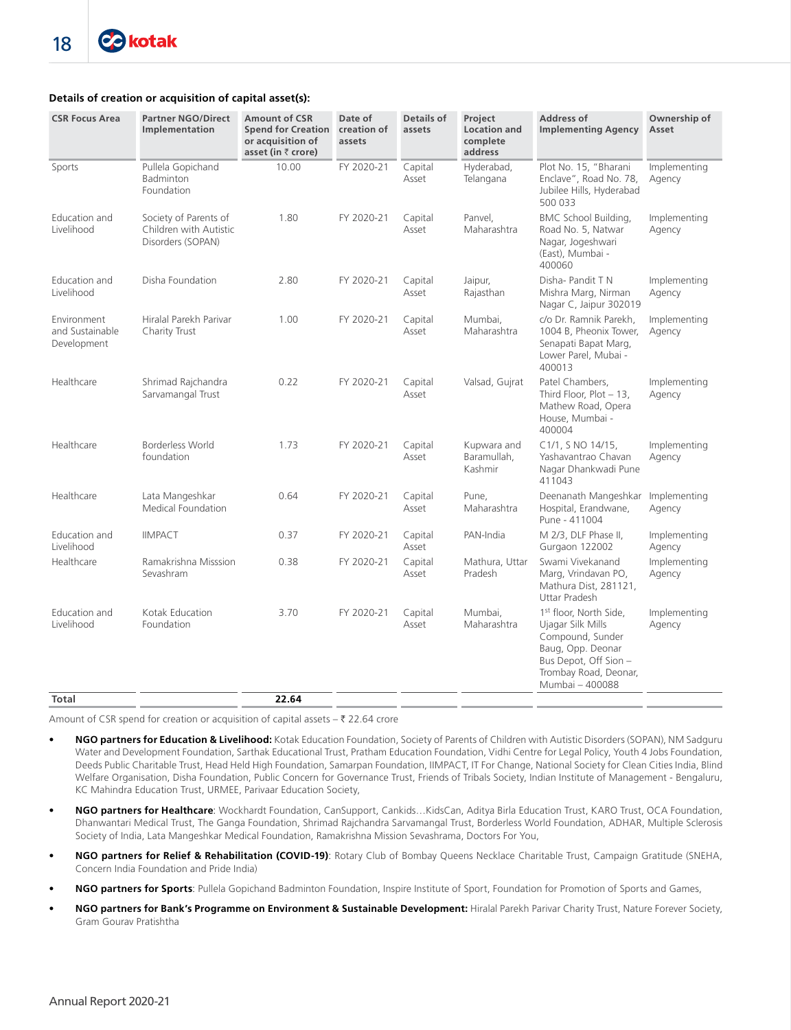**Details of creation or acquisition of capital asset(s):**

| CSR Focus Area | Partner NGO/Direct Implementation | Amount of CSR Spend for Creation or acquisition of asset (in ₹ crore) | Date of creation of assets | Details of assets | Project Location and complete address | Address of Implementing Agency | Ownership of Asset |
|---|---|---|---|---|---|---|---|
| Sports | Pullela Gopichand Badminton Foundation | 10.00 | FY 2020-21 | Capital Asset | Hyderabad, Telangana | Plot No. 15, "Bharani Enclave", Road No. 78, Jubilee Hills, Hyderabad 500 033 | Implementing Agency |
| Education and Livelihood | Society of Parents of Children with Autistic Disorders (SOPAN) | 1.80 | FY 2020-21 | Capital Asset | Panvel, Maharashtra | BMC School Building, Road No. 5, Natwar Nagar, Jogeshwari (East), Mumbai - 400060 | Implementing Agency |
| Education and Livelihood | Disha Foundation | 2.80 | FY 2020-21 | Capital Asset | Jaipur, Rajasthan | Disha- Pandit T N Mishra Marg, Nirman Nagar C, Jaipur 302019 | Implementing Agency |
| Environment and Sustainable Development | Hiralal Parekh Parivar Charity Trust | 1.00 | FY 2020-21 | Capital Asset | Mumbai, Maharashtra | c/o Dr. Ramnik Parekh, 1004 B, Pheonix Tower, Senapati Bapat Marg, Lower Parel, Mubai - 400013 | Implementing Agency |
| Healthcare | Shrimad Rajchandra Sarvamangal Trust | 0.22 | FY 2020-21 | Capital Asset | Valsad, Gujrat | Patel Chambers, Third Floor, Plot – 13, Mathew Road, Opera House, Mumbai - 400004 | Implementing Agency |
| Healthcare | Borderless World foundation | 1.73 | FY 2020-21 | Capital Asset | Kupwara and Baramullah, Kashmir | C1/1, S NO 14/15, Yashavantrao Chavan Nagar Dhankwadi Pune 411043 | Implementing Agency |
| Healthcare | Lata Mangeshkar Medical Foundation | 0.64 | FY 2020-21 | Capital Asset | Pune, Maharashtra | Deenanath Mangeshkar Hospital, Erandwane, Pune - 411004 | Implementing Agency |
| Education and Livelihood | IIMPACT | 0.37 | FY 2020-21 | Capital Asset | PAN-India | M 2/3, DLF Phase II, Gurgaon 122002 | Implementing Agency |
| Healthcare | Ramakrishna Misssion Sevashram | 0.38 | FY 2020-21 | Capital Asset | Mathura, Uttar Pradesh | Swami Vivekanand Marg, Vrindavan PO, Mathura Dist, 281121, Uttar Pradesh | Implementing Agency |
| Education and Livelihood | Kotak Education Foundation | 3.70 | FY 2020-21 | Capital Asset | Mumbai, Maharashtra | 1st floor, North Side, Ujagar Silk Mills Compound, Sunder Baug, Opp. Deonar Bus Depot, Off Sion – Trombay Road, Deonar, Mumbai – 400088 | Implementing Agency |
| **Total** | | **22.64** | | | | | |

Amount of CSR spend for creation or acquisition of capital assets – ₹ 22.64 crore

- **NGO partners for Education & Livelihood:** Kotak Education Foundation, Society of Parents of Children with Autistic Disorders (SOPAN), NM Sadguru Water and Development Foundation, Sarthak Educational Trust, Pratham Education Foundation, Vidhi Centre for Legal Policy, Youth 4 Jobs Foundation, Deeds Public Charitable Trust, Head Held High Foundation, Samarpan Foundation, IIMPACT, IT For Change, National Society for Clean Cities India, Blind Welfare Organisation, Disha Foundation, Public Concern for Governance Trust, Friends of Tribals Society, Indian Institute of Management - Bengaluru, KC Mahindra Education Trust, URMEE, Parivaar Education Society,
- **NGO partners for Healthcare**: Wockhardt Foundation, CanSupport, Cankids…KidsCan, Aditya Birla Education Trust, KARO Trust, OCA Foundation, Dhanwantari Medical Trust, The Ganga Foundation, Shrimad Rajchandra Sarvamangal Trust, Borderless World Foundation, ADHAR, Multiple Sclerosis Society of India, Lata Mangeshkar Medical Foundation, Ramakrishna Mission Sevashrama, Doctors For You,
- **NGO partners for Relief & Rehabilitation (COVID-19)**: Rotary Club of Bombay Queens Necklace Charitable Trust, Campaign Gratitude (SNEHA, Concern India Foundation and Pride India)
- **NGO partners for Sports**: Pullela Gopichand Badminton Foundation, Inspire Institute of Sport, Foundation for Promotion of Sports and Games,
- **NGO partners for Bank's Programme on Environment & Sustainable Development:** Hiralal Parekh Parivar Charity Trust, Nature Forever Society, Gram Gourav Pratishtha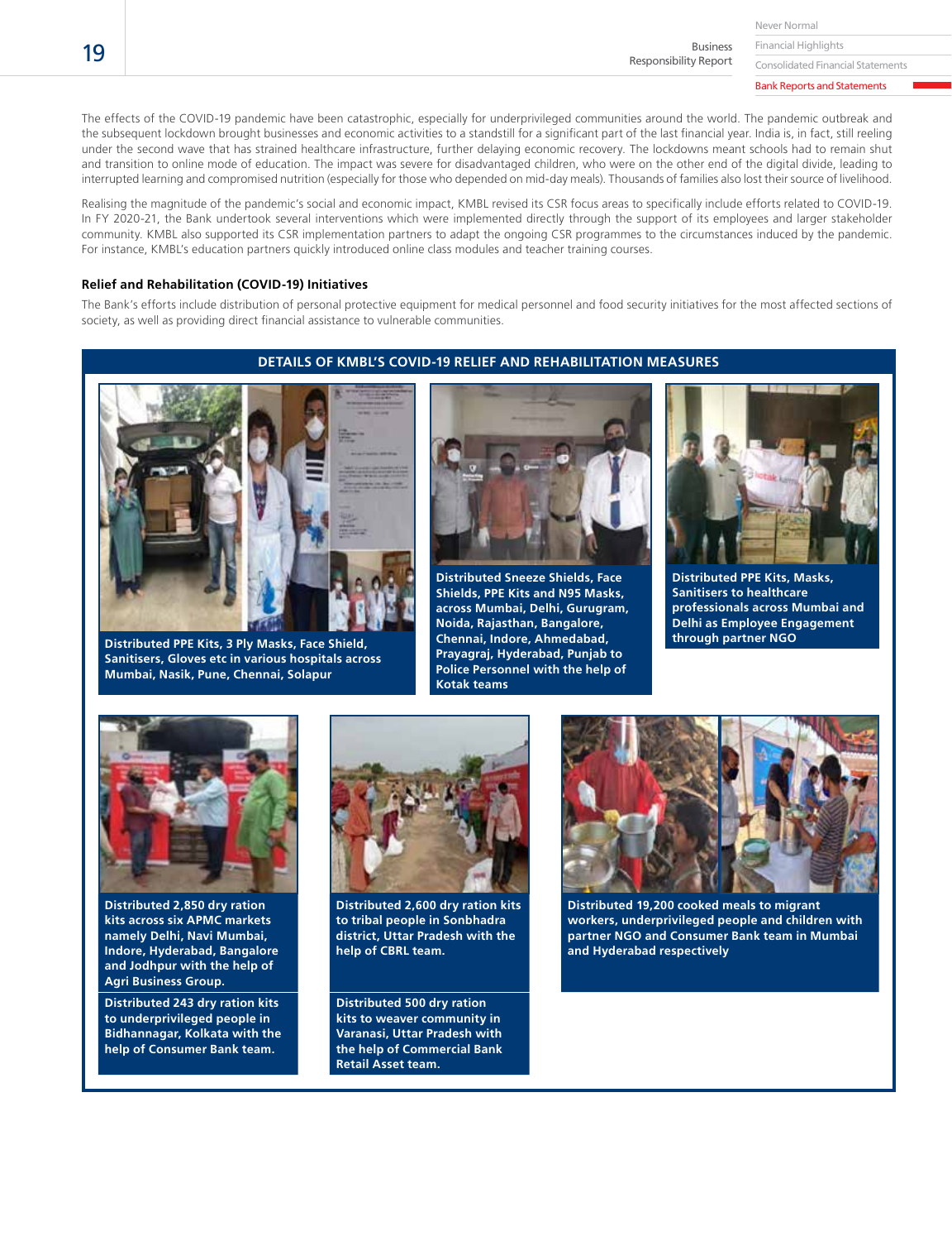The effects of the COVID-19 pandemic have been catastrophic, especially for underprivileged communities around the world. The pandemic outbreak and the subsequent lockdown brought businesses and economic activities to a standstill for a significant part of the last financial year. India is, in fact, still reeling under the second wave that has strained healthcare infrastructure, further delaying economic recovery. The lockdowns meant schools had to remain shut and transition to online mode of education. The impact was severe for disadvantaged children, who were on the other end of the digital divide, leading to interrupted learning and compromised nutrition (especially for those who depended on mid-day meals). Thousands of families also lost their source of livelihood.

Realising the magnitude of the pandemic's social and economic impact, KMBL revised its CSR focus areas to specifically include efforts related to COVID-19. In FY 2020-21, the Bank undertook several interventions which were implemented directly through the support of its employees and larger stakeholder community. KMBL also supported its CSR implementation partners to adapt the ongoing CSR programmes to the circumstances induced by the pandemic. For instance, KMBL's education partners quickly introduced online class modules and teacher training courses.

### Relief and Rehabilitation (COVID-19) Initiatives

The Bank's efforts include distribution of personal protective equipment for medical personnel and food security initiatives for the most affected sections of society, as well as providing direct financial assistance to vulnerable communities.

## DETAILS OF KMBL'S COVID-19 RELIEF AND REHABILITATION MEASURES

**Distributed PPE Kits, 3 Ply Masks, Face Shield, Sanitisers, Gloves etc in various hospitals across Mumbai, Nasik, Pune, Chennai, Solapur**

**Distributed Sneeze Shields, Face Shields, PPE Kits and N95 Masks, across Mumbai, Delhi, Gurugram, Noida, Rajasthan, Bangalore, Chennai, Indore, Ahmedabad, Prayagraj, Hyderabad, Punjab to Police Personnel with the help of Kotak teams**

**Distributed PPE Kits, Masks, Sanitisers to healthcare professionals across Mumbai and Delhi as Employee Engagement through partner NGO**

**Distributed 2,850 dry ration kits across six APMC markets namely Delhi, Navi Mumbai, Indore, Hyderabad, Bangalore and Jodhpur with the help of Agri Business Group.**

**Distributed 243 dry ration kits to underprivileged people in Bidhannagar, Kolkata with the help of Consumer Bank team.**

**Distributed 2,600 dry ration kits to tribal people in Sonbhadra district, Uttar Pradesh with the help of CBRL team.**

**Distributed 500 dry ration kits to weaver community in Varanasi, Uttar Pradesh with the help of Commercial Bank Retail Asset team.**

**Distributed 19,200 cooked meals to migrant workers, underprivileged people and children with partner NGO and Consumer Bank team in Mumbai and Hyderabad respectively**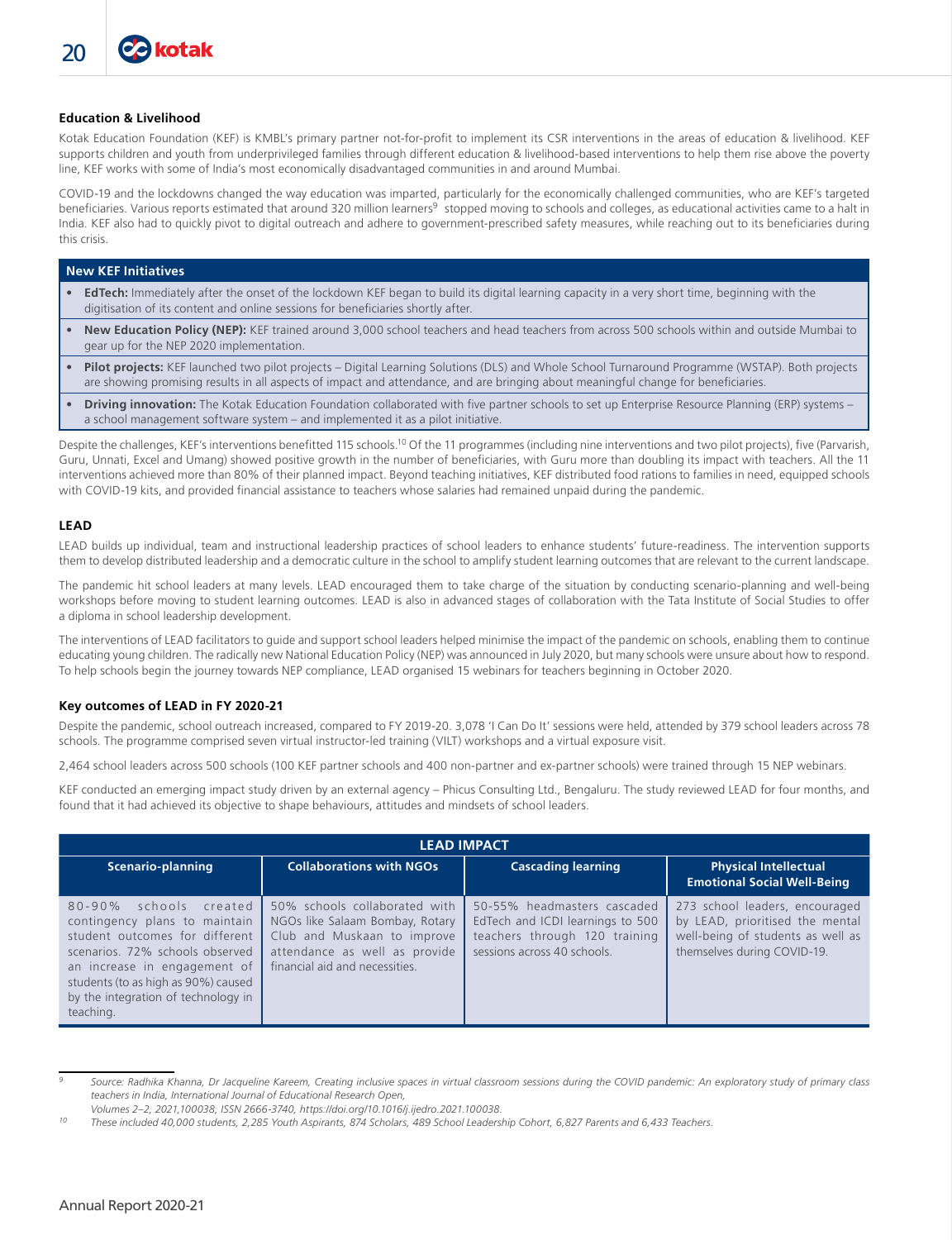## Education & Livelihood

Kotak Education Foundation (KEF) is KMBL's primary partner not-for-profit to implement its CSR interventions in the areas of education & livelihood. KEF supports children and youth from underprivileged families through different education & livelihood-based interventions to help them rise above the poverty line, KEF works with some of India's most economically disadvantaged communities in and around Mumbai.

COVID-19 and the lockdowns changed the way education was imparted, particularly for the economically challenged communities, who are KEF's targeted beneficiaries. Various reports estimated that around 320 million learners[9] stopped moving to schools and colleges, as educational activities came to a halt in India. KEF also had to quickly pivot to digital outreach and adhere to government-prescribed safety measures, while reaching out to its beneficiaries during this crisis.

| New KEF Initiatives |
|---|
| • **EdTech:** Immediately after the onset of the lockdown KEF began to build its digital learning capacity in a very short time, beginning with the digitisation of its content and online sessions for beneficiaries shortly after. |
| • **New Education Policy (NEP):** KEF trained around 3,000 school teachers and head teachers from across 500 schools within and outside Mumbai to gear up for the NEP 2020 implementation. |
| • **Pilot projects:** KEF launched two pilot projects – Digital Learning Solutions (DLS) and Whole School Turnaround Programme (WSTAP). Both projects are showing promising results in all aspects of impact and attendance, and are bringing about meaningful change for beneficiaries. |
| • **Driving innovation:** The Kotak Education Foundation collaborated with five partner schools to set up Enterprise Resource Planning (ERP) systems – a school management software system – and implemented it as a pilot initiative. |

Despite the challenges, KEF's interventions benefitted 115 schools.[10] Of the 11 programmes (including nine interventions and two pilot projects), five (Parvarish, Guru, Unnati, Excel and Umang) showed positive growth in the number of beneficiaries, with Guru more than doubling its impact with teachers. All the 11 interventions achieved more than 80% of their planned impact. Beyond teaching initiatives, KEF distributed food rations to families in need, equipped schools with COVID-19 kits, and provided financial assistance to teachers whose salaries had remained unpaid during the pandemic.

## LEAD

LEAD builds up individual, team and instructional leadership practices of school leaders to enhance students' future-readiness. The intervention supports them to develop distributed leadership and a democratic culture in the school to amplify student learning outcomes that are relevant to the current landscape.

The pandemic hit school leaders at many levels. LEAD encouraged them to take charge of the situation by conducting scenario-planning and well-being workshops before moving to student learning outcomes. LEAD is also in advanced stages of collaboration with the Tata Institute of Social Studies to offer a diploma in school leadership development.

The interventions of LEAD facilitators to guide and support school leaders helped minimise the impact of the pandemic on schools, enabling them to continue educating young children. The radically new National Education Policy (NEP) was announced in July 2020, but many schools were unsure about how to respond. To help schools begin the journey towards NEP compliance, LEAD organised 15 webinars for teachers beginning in October 2020.

### Key outcomes of LEAD in FY 2020-21

Despite the pandemic, school outreach increased, compared to FY 2019-20. 3,078 'I Can Do It' sessions were held, attended by 379 school leaders across 78 schools. The programme comprised seven virtual instructor-led training (VILT) workshops and a virtual exposure visit.

2,464 school leaders across 500 schools (100 KEF partner schools and 400 non-partner and ex-partner schools) were trained through 15 NEP webinars.

KEF conducted an emerging impact study driven by an external agency – Phicus Consulting Ltd., Bengaluru. The study reviewed LEAD for four months, and found that it had achieved its objective to shape behaviours, attitudes and mindsets of school leaders.

| LEAD IMPACT | | | |
|---|---|---|---|
| **Scenario-planning** | **Collaborations with NGOs** | **Cascading learning** | **Physical Intellectual Emotional Social Well-Being** |
| 80-90% schools created contingency plans to maintain student outcomes for different scenarios. 72% schools observed an increase in engagement of students (to as high as 90%) caused by the integration of technology in teaching. | 50% schools collaborated with NGOs like Salaam Bombay, Rotary Club and Muskaan to improve attendance as well as provide financial aid and necessities. | 50-55% headmasters cascaded EdTech and ICDI learnings to 500 teachers through 120 training sessions across 40 schools. | 273 school leaders, encouraged by LEAD, prioritised the mental well-being of students as well as themselves during COVID-19. |

---

[9] *Source: Radhika Khanna, Dr Jacqueline Kareem, Creating inclusive spaces in virtual classroom sessions during the COVID pandemic: An exploratory study of primary class teachers in India, International Journal of Educational Research Open, Volumes 2–2, 2021,100038, ISSN 2666-3740, https://doi.org/10.1016/j.ijedro.2021.100038.*

[10] *These included 40,000 students, 2,285 Youth Aspirants, 874 Scholars, 489 School Leadership Cohort, 6,827 Parents and 6,433 Teachers.*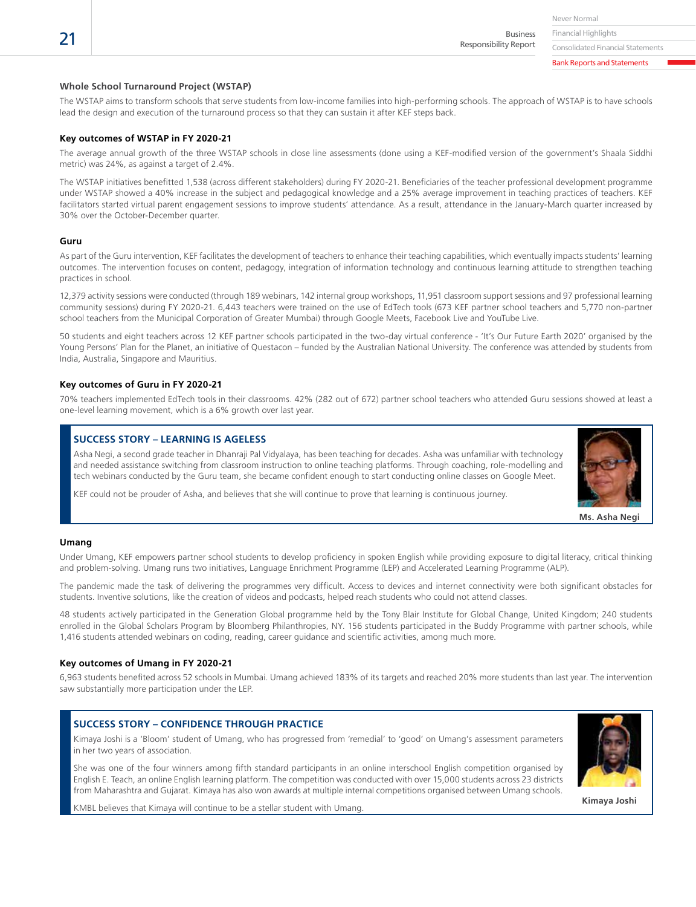### Whole School Turnaround Project (WSTAP)

The WSTAP aims to transform schools that serve students from low-income families into high-performing schools. The approach of WSTAP is to have schools lead the design and execution of the turnaround process so that they can sustain it after KEF steps back.

### Key outcomes of WSTAP in FY 2020-21

The average annual growth of the three WSTAP schools in close line assessments (done using a KEF-modified version of the government's Shaala Siddhi metric) was 24%, as against a target of 2.4%.

The WSTAP initiatives benefitted 1,538 (across different stakeholders) during FY 2020-21. Beneficiaries of the teacher professional development programme under WSTAP showed a 40% increase in the subject and pedagogical knowledge and a 25% average improvement in teaching practices of teachers. KEF facilitators started virtual parent engagement sessions to improve students' attendance. As a result, attendance in the January-March quarter increased by 30% over the October-December quarter.

### Guru

As part of the Guru intervention, KEF facilitates the development of teachers to enhance their teaching capabilities, which eventually impacts students' learning outcomes. The intervention focuses on content, pedagogy, integration of information technology and continuous learning attitude to strengthen teaching practices in school.

12,379 activity sessions were conducted (through 189 webinars, 142 internal group workshops, 11,951 classroom support sessions and 97 professional learning community sessions) during FY 2020-21. 6,443 teachers were trained on the use of EdTech tools (673 KEF partner school teachers and 5,770 non-partner school teachers from the Municipal Corporation of Greater Mumbai) through Google Meets, Facebook Live and YouTube Live.

50 students and eight teachers across 12 KEF partner schools participated in the two-day virtual conference - 'It's Our Future Earth 2020' organised by the Young Persons' Plan for the Planet, an initiative of Questacon – funded by the Australian National University. The conference was attended by students from India, Australia, Singapore and Mauritius.

### Key outcomes of Guru in FY 2020-21

70% teachers implemented EdTech tools in their classrooms. 42% (282 out of 672) partner school teachers who attended Guru sessions showed at least a one-level learning movement, which is a 6% growth over last year.

#### SUCCESS STORY – LEARNING IS AGELESS

Asha Negi, a second grade teacher in Dhanraji Pal Vidyalaya, has been teaching for decades. Asha was unfamiliar with technology and needed assistance switching from classroom instruction to online teaching platforms. Through coaching, role-modelling and tech webinars conducted by the Guru team, she became confident enough to start conducting online classes on Google Meet.

KEF could not be prouder of Asha, and believes that she will continue to prove that learning is continuous journey.

**Ms. Asha Negi**

### Umang

Under Umang, KEF empowers partner school students to develop proficiency in spoken English while providing exposure to digital literacy, critical thinking and problem-solving. Umang runs two initiatives, Language Enrichment Programme (LEP) and Accelerated Learning Programme (ALP).

The pandemic made the task of delivering the programmes very difficult. Access to devices and internet connectivity were both significant obstacles for students. Inventive solutions, like the creation of videos and podcasts, helped reach students who could not attend classes.

48 students actively participated in the Generation Global programme held by the Tony Blair Institute for Global Change, United Kingdom; 240 students enrolled in the Global Scholars Program by Bloomberg Philanthropies, NY. 156 students participated in the Buddy Programme with partner schools, while 1,416 students attended webinars on coding, reading, career guidance and scientific activities, among much more.

### Key outcomes of Umang in FY 2020-21

6,963 students benefited across 52 schools in Mumbai. Umang achieved 183% of its targets and reached 20% more students than last year. The intervention saw substantially more participation under the LEP.

#### SUCCESS STORY – CONFIDENCE THROUGH PRACTICE

Kimaya Joshi is a 'Bloom' student of Umang, who has progressed from 'remedial' to 'good' on Umang's assessment parameters in her two years of association.

She was one of the four winners among fifth standard participants in an online interschool English competition organised by English E. Teach, an online English learning platform. The competition was conducted with over 15,000 students across 23 districts from Maharashtra and Gujarat. Kimaya has also won awards at multiple internal competitions organised between Umang schools.

KMBL believes that Kimaya will continue to be a stellar student with Umang.

**Kimaya Joshi**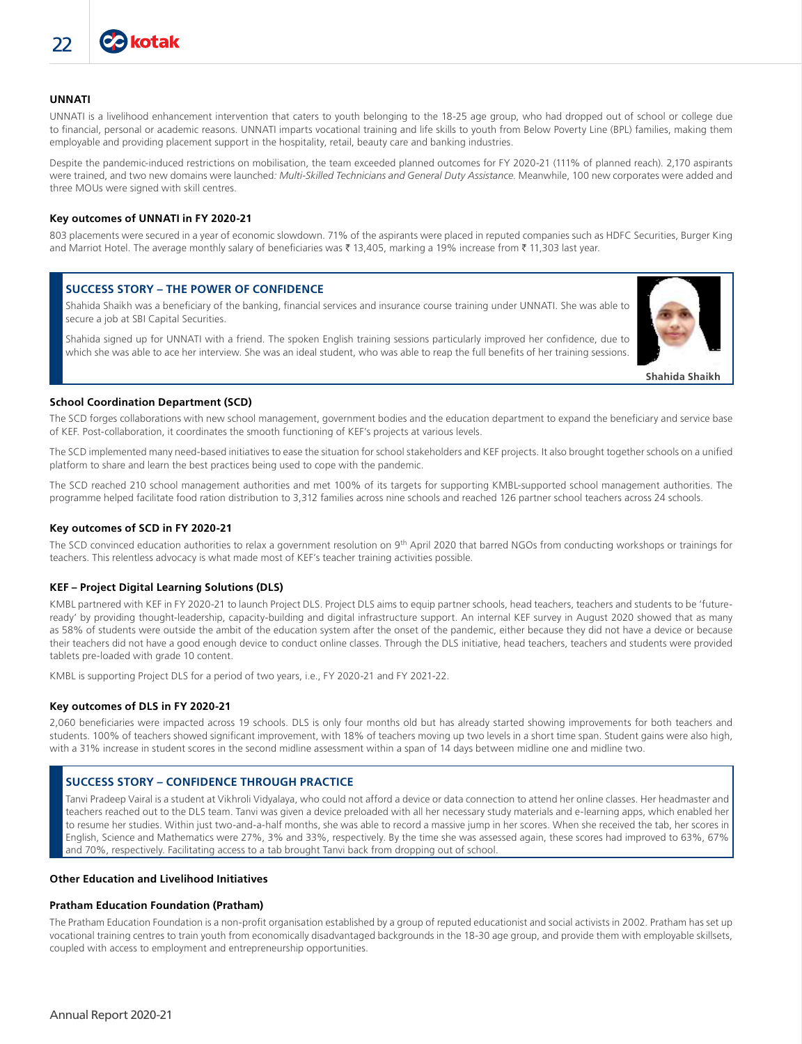### UNNATI

UNNATI is a livelihood enhancement intervention that caters to youth belonging to the 18-25 age group, who had dropped out of school or college due to financial, personal or academic reasons. UNNATI imparts vocational training and life skills to youth from Below Poverty Line (BPL) families, making them employable and providing placement support in the hospitality, retail, beauty care and banking industries.

Despite the pandemic-induced restrictions on mobilisation, the team exceeded planned outcomes for FY 2020-21 (111% of planned reach). 2,170 aspirants were trained, and two new domains were launched: *Multi-Skilled Technicians and General Duty Assistance*. Meanwhile, 100 new corporates were added and three MOUs were signed with skill centres.

#### Key outcomes of UNNATI in FY 2020-21

803 placements were secured in a year of economic slowdown. 71% of the aspirants were placed in reputed companies such as HDFC Securities, Burger King and Marriot Hotel. The average monthly salary of beneficiaries was ₹ 13,405, marking a 19% increase from ₹ 11,303 last year.

> **SUCCESS STORY – THE POWER OF CONFIDENCE**
>
> Shahida Shaikh was a beneficiary of the banking, financial services and insurance course training under UNNATI. She was able to secure a job at SBI Capital Securities.
>
> Shahida signed up for UNNATI with a friend. The spoken English training sessions particularly improved her confidence, due to which she was able to ace her interview. She was an ideal student, who was able to reap the full benefits of her training sessions.
>
> **Shahida Shaikh**

### School Coordination Department (SCD)

The SCD forges collaborations with new school management, government bodies and the education department to expand the beneficiary and service base of KEF. Post-collaboration, it coordinates the smooth functioning of KEF's projects at various levels.

The SCD implemented many need-based initiatives to ease the situation for school stakeholders and KEF projects. It also brought together schools on a unified platform to share and learn the best practices being used to cope with the pandemic.

The SCD reached 210 school management authorities and met 100% of its targets for supporting KMBL-supported school management authorities. The programme helped facilitate food ration distribution to 3,312 families across nine schools and reached 126 partner school teachers across 24 schools.

#### Key outcomes of SCD in FY 2020-21

The SCD convinced education authorities to relax a government resolution on 9th April 2020 that barred NGOs from conducting workshops or trainings for teachers. This relentless advocacy is what made most of KEF's teacher training activities possible.

### KEF – Project Digital Learning Solutions (DLS)

KMBL partnered with KEF in FY 2020-21 to launch Project DLS. Project DLS aims to equip partner schools, head teachers, teachers and students to be 'future-ready' by providing thought-leadership, capacity-building and digital infrastructure support. An internal KEF survey in August 2020 showed that as many as 58% of students were outside the ambit of the education system after the onset of the pandemic, either because they did not have a device or because their teachers did not have a good enough device to conduct online classes. Through the DLS initiative, head teachers, teachers and students were provided tablets pre-loaded with grade 10 content.

KMBL is supporting Project DLS for a period of two years, i.e., FY 2020-21 and FY 2021-22.

#### Key outcomes of DLS in FY 2020-21

2,060 beneficiaries were impacted across 19 schools. DLS is only four months old but has already started showing improvements for both teachers and students. 100% of teachers showed significant improvement, with 18% of teachers moving up two levels in a short time span. Student gains were also high, with a 31% increase in student scores in the second midline assessment within a span of 14 days between midline one and midline two.

> **SUCCESS STORY – CONFIDENCE THROUGH PRACTICE**
>
> Tanvi Pradeep Vairal is a student at Vikhroli Vidyalaya, who could not afford a device or data connection to attend her online classes. Her headmaster and teachers reached out to the DLS team. Tanvi was given a device preloaded with all her necessary study materials and e-learning apps, which enabled her to resume her studies. Within just two-and-a-half months, she was able to record a massive jump in her scores. When she received the tab, her scores in English, Science and Mathematics were 27%, 3% and 33%, respectively. By the time she was assessed again, these scores had improved to 63%, 67% and 70%, respectively. Facilitating access to a tab brought Tanvi back from dropping out of school.

### Other Education and Livelihood Initiatives

#### Pratham Education Foundation (Pratham)

The Pratham Education Foundation is a non-profit organisation established by a group of reputed educationist and social activists in 2002. Pratham has set up vocational training centres to train youth from economically disadvantaged backgrounds in the 18-30 age group, and provide them with employable skillsets, coupled with access to employment and entrepreneurship opportunities.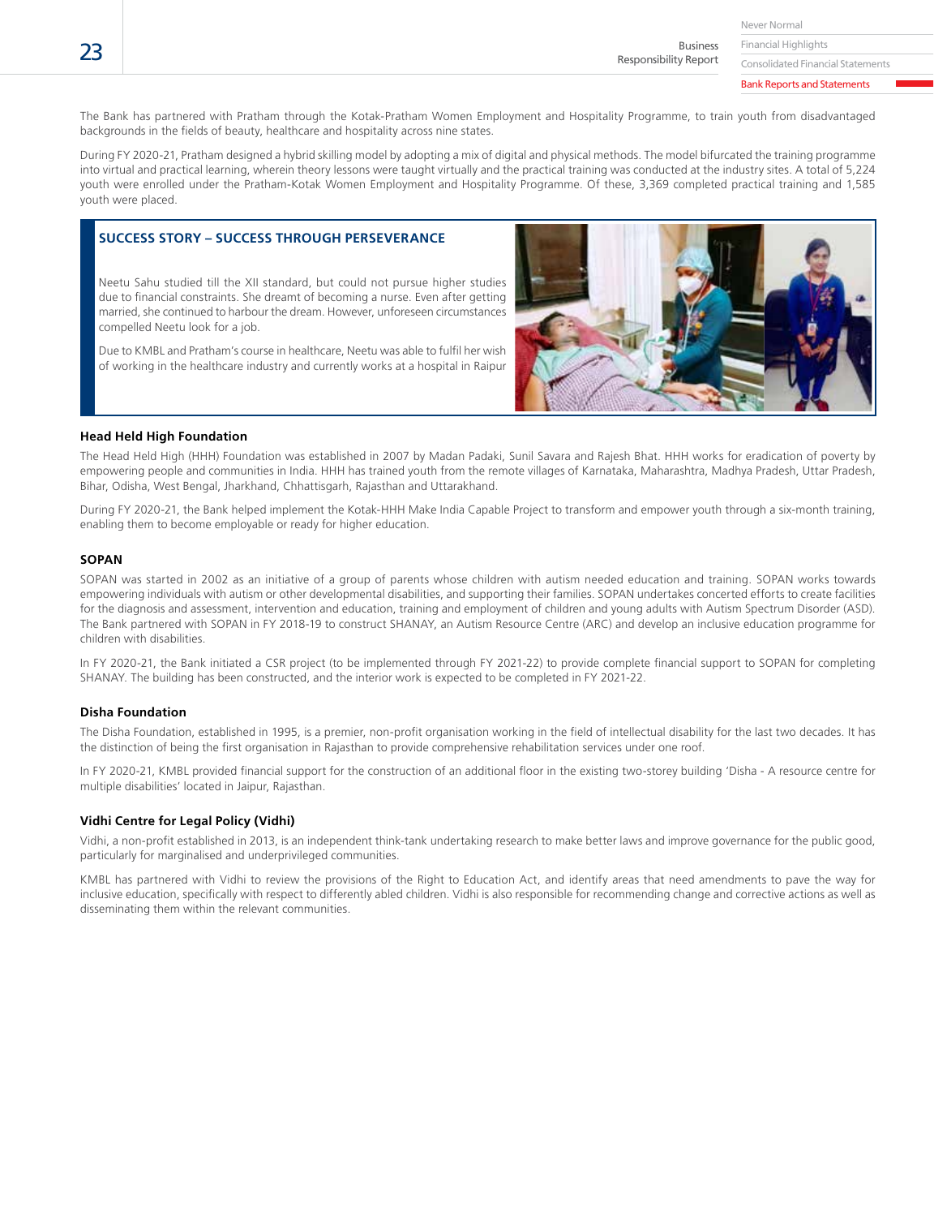The Bank has partnered with Pratham through the Kotak-Pratham Women Employment and Hospitality Programme, to train youth from disadvantaged backgrounds in the fields of beauty, healthcare and hospitality across nine states.

During FY 2020-21, Pratham designed a hybrid skilling model by adopting a mix of digital and physical methods. The model bifurcated the training programme into virtual and practical learning, wherein theory lessons were taught virtually and the practical training was conducted at the industry sites. A total of 5,224 youth were enrolled under the Pratham-Kotak Women Employment and Hospitality Programme. Of these, 3,369 completed practical training and 1,585 youth were placed.

### SUCCESS STORY – SUCCESS THROUGH PERSEVERANCE

Neetu Sahu studied till the XII standard, but could not pursue higher studies due to financial constraints. She dreamt of becoming a nurse. Even after getting married, she continued to harbour the dream. However, unforeseen circumstances compelled Neetu look for a job.

Due to KMBL and Pratham's course in healthcare, Neetu was able to fulfil her wish of working in the healthcare industry and currently works at a hospital in Raipur

### Head Held High Foundation

The Head Held High (HHH) Foundation was established in 2007 by Madan Padaki, Sunil Savara and Rajesh Bhat. HHH works for eradication of poverty by empowering people and communities in India. HHH has trained youth from the remote villages of Karnataka, Maharashtra, Madhya Pradesh, Uttar Pradesh, Bihar, Odisha, West Bengal, Jharkhand, Chhattisgarh, Rajasthan and Uttarakhand.

During FY 2020-21, the Bank helped implement the Kotak-HHH Make India Capable Project to transform and empower youth through a six-month training, enabling them to become employable or ready for higher education.

### SOPAN

SOPAN was started in 2002 as an initiative of a group of parents whose children with autism needed education and training. SOPAN works towards empowering individuals with autism or other developmental disabilities, and supporting their families. SOPAN undertakes concerted efforts to create facilities for the diagnosis and assessment, intervention and education, training and employment of children and young adults with Autism Spectrum Disorder (ASD). The Bank partnered with SOPAN in FY 2018-19 to construct SHANAY, an Autism Resource Centre (ARC) and develop an inclusive education programme for children with disabilities.

In FY 2020-21, the Bank initiated a CSR project (to be implemented through FY 2021-22) to provide complete financial support to SOPAN for completing SHANAY. The building has been constructed, and the interior work is expected to be completed in FY 2021-22.

### Disha Foundation

The Disha Foundation, established in 1995, is a premier, non-profit organisation working in the field of intellectual disability for the last two decades. It has the distinction of being the first organisation in Rajasthan to provide comprehensive rehabilitation services under one roof.

In FY 2020-21, KMBL provided financial support for the construction of an additional floor in the existing two-storey building 'Disha - A resource centre for multiple disabilities' located in Jaipur, Rajasthan.

### Vidhi Centre for Legal Policy (Vidhi)

Vidhi, a non-profit established in 2013, is an independent think-tank undertaking research to make better laws and improve governance for the public good, particularly for marginalised and underprivileged communities.

KMBL has partnered with Vidhi to review the provisions of the Right to Education Act, and identify areas that need amendments to pave the way for inclusive education, specifically with respect to differently abled children. Vidhi is also responsible for recommending change and corrective actions as well as disseminating them within the relevant communities.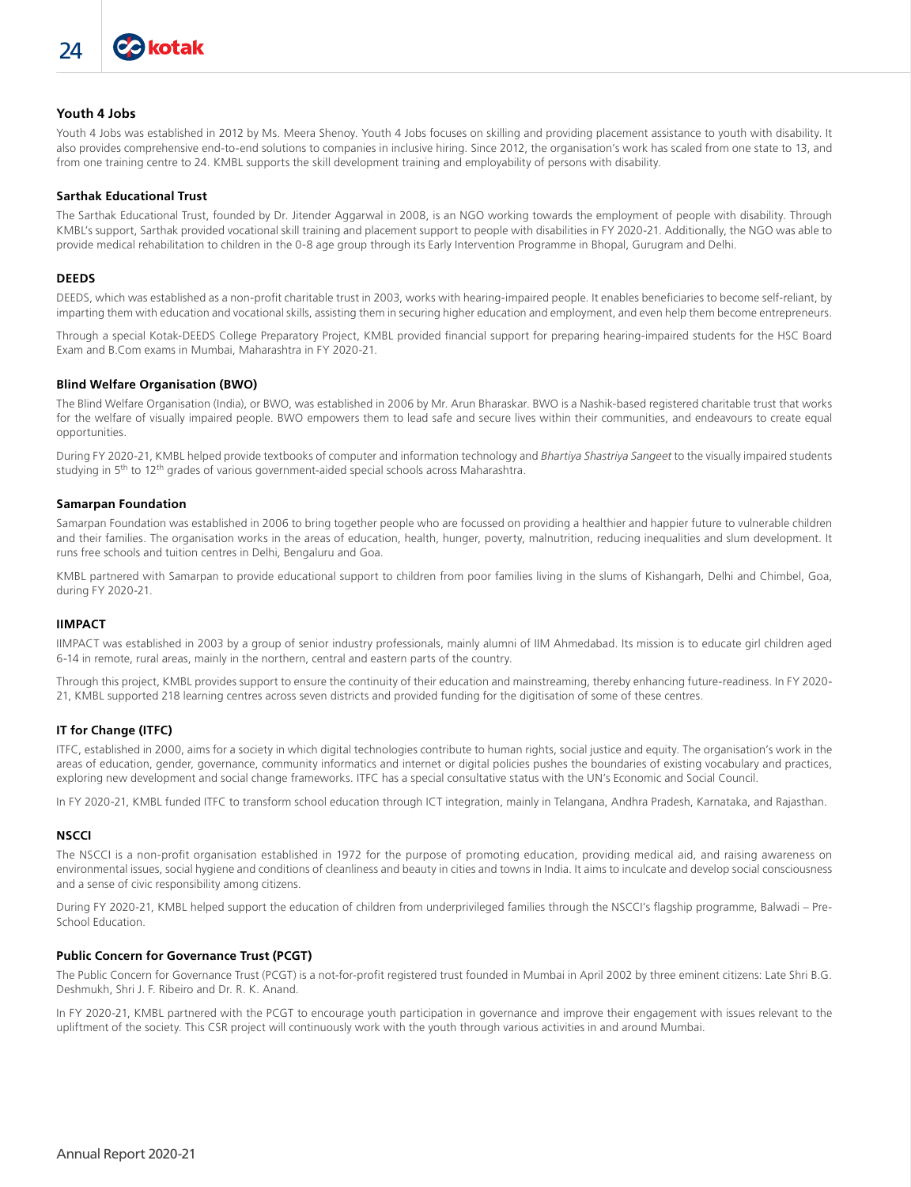### Youth 4 Jobs

Youth 4 Jobs was established in 2012 by Ms. Meera Shenoy. Youth 4 Jobs focuses on skilling and providing placement assistance to youth with disability. It also provides comprehensive end-to-end solutions to companies in inclusive hiring. Since 2012, the organisation's work has scaled from one state to 13, and from one training centre to 24. KMBL supports the skill development training and employability of persons with disability.

### Sarthak Educational Trust

The Sarthak Educational Trust, founded by Dr. Jitender Aggarwal in 2008, is an NGO working towards the employment of people with disability. Through KMBL's support, Sarthak provided vocational skill training and placement support to people with disabilities in FY 2020-21. Additionally, the NGO was able to provide medical rehabilitation to children in the 0-8 age group through its Early Intervention Programme in Bhopal, Gurugram and Delhi.

### DEEDS

DEEDS, which was established as a non-profit charitable trust in 2003, works with hearing-impaired people. It enables beneficiaries to become self-reliant, by imparting them with education and vocational skills, assisting them in securing higher education and employment, and even help them become entrepreneurs.

Through a special Kotak-DEEDS College Preparatory Project, KMBL provided financial support for preparing hearing-impaired students for the HSC Board Exam and B.Com exams in Mumbai, Maharashtra in FY 2020-21.

### Blind Welfare Organisation (BWO)

The Blind Welfare Organisation (India), or BWO, was established in 2006 by Mr. Arun Bharaskar. BWO is a Nashik-based registered charitable trust that works for the welfare of visually impaired people. BWO empowers them to lead safe and secure lives within their communities, and endeavours to create equal opportunities.

During FY 2020-21, KMBL helped provide textbooks of computer and information technology and *Bhartiya Shastriya Sangeet* to the visually impaired students studying in 5th to 12th grades of various government-aided special schools across Maharashtra.

### Samarpan Foundation

Samarpan Foundation was established in 2006 to bring together people who are focussed on providing a healthier and happier future to vulnerable children and their families. The organisation works in the areas of education, health, hunger, poverty, malnutrition, reducing inequalities and slum development. It runs free schools and tuition centres in Delhi, Bengaluru and Goa.

KMBL partnered with Samarpan to provide educational support to children from poor families living in the slums of Kishangarh, Delhi and Chimbel, Goa, during FY 2020-21.

### IIMPACT

IIMPACT was established in 2003 by a group of senior industry professionals, mainly alumni of IIM Ahmedabad. Its mission is to educate girl children aged 6-14 in remote, rural areas, mainly in the northern, central and eastern parts of the country.

Through this project, KMBL provides support to ensure the continuity of their education and mainstreaming, thereby enhancing future-readiness. In FY 2020-21, KMBL supported 218 learning centres across seven districts and provided funding for the digitisation of some of these centres.

### IT for Change (ITFC)

ITFC, established in 2000, aims for a society in which digital technologies contribute to human rights, social justice and equity. The organisation's work in the areas of education, gender, governance, community informatics and internet or digital policies pushes the boundaries of existing vocabulary and practices, exploring new development and social change frameworks. ITFC has a special consultative status with the UN's Economic and Social Council.

In FY 2020-21, KMBL funded ITFC to transform school education through ICT integration, mainly in Telangana, Andhra Pradesh, Karnataka, and Rajasthan.

### NSCCI

The NSCCI is a non-profit organisation established in 1972 for the purpose of promoting education, providing medical aid, and raising awareness on environmental issues, social hygiene and conditions of cleanliness and beauty in cities and towns in India. It aims to inculcate and develop social consciousness and a sense of civic responsibility among citizens.

During FY 2020-21, KMBL helped support the education of children from underprivileged families through the NSCCI's flagship programme, Balwadi – Pre-School Education.

### Public Concern for Governance Trust (PCGT)

The Public Concern for Governance Trust (PCGT) is a not-for-profit registered trust founded in Mumbai in April 2002 by three eminent citizens: Late Shri B.G. Deshmukh, Shri J. F. Ribeiro and Dr. R. K. Anand.

In FY 2020-21, KMBL partnered with the PCGT to encourage youth participation in governance and improve their engagement with issues relevant to the upliftment of the society. This CSR project will continuously work with the youth through various activities in and around Mumbai.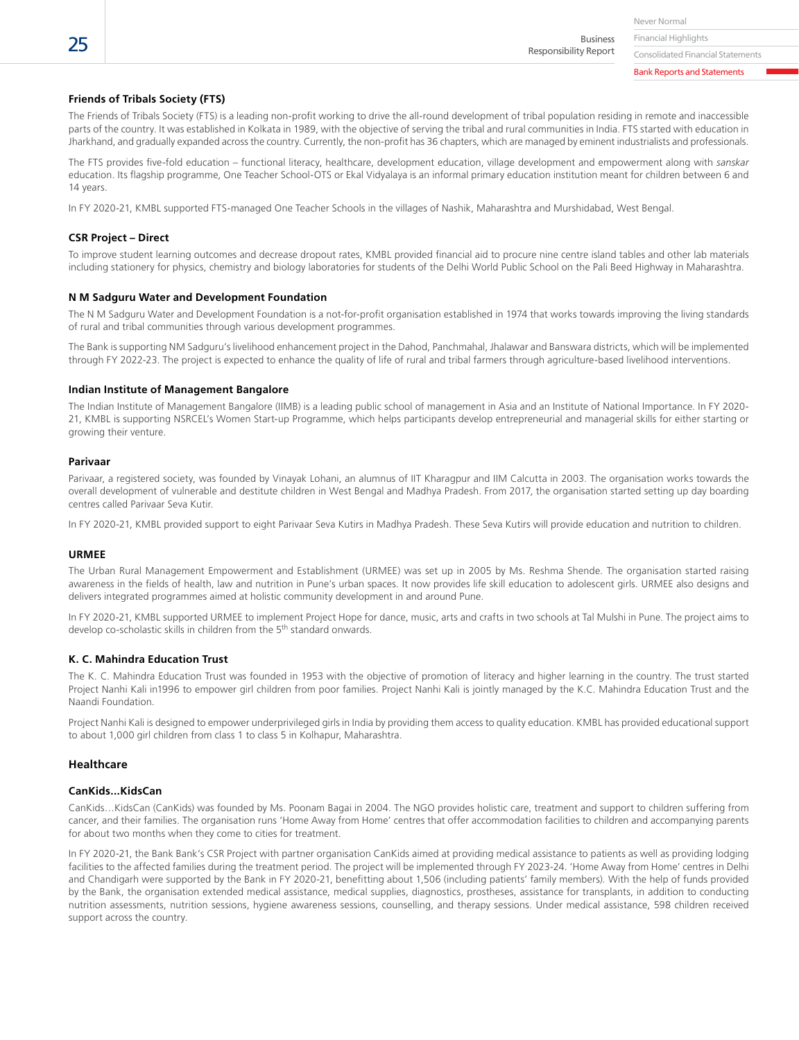### Friends of Tribals Society (FTS)

The Friends of Tribals Society (FTS) is a leading non-profit working to drive the all-round development of tribal population residing in remote and inaccessible parts of the country. It was established in Kolkata in 1989, with the objective of serving the tribal and rural communities in India. FTS started with education in Jharkhand, and gradually expanded across the country. Currently, the non-profit has 36 chapters, which are managed by eminent industrialists and professionals.

The FTS provides five-fold education – functional literacy, healthcare, development education, village development and empowerment along with *sanskar* education. Its flagship programme, One Teacher School-OTS or Ekal Vidyalaya is an informal primary education institution meant for children between 6 and 14 years.

In FY 2020-21, KMBL supported FTS-managed One Teacher Schools in the villages of Nashik, Maharashtra and Murshidabad, West Bengal.

### CSR Project – Direct

To improve student learning outcomes and decrease dropout rates, KMBL provided financial aid to procure nine centre island tables and other lab materials including stationery for physics, chemistry and biology laboratories for students of the Delhi World Public School on the Pali Beed Highway in Maharashtra.

### N M Sadguru Water and Development Foundation

The N M Sadguru Water and Development Foundation is a not-for-profit organisation established in 1974 that works towards improving the living standards of rural and tribal communities through various development programmes.

The Bank is supporting NM Sadguru's livelihood enhancement project in the Dahod, Panchmahal, Jhalawar and Banswara districts, which will be implemented through FY 2022-23. The project is expected to enhance the quality of life of rural and tribal farmers through agriculture-based livelihood interventions.

### Indian Institute of Management Bangalore

The Indian Institute of Management Bangalore (IIMB) is a leading public school of management in Asia and an Institute of National Importance. In FY 2020-21, KMBL is supporting NSRCEL's Women Start-up Programme, which helps participants develop entrepreneurial and managerial skills for either starting or growing their venture.

### Parivaar

Parivaar, a registered society, was founded by Vinayak Lohani, an alumnus of IIT Kharagpur and IIM Calcutta in 2003. The organisation works towards the overall development of vulnerable and destitute children in West Bengal and Madhya Pradesh. From 2017, the organisation started setting up day boarding centres called Parivaar Seva Kutir.

In FY 2020-21, KMBL provided support to eight Parivaar Seva Kutirs in Madhya Pradesh. These Seva Kutirs will provide education and nutrition to children.

### URMEE

The Urban Rural Management Empowerment and Establishment (URMEE) was set up in 2005 by Ms. Reshma Shende. The organisation started raising awareness in the fields of health, law and nutrition in Pune's urban spaces. It now provides life skill education to adolescent girls. URMEE also designs and delivers integrated programmes aimed at holistic community development in and around Pune.

In FY 2020-21, KMBL supported URMEE to implement Project Hope for dance, music, arts and crafts in two schools at Tal Mulshi in Pune. The project aims to develop co-scholastic skills in children from the 5th standard onwards.

### K. C. Mahindra Education Trust

The K. C. Mahindra Education Trust was founded in 1953 with the objective of promotion of literacy and higher learning in the country. The trust started Project Nanhi Kali in1996 to empower girl children from poor families. Project Nanhi Kali is jointly managed by the K.C. Mahindra Education Trust and the Naandi Foundation.

Project Nanhi Kali is designed to empower underprivileged girls in India by providing them access to quality education. KMBL has provided educational support to about 1,000 girl children from class 1 to class 5 in Kolhapur, Maharashtra.

## Healthcare

### CanKids...KidsCan

CanKids…KidsCan (CanKids) was founded by Ms. Poonam Bagai in 2004. The NGO provides holistic care, treatment and support to children suffering from cancer, and their families. The organisation runs 'Home Away from Home' centres that offer accommodation facilities to children and accompanying parents for about two months when they come to cities for treatment.

In FY 2020-21, the Bank Bank's CSR Project with partner organisation CanKids aimed at providing medical assistance to patients as well as providing lodging facilities to the affected families during the treatment period. The project will be implemented through FY 2023-24. 'Home Away from Home' centres in Delhi and Chandigarh were supported by the Bank in FY 2020-21, benefitting about 1,506 (including patients' family members). With the help of funds provided by the Bank, the organisation extended medical assistance, medical supplies, diagnostics, prostheses, assistance for transplants, in addition to conducting nutrition assessments, nutrition sessions, hygiene awareness sessions, counselling, and therapy sessions. Under medical assistance, 598 children received support across the country.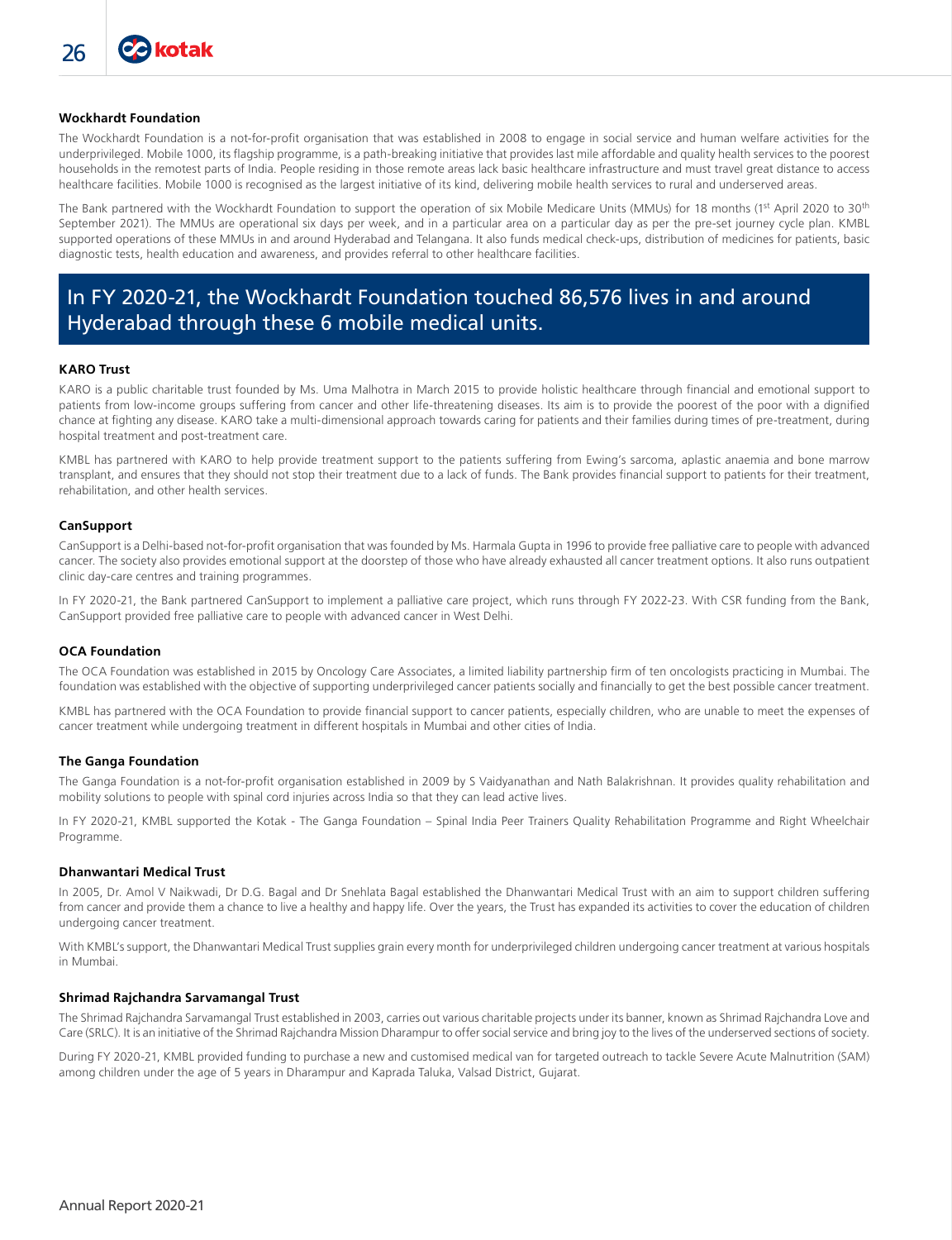### Wockhardt Foundation

The Wockhardt Foundation is a not-for-profit organisation that was established in 2008 to engage in social service and human welfare activities for the underprivileged. Mobile 1000, its flagship programme, is a path-breaking initiative that provides last mile affordable and quality health services to the poorest households in the remotest parts of India. People residing in those remote areas lack basic healthcare infrastructure and must travel great distance to access healthcare facilities. Mobile 1000 is recognised as the largest initiative of its kind, delivering mobile health services to rural and underserved areas.

The Bank partnered with the Wockhardt Foundation to support the operation of six Mobile Medicare Units (MMUs) for 18 months (1st April 2020 to 30th September 2021). The MMUs are operational six days per week, and in a particular area on a particular day as per the pre-set journey cycle plan. KMBL supported operations of these MMUs in and around Hyderabad and Telangana. It also funds medical check-ups, distribution of medicines for patients, basic diagnostic tests, health education and awareness, and provides referral to other healthcare facilities.

**In FY 2020-21, the Wockhardt Foundation touched 86,576 lives in and around Hyderabad through these 6 mobile medical units.**

### KARO Trust

KARO is a public charitable trust founded by Ms. Uma Malhotra in March 2015 to provide holistic healthcare through financial and emotional support to patients from low-income groups suffering from cancer and other life-threatening diseases. Its aim is to provide the poorest of the poor with a dignified chance at fighting any disease. KARO take a multi-dimensional approach towards caring for patients and their families during times of pre-treatment, during hospital treatment and post-treatment care.

KMBL has partnered with KARO to help provide treatment support to the patients suffering from Ewing's sarcoma, aplastic anaemia and bone marrow transplant, and ensures that they should not stop their treatment due to a lack of funds. The Bank provides financial support to patients for their treatment, rehabilitation, and other health services.

### CanSupport

CanSupport is a Delhi-based not-for-profit organisation that was founded by Ms. Harmala Gupta in 1996 to provide free palliative care to people with advanced cancer. The society also provides emotional support at the doorstep of those who have already exhausted all cancer treatment options. It also runs outpatient clinic day-care centres and training programmes.

In FY 2020-21, the Bank partnered CanSupport to implement a palliative care project, which runs through FY 2022-23. With CSR funding from the Bank, CanSupport provided free palliative care to people with advanced cancer in West Delhi.

### OCA Foundation

The OCA Foundation was established in 2015 by Oncology Care Associates, a limited liability partnership firm of ten oncologists practicing in Mumbai. The foundation was established with the objective of supporting underprivileged cancer patients socially and financially to get the best possible cancer treatment.

KMBL has partnered with the OCA Foundation to provide financial support to cancer patients, especially children, who are unable to meet the expenses of cancer treatment while undergoing treatment in different hospitals in Mumbai and other cities of India.

### The Ganga Foundation

The Ganga Foundation is a not-for-profit organisation established in 2009 by S Vaidyanathan and Nath Balakrishnan. It provides quality rehabilitation and mobility solutions to people with spinal cord injuries across India so that they can lead active lives.

In FY 2020-21, KMBL supported the Kotak - The Ganga Foundation – Spinal India Peer Trainers Quality Rehabilitation Programme and Right Wheelchair Programme.

### Dhanwantari Medical Trust

In 2005, Dr. Amol V Naikwadi, Dr D.G. Bagal and Dr Snehlata Bagal established the Dhanwantari Medical Trust with an aim to support children suffering from cancer and provide them a chance to live a healthy and happy life. Over the years, the Trust has expanded its activities to cover the education of children undergoing cancer treatment.

With KMBL's support, the Dhanwantari Medical Trust supplies grain every month for underprivileged children undergoing cancer treatment at various hospitals in Mumbai.

### Shrimad Rajchandra Sarvamangal Trust

The Shrimad Rajchandra Sarvamangal Trust established in 2003, carries out various charitable projects under its banner, known as Shrimad Rajchandra Love and Care (SRLC). It is an initiative of the Shrimad Rajchandra Mission Dharampur to offer social service and bring joy to the lives of the underserved sections of society.

During FY 2020-21, KMBL provided funding to purchase a new and customised medical van for targeted outreach to tackle Severe Acute Malnutrition (SAM) among children under the age of 5 years in Dharampur and Kaprada Taluka, Valsad District, Gujarat.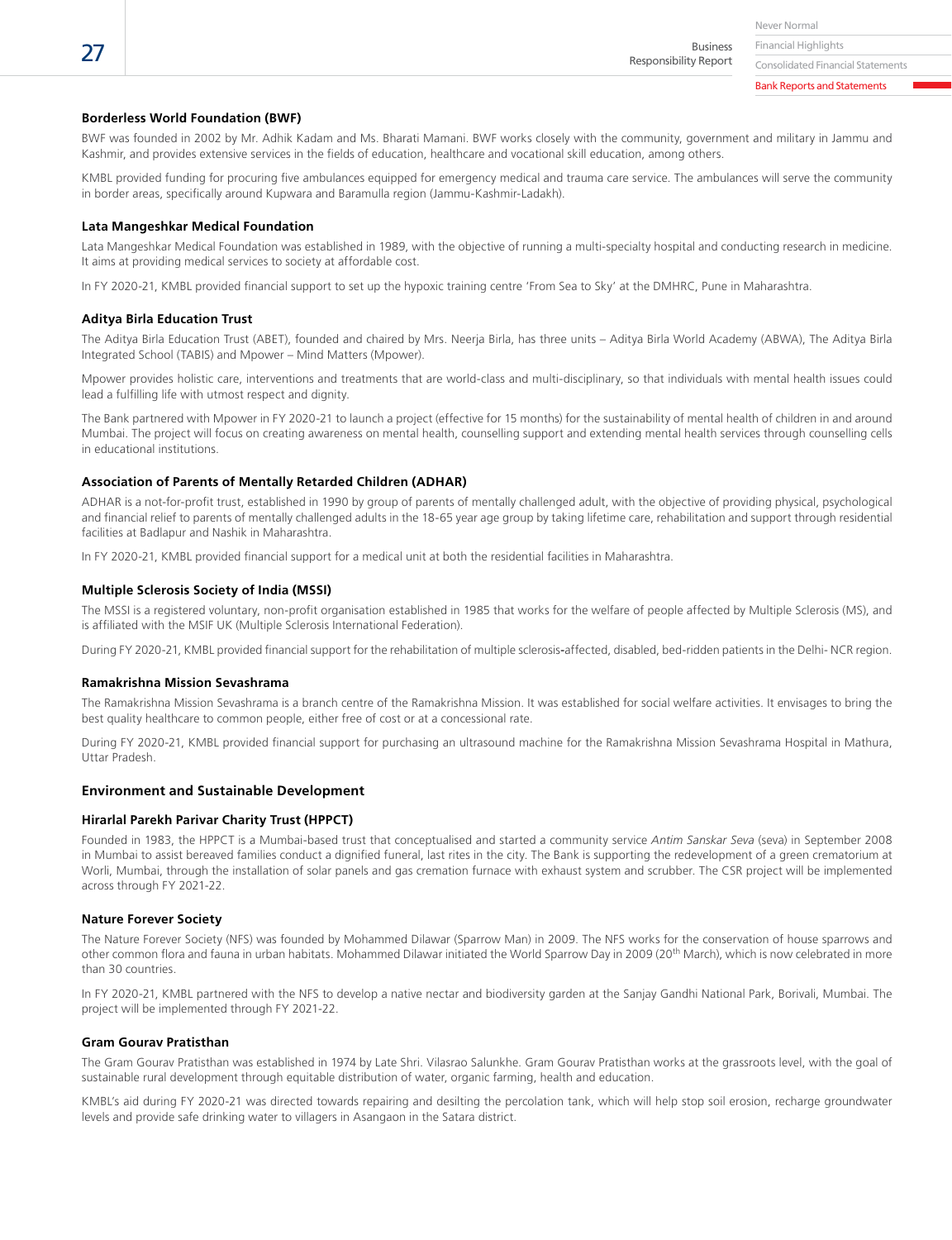### Borderless World Foundation (BWF)

BWF was founded in 2002 by Mr. Adhik Kadam and Ms. Bharati Mamani. BWF works closely with the community, government and military in Jammu and Kashmir, and provides extensive services in the fields of education, healthcare and vocational skill education, among others.

KMBL provided funding for procuring five ambulances equipped for emergency medical and trauma care service. The ambulances will serve the community in border areas, specifically around Kupwara and Baramulla region (Jammu-Kashmir-Ladakh).

### Lata Mangeshkar Medical Foundation

Lata Mangeshkar Medical Foundation was established in 1989, with the objective of running a multi-specialty hospital and conducting research in medicine. It aims at providing medical services to society at affordable cost.

In FY 2020-21, KMBL provided financial support to set up the hypoxic training centre 'From Sea to Sky' at the DMHRC, Pune in Maharashtra.

### Aditya Birla Education Trust

The Aditya Birla Education Trust (ABET), founded and chaired by Mrs. Neerja Birla, has three units – Aditya Birla World Academy (ABWA), The Aditya Birla Integrated School (TABIS) and Mpower – Mind Matters (Mpower).

Mpower provides holistic care, interventions and treatments that are world-class and multi-disciplinary, so that individuals with mental health issues could lead a fulfilling life with utmost respect and dignity.

The Bank partnered with Mpower in FY 2020-21 to launch a project (effective for 15 months) for the sustainability of mental health of children in and around Mumbai. The project will focus on creating awareness on mental health, counselling support and extending mental health services through counselling cells in educational institutions.

### Association of Parents of Mentally Retarded Children (ADHAR)

ADHAR is a not-for-profit trust, established in 1990 by group of parents of mentally challenged adult, with the objective of providing physical, psychological and financial relief to parents of mentally challenged adults in the 18-65 year age group by taking lifetime care, rehabilitation and support through residential facilities at Badlapur and Nashik in Maharashtra.

In FY 2020-21, KMBL provided financial support for a medical unit at both the residential facilities in Maharashtra.

### Multiple Sclerosis Society of India (MSSI)

The MSSI is a registered voluntary, non-profit organisation established in 1985 that works for the welfare of people affected by Multiple Sclerosis (MS), and is affiliated with the MSIF UK (Multiple Sclerosis International Federation).

During FY 2020-21, KMBL provided financial support for the rehabilitation of multiple sclerosis-affected, disabled, bed-ridden patients in the Delhi- NCR region.

### Ramakrishna Mission Sevashrama

The Ramakrishna Mission Sevashrama is a branch centre of the Ramakrishna Mission. It was established for social welfare activities. It envisages to bring the best quality healthcare to common people, either free of cost or at a concessional rate.

During FY 2020-21, KMBL provided financial support for purchasing an ultrasound machine for the Ramakrishna Mission Sevashrama Hospital in Mathura, Uttar Pradesh.

## Environment and Sustainable Development

### Hirarlal Parekh Parivar Charity Trust (HPPCT)

Founded in 1983, the HPPCT is a Mumbai-based trust that conceptualised and started a community service *Antim Sanskar Seva* (seva) in September 2008 in Mumbai to assist bereaved families conduct a dignified funeral, last rites in the city. The Bank is supporting the redevelopment of a green crematorium at Worli, Mumbai, through the installation of solar panels and gas cremation furnace with exhaust system and scrubber. The CSR project will be implemented across through FY 2021-22.

### Nature Forever Society

The Nature Forever Society (NFS) was founded by Mohammed Dilawar (Sparrow Man) in 2009. The NFS works for the conservation of house sparrows and other common flora and fauna in urban habitats. Mohammed Dilawar initiated the World Sparrow Day in 2009 (20th March), which is now celebrated in more than 30 countries.

In FY 2020-21, KMBL partnered with the NFS to develop a native nectar and biodiversity garden at the Sanjay Gandhi National Park, Borivali, Mumbai. The project will be implemented through FY 2021-22.

### Gram Gourav Pratisthan

The Gram Gourav Pratisthan was established in 1974 by Late Shri. Vilasrao Salunkhe. Gram Gourav Pratisthan works at the grassroots level, with the goal of sustainable rural development through equitable distribution of water, organic farming, health and education.

KMBL's aid during FY 2020-21 was directed towards repairing and desilting the percolation tank, which will help stop soil erosion, recharge groundwater levels and provide safe drinking water to villagers in Asangaon in the Satara district.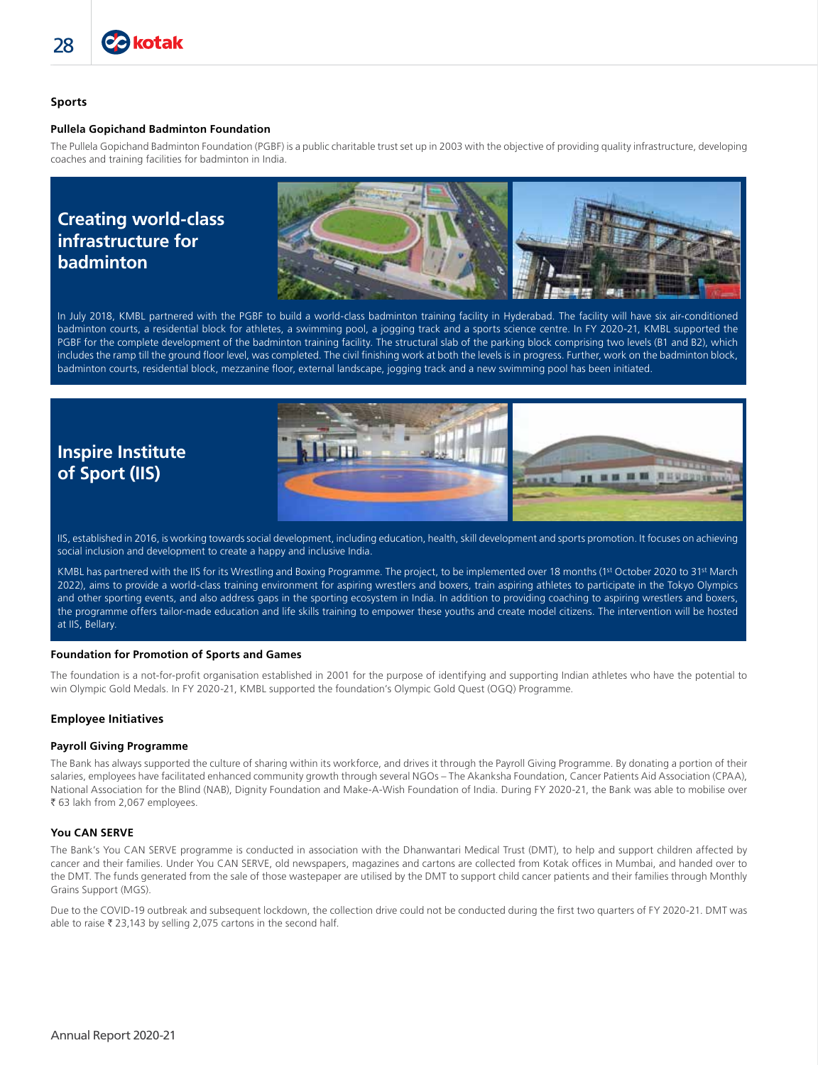## Sports

### Pullela Gopichand Badminton Foundation

The Pullela Gopichand Badminton Foundation (PGBF) is a public charitable trust set up in 2003 with the objective of providing quality infrastructure, developing coaches and training facilities for badminton in India.

### Creating world-class infrastructure for badminton

In July 2018, KMBL partnered with the PGBF to build a world-class badminton training facility in Hyderabad. The facility will have six air-conditioned badminton courts, a residential block for athletes, a swimming pool, a jogging track and a sports science centre. In FY 2020-21, KMBL supported the PGBF for the complete development of the badminton training facility. The structural slab of the parking block comprising two levels (B1 and B2), which includes the ramp till the ground floor level, was completed. The civil finishing work at both the levels is in progress. Further, work on the badminton block, badminton courts, residential block, mezzanine floor, external landscape, jogging track and a new swimming pool has been initiated.

### Inspire Institute of Sport (IIS)

IIS, established in 2016, is working towards social development, including education, health, skill development and sports promotion. It focuses on achieving social inclusion and development to create a happy and inclusive India.

KMBL has partnered with the IIS for its Wrestling and Boxing Programme. The project, to be implemented over 18 months (1st October 2020 to 31st March 2022), aims to provide a world-class training environment for aspiring wrestlers and boxers, train aspiring athletes to participate in the Tokyo Olympics and other sporting events, and also address gaps in the sporting ecosystem in India. In addition to providing coaching to aspiring wrestlers and boxers, the programme offers tailor-made education and life skills training to empower these youths and create model citizens. The intervention will be hosted at IIS, Bellary.

### Foundation for Promotion of Sports and Games

The foundation is a not-for-profit organisation established in 2001 for the purpose of identifying and supporting Indian athletes who have the potential to win Olympic Gold Medals. In FY 2020-21, KMBL supported the foundation's Olympic Gold Quest (OGQ) Programme.

## Employee Initiatives

### Payroll Giving Programme

The Bank has always supported the culture of sharing within its workforce, and drives it through the Payroll Giving Programme. By donating a portion of their salaries, employees have facilitated enhanced community growth through several NGOs – The Akanksha Foundation, Cancer Patients Aid Association (CPAA), National Association for the Blind (NAB), Dignity Foundation and Make-A-Wish Foundation of India. During FY 2020-21, the Bank was able to mobilise over ₹ 63 lakh from 2,067 employees.

### You CAN SERVE

The Bank's You CAN SERVE programme is conducted in association with the Dhanwantari Medical Trust (DMT), to help and support children affected by cancer and their families. Under You CAN SERVE, old newspapers, magazines and cartons are collected from Kotak offices in Mumbai, and handed over to the DMT. The funds generated from the sale of those wastepaper are utilised by the DMT to support child cancer patients and their families through Monthly Grains Support (MGS).

Due to the COVID-19 outbreak and subsequent lockdown, the collection drive could not be conducted during the first two quarters of FY 2020-21. DMT was able to raise ₹ 23,143 by selling 2,075 cartons in the second half.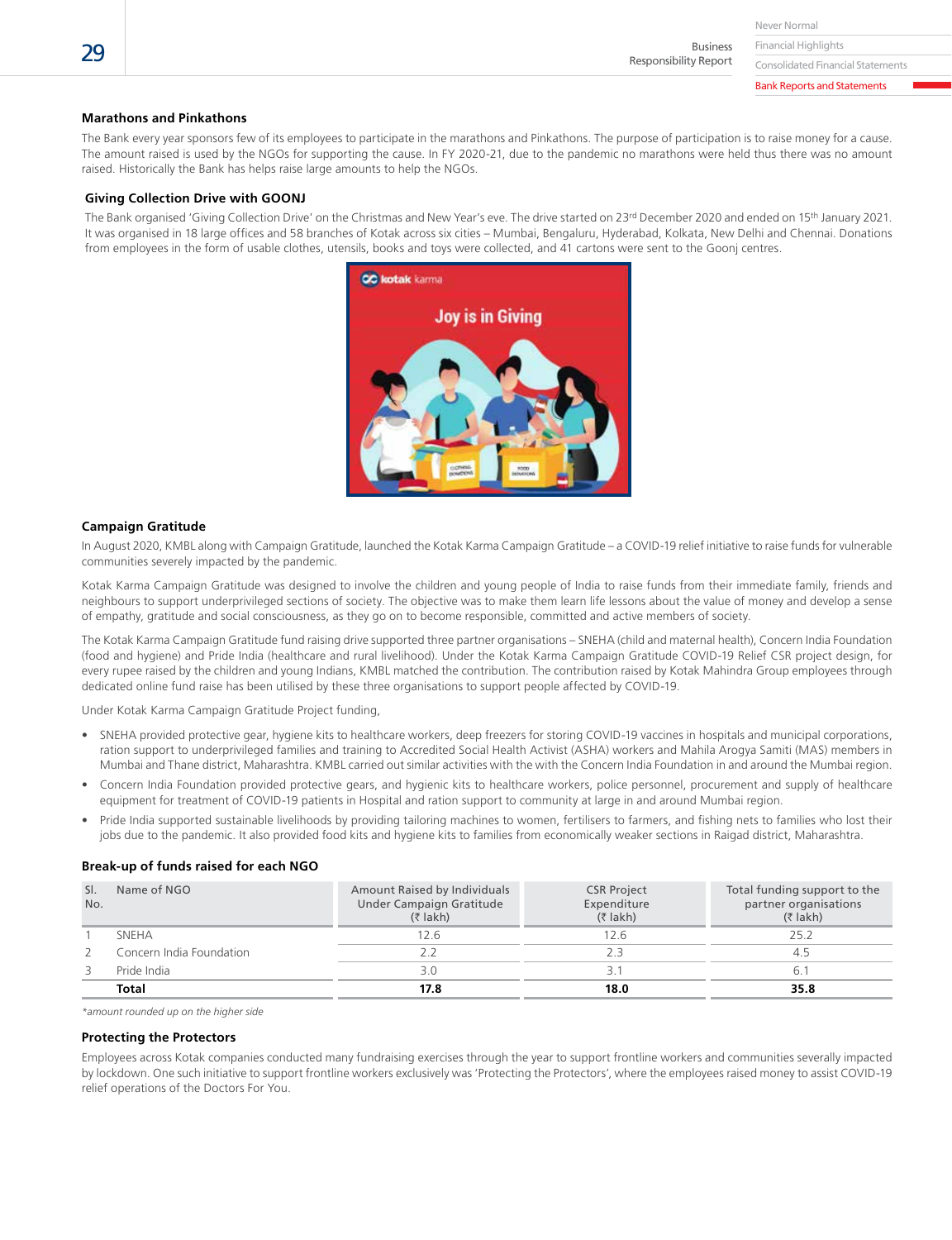### Marathons and Pinkathons

The Bank every year sponsors few of its employees to participate in the marathons and Pinkathons. The purpose of participation is to raise money for a cause. The amount raised is used by the NGOs for supporting the cause. In FY 2020-21, due to the pandemic no marathons were held thus there was no amount raised. Historically the Bank has helps raise large amounts to help the NGOs.

### Giving Collection Drive with GOONJ

The Bank organised 'Giving Collection Drive' on the Christmas and New Year's eve. The drive started on 23rd December 2020 and ended on 15th January 2021. It was organised in 18 large offices and 58 branches of Kotak across six cities – Mumbai, Bengaluru, Hyderabad, Kolkata, New Delhi and Chennai. Donations from employees in the form of usable clothes, utensils, books and toys were collected, and 41 cartons were sent to the Goonj centres.

### Campaign Gratitude

In August 2020, KMBL along with Campaign Gratitude, launched the Kotak Karma Campaign Gratitude – a COVID-19 relief initiative to raise funds for vulnerable communities severely impacted by the pandemic.

Kotak Karma Campaign Gratitude was designed to involve the children and young people of India to raise funds from their immediate family, friends and neighbours to support underprivileged sections of society. The objective was to make them learn life lessons about the value of money and develop a sense of empathy, gratitude and social consciousness, as they go on to become responsible, committed and active members of society.

The Kotak Karma Campaign Gratitude fund raising drive supported three partner organisations – SNEHA (child and maternal health), Concern India Foundation (food and hygiene) and Pride India (healthcare and rural livelihood). Under the Kotak Karma Campaign Gratitude COVID-19 Relief CSR project design, for every rupee raised by the children and young Indians, KMBL matched the contribution. The contribution raised by Kotak Mahindra Group employees through dedicated online fund raise has been utilised by these three organisations to support people affected by COVID-19.

Under Kotak Karma Campaign Gratitude Project funding,

- SNEHA provided protective gear, hygiene kits to healthcare workers, deep freezers for storing COVID-19 vaccines in hospitals and municipal corporations, ration support to underprivileged families and training to Accredited Social Health Activist (ASHA) workers and Mahila Arogya Samiti (MAS) members in Mumbai and Thane district, Maharashtra. KMBL carried out similar activities with the with the Concern India Foundation in and around the Mumbai region.
- Concern India Foundation provided protective gears, and hygienic kits to healthcare workers, police personnel, procurement and supply of healthcare equipment for treatment of COVID-19 patients in Hospital and ration support to community at large in and around Mumbai region.
- Pride India supported sustainable livelihoods by providing tailoring machines to women, fertilisers to farmers, and fishing nets to families who lost their jobs due to the pandemic. It also provided food kits and hygiene kits to families from economically weaker sections in Raigad district, Maharashtra.

### Break-up of funds raised for each NGO

| Sl. No. | Name of NGO | Amount Raised by Individuals Under Campaign Gratitude (₹ lakh) | CSR Project Expenditure (₹ lakh) | Total funding support to the partner organisations (₹ lakh) |
|---|---|---|---|---|
| 1 | SNEHA | 12.6 | 12.6 | 25.2 |
| 2 | Concern India Foundation | 2.2 | 2.3 | 4.5 |
| 3 | Pride India | 3.0 | 3.1 | 6.1 |
| | **Total** | **17.8** | **18.0** | **35.8** |

*amount rounded up on the higher side*

### Protecting the Protectors

Employees across Kotak companies conducted many fundraising exercises through the year to support frontline workers and communities severally impacted by lockdown. One such initiative to support frontline workers exclusively was 'Protecting the Protectors', where the employees raised money to assist COVID-19 relief operations of the Doctors For You.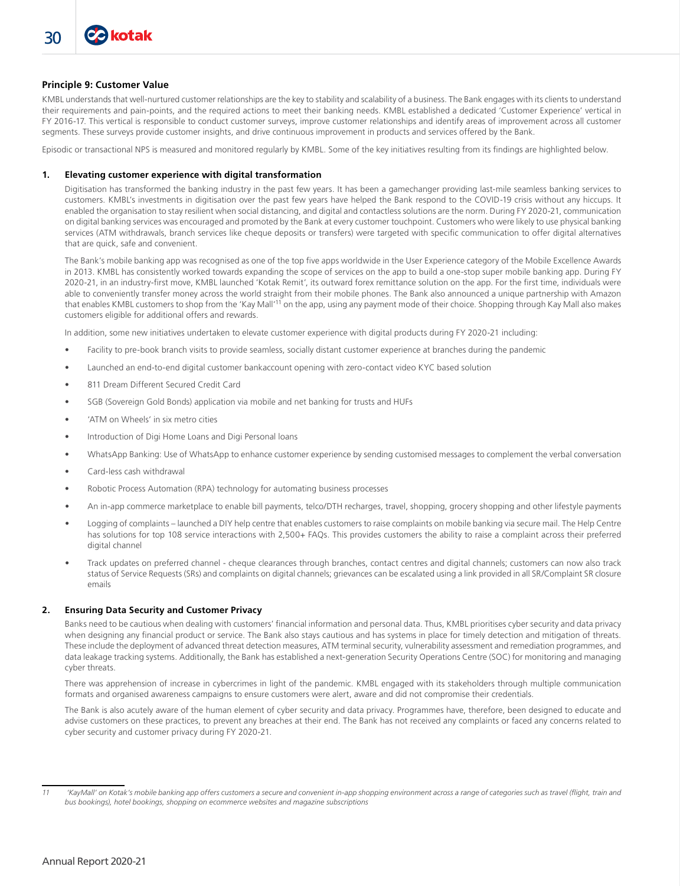## Principle 9: Customer Value

KMBL understands that well-nurtured customer relationships are the key to stability and scalability of a business. The Bank engages with its clients to understand their requirements and pain-points, and the required actions to meet their banking needs. KMBL established a dedicated 'Customer Experience' vertical in FY 2016-17. This vertical is responsible to conduct customer surveys, improve customer relationships and identify areas of improvement across all customer segments. These surveys provide customer insights, and drive continuous improvement in products and services offered by the Bank.

Episodic or transactional NPS is measured and monitored regularly by KMBL. Some of the key initiatives resulting from its findings are highlighted below.

### 1. Elevating customer experience with digital transformation

Digitisation has transformed the banking industry in the past few years. It has been a gamechanger providing last-mile seamless banking services to customers. KMBL's investments in digitisation over the past few years have helped the Bank respond to the COVID-19 crisis without any hiccups. It enabled the organisation to stay resilient when social distancing, and digital and contactless solutions are the norm. During FY 2020-21, communication on digital banking services was encouraged and promoted by the Bank at every customer touchpoint. Customers who were likely to use physical banking services (ATM withdrawals, branch services like cheque deposits or transfers) were targeted with specific communication to offer digital alternatives that are quick, safe and convenient.

The Bank's mobile banking app was recognised as one of the top five apps worldwide in the User Experience category of the Mobile Excellence Awards in 2013. KMBL has consistently worked towards expanding the scope of services on the app to build a one-stop super mobile banking app. During FY 2020-21, in an industry-first move, KMBL launched 'Kotak Remit', its outward forex remittance solution on the app. For the first time, individuals were able to conveniently transfer money across the world straight from their mobile phones. The Bank also announced a unique partnership with Amazon that enables KMBL customers to shop from the 'Kay Mall'[11] on the app, using any payment mode of their choice. Shopping through Kay Mall also makes customers eligible for additional offers and rewards.

In addition, some new initiatives undertaken to elevate customer experience with digital products during FY 2020-21 including:

- Facility to pre-book branch visits to provide seamless, socially distant customer experience at branches during the pandemic
- Launched an end-to-end digital customer bankaccount opening with zero-contact video KYC based solution
- 811 Dream Different Secured Credit Card
- SGB (Sovereign Gold Bonds) application via mobile and net banking for trusts and HUFs
- 'ATM on Wheels' in six metro cities
- Introduction of Digi Home Loans and Digi Personal loans
- WhatsApp Banking: Use of WhatsApp to enhance customer experience by sending customised messages to complement the verbal conversation
- Card-less cash withdrawal
- Robotic Process Automation (RPA) technology for automating business processes
- An in-app commerce marketplace to enable bill payments, telco/DTH recharges, travel, shopping, grocery shopping and other lifestyle payments
- Logging of complaints – launched a DIY help centre that enables customers to raise complaints on mobile banking via secure mail. The Help Centre has solutions for top 108 service interactions with 2,500+ FAQs. This provides customers the ability to raise a complaint across their preferred digital channel
- Track updates on preferred channel - cheque clearances through branches, contact centres and digital channels; customers can now also track status of Service Requests (SRs) and complaints on digital channels; grievances can be escalated using a link provided in all SR/Complaint SR closure emails

### 2. Ensuring Data Security and Customer Privacy

Banks need to be cautious when dealing with customers' financial information and personal data. Thus, KMBL prioritises cyber security and data privacy when designing any financial product or service. The Bank also stays cautious and has systems in place for timely detection and mitigation of threats. These include the deployment of advanced threat detection measures, ATM terminal security, vulnerability assessment and remediation programmes, and data leakage tracking systems. Additionally, the Bank has established a next-generation Security Operations Centre (SOC) for monitoring and managing cyber threats.

There was apprehension of increase in cybercrimes in light of the pandemic. KMBL engaged with its stakeholders through multiple communication formats and organised awareness campaigns to ensure customers were alert, aware and did not compromise their credentials.

The Bank is also acutely aware of the human element of cyber security and data privacy. Programmes have, therefore, been designed to educate and advise customers on these practices, to prevent any breaches at their end. The Bank has not received any complaints or faced any concerns related to cyber security and customer privacy during FY 2020-21.

---

*11 'KayMall' on Kotak's mobile banking app offers customers a secure and convenient in-app shopping environment across a range of categories such as travel (flight, train and bus bookings), hotel bookings, shopping on ecommerce websites and magazine subscriptions*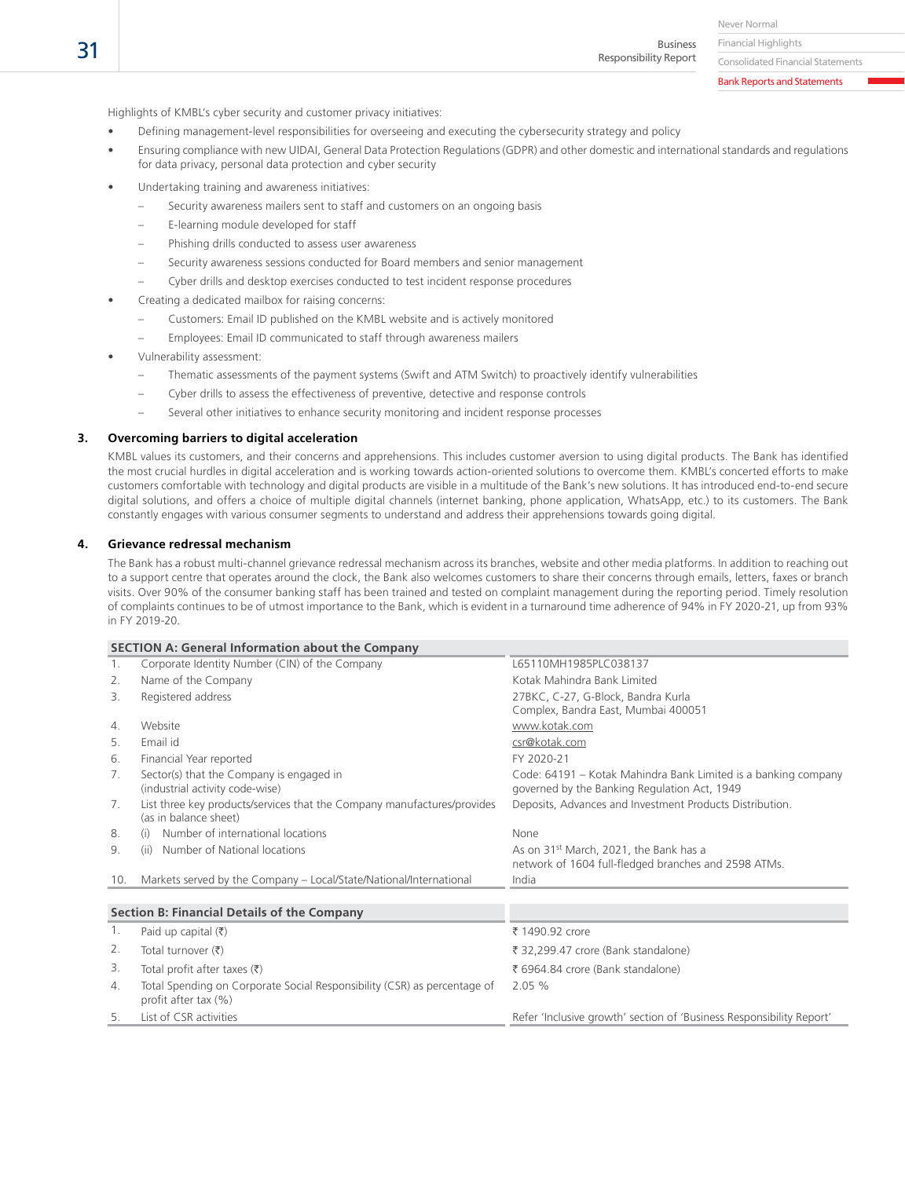Highlights of KMBL's cyber security and customer privacy initiatives:

- Defining management-level responsibilities for overseeing and executing the cybersecurity strategy and policy
- Ensuring compliance with new UIDAI, General Data Protection Regulations (GDPR) and other domestic and international standards and regulations for data privacy, personal data protection and cyber security
- Undertaking training and awareness initiatives:
  - Security awareness mailers sent to staff and customers on an ongoing basis
  - E-learning module developed for staff
  - Phishing drills conducted to assess user awareness
  - Security awareness sessions conducted for Board members and senior management
  - Cyber drills and desktop exercises conducted to test incident response procedures
- Creating a dedicated mailbox for raising concerns:
  - Customers: Email ID published on the KMBL website and is actively monitored
  - Employees: Email ID communicated to staff through awareness mailers
- Vulnerability assessment:
  - Thematic assessments of the payment systems (Swift and ATM Switch) to proactively identify vulnerabilities
  - Cyber drills to assess the effectiveness of preventive, detective and response controls
  - Several other initiatives to enhance security monitoring and incident response processes

### 3. Overcoming barriers to digital acceleration

KMBL values its customers, and their concerns and apprehensions. This includes customer aversion to using digital products. The Bank has identified the most crucial hurdles in digital acceleration and is working towards action-oriented solutions to overcome them. KMBL's concerted efforts to make customers comfortable with technology and digital products are visible in a multitude of the Bank's new solutions. It has introduced end-to-end secure digital solutions, and offers a choice of multiple digital channels (internet banking, phone application, WhatsApp, etc.) to its customers. The Bank constantly engages with various consumer segments to understand and address their apprehensions towards going digital.

### 4. Grievance redressal mechanism

The Bank has a robust multi-channel grievance redressal mechanism across its branches, website and other media platforms. In addition to reaching out to a support centre that operates around the clock, the Bank also welcomes customers to share their concerns through emails, letters, faxes or branch visits. Over 90% of the consumer banking staff has been trained and tested on complaint management during the reporting period. Timely resolution of complaints continues to be of utmost importance to the Bank, which is evident in a turnaround time adherence of 94% in FY 2020-21, up from 93% in FY 2019-20.

| **SECTION A: General Information about the Company** | | |
|---|---|---|
| 1. | Corporate Identity Number (CIN) of the Company | L65110MH1985PLC038137 |
| 2. | Name of the Company | Kotak Mahindra Bank Limited |
| 3. | Registered address | 27BKC, C-27, G-Block, Bandra Kurla Complex, Bandra East, Mumbai 400051 |
| 4. | Website | www.kotak.com |
| 5. | Email id | csr@kotak.com |
| 6. | Financial Year reported | FY 2020-21 |
| 7. | Sector(s) that the Company is engaged in (industrial activity code-wise) | Code: 64191 – Kotak Mahindra Bank Limited is a banking company governed by the Banking Regulation Act, 1949 |
| 7. | List three key products/services that the Company manufactures/provides (as in balance sheet) | Deposits, Advances and Investment Products Distribution. |
| 8. | (i) Number of international locations | None |
| 9. | (ii) Number of National locations | As on 31st March, 2021, the Bank has a network of 1604 full-fledged branches and 2598 ATMs. |
| 10. | Markets served by the Company – Local/State/National/International | India |

| **Section B: Financial Details of the Company** | | |
|---|---|---|
| 1. | Paid up capital (₹) | ₹ 1490.92 crore |
| 2. | Total turnover (₹) | ₹ 32,299.47 crore (Bank standalone) |
| 3. | Total profit after taxes (₹) | ₹ 6964.84 crore (Bank standalone) |
| 4. | Total Spending on Corporate Social Responsibility (CSR) as percentage of profit after tax (%) | 2.05 % |
| 5. | List of CSR activities | Refer 'Inclusive growth' section of 'Business Responsibility Report' |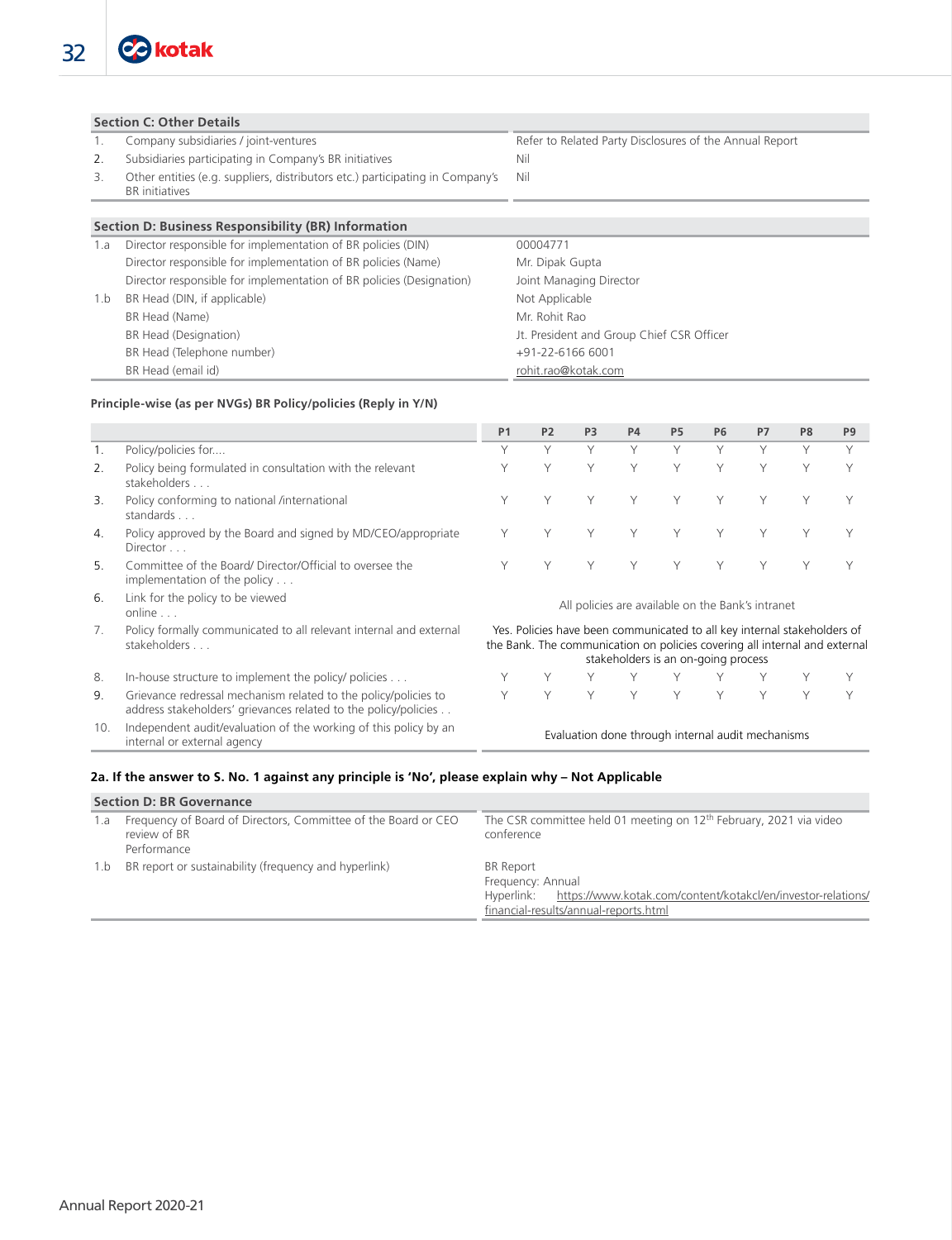| Section C: Other Details | | |
|---|---|---|
| 1. | Company subsidiaries / joint-ventures | Refer to Related Party Disclosures of the Annual Report |
| 2. | Subsidiaries participating in Company's BR initiatives | Nil |
| 3. | Other entities (e.g. suppliers, distributors etc.) participating in Company's BR initiatives | Nil |

| Section D: Business Responsibility (BR) Information | | |
|---|---|---|
| 1.a | Director responsible for implementation of BR policies (DIN) | 00004771 |
| | Director responsible for implementation of BR policies (Name) | Mr. Dipak Gupta |
| | Director responsible for implementation of BR policies (Designation) | Joint Managing Director |
| 1.b | BR Head (DIN, if applicable) | Not Applicable |
| | BR Head (Name) | Mr. Rohit Rao |
| | BR Head (Designation) | Jt. President and Group Chief CSR Officer |
| | BR Head (Telephone number) | +91-22-6166 6001 |
| | BR Head (email id) | rohit.rao@kotak.com |

**Principle-wise (as per NVGs) BR Policy/policies (Reply in Y/N)**

| | | P1 | P2 | P3 | P4 | P5 | P6 | P7 | P8 | P9 |
|---|---|---|---|---|---|---|---|---|---|---|
| 1. | Policy/policies for.... | Y | Y | Y | Y | Y | Y | Y | Y | Y |
| 2. | Policy being formulated in consultation with the relevant stakeholders . . . | Y | Y | Y | Y | Y | Y | Y | Y | Y |
| 3. | Policy conforming to national /international standards . . . | Y | Y | Y | Y | Y | Y | Y | Y | Y |
| 4. | Policy approved by the Board and signed by MD/CEO/appropriate Director . . . | Y | Y | Y | Y | Y | Y | Y | Y | Y |
| 5. | Committee of the Board/ Director/Official to oversee the implementation of the policy . . . | Y | Y | Y | Y | Y | Y | Y | Y | Y |
| 6. | Link for the policy to be viewed online . . . | All policies are available on the Bank's intranet | | | | | | | | |
| 7. | Policy formally communicated to all relevant internal and external stakeholders . . . | Yes. Policies have been communicated to all key internal stakeholders of the Bank. The communication on policies covering all internal and external stakeholders is an on-going process | | | | | | | | |
| 8. | In-house structure to implement the policy/ policies . . . | Y | Y | Y | Y | Y | Y | Y | Y | Y |
| 9. | Grievance redressal mechanism related to the policy/policies to address stakeholders' grievances related to the policy/policies . . | Y | Y | Y | Y | Y | Y | Y | Y | Y |
| 10. | Independent audit/evaluation of the working of this policy by an internal or external agency | Evaluation done through internal audit mechanisms | | | | | | | | |

**2a. If the answer to S. No. 1 against any principle is 'No', please explain why – Not Applicable**

| Section D: BR Governance | | |
|---|---|---|
| 1.a | Frequency of Board of Directors, Committee of the Board or CEO review of BR Performance | The CSR committee held 01 meeting on 12th February, 2021 via video conference |
| 1.b | BR report or sustainability (frequency and hyperlink) | BR Report<br>Frequency: Annual<br>Hyperlink: https://www.kotak.com/content/kotakcl/en/investor-relations/financial-results/annual-reports.html |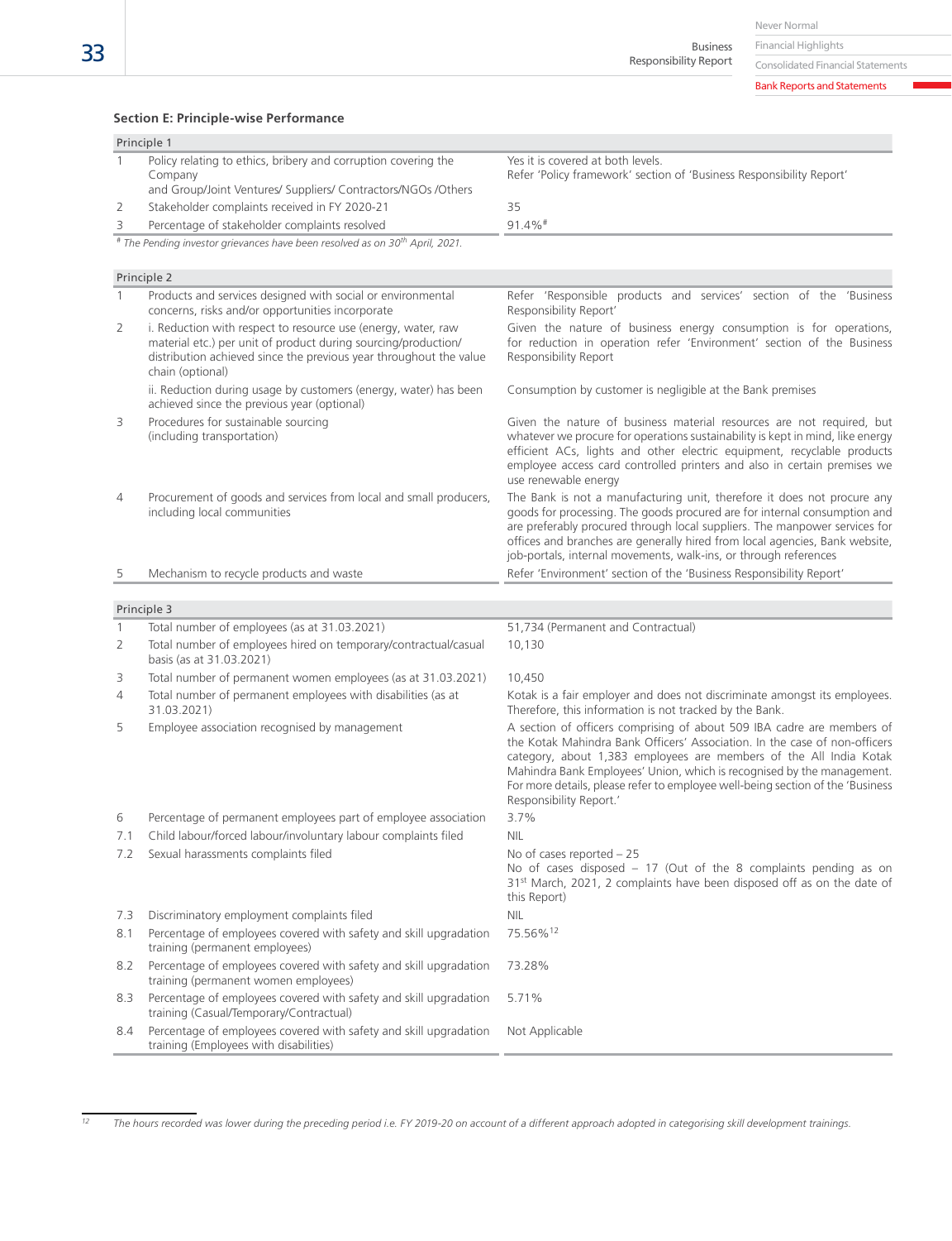### Section E: Principle-wise Performance

| Principle 1 | | |
|---|---|---|
| 1 | Policy relating to ethics, bribery and corruption covering the Company and Group/Joint Ventures/ Suppliers/ Contractors/NGOs /Others | Yes it is covered at both levels. Refer 'Policy framework' section of 'Business Responsibility Report' |
| 2 | Stakeholder complaints received in FY 2020-21 | 35 |
| 3 | Percentage of stakeholder complaints resolved | 91.4%# |

*# The Pending investor grievances have been resolved as on 30th April, 2021.*

| Principle 2 | | |
|---|---|---|
| 1 | Products and services designed with social or environmental concerns, risks and/or opportunities incorporate | Refer 'Responsible products and services' section of the 'Business Responsibility Report' |
| 2 | i. Reduction with respect to resource use (energy, water, raw material etc.) per unit of product during sourcing/production/ distribution achieved since the previous year throughout the value chain (optional) | Given the nature of business energy consumption is for operations, for reduction in operation refer 'Environment' section of the Business Responsibility Report |
| | ii. Reduction during usage by customers (energy, water) has been achieved since the previous year (optional) | Consumption by customer is negligible at the Bank premises |
| 3 | Procedures for sustainable sourcing (including transportation) | Given the nature of business material resources are not required, but whatever we procure for operations sustainability is kept in mind, like energy efficient ACs, lights and other electric equipment, recyclable products employee access card controlled printers and also in certain premises we use renewable energy |
| 4 | Procurement of goods and services from local and small producers, including local communities | The Bank is not a manufacturing unit, therefore it does not procure any goods for processing. The goods procured are for internal consumption and are preferably procured through local suppliers. The manpower services for offices and branches are generally hired from local agencies, Bank website, job-portals, internal movements, walk-ins, or through references |
| 5 | Mechanism to recycle products and waste | Refer 'Environment' section of the 'Business Responsibility Report' |

| Principle 3 | | |
|---|---|---|
| 1 | Total number of employees (as at 31.03.2021) | 51,734 (Permanent and Contractual) |
| 2 | Total number of employees hired on temporary/contractual/casual basis (as at 31.03.2021) | 10,130 |
| 3 | Total number of permanent women employees (as at 31.03.2021) | 10,450 |
| 4 | Total number of permanent employees with disabilities (as at 31.03.2021) | Kotak is a fair employer and does not discriminate amongst its employees. Therefore, this information is not tracked by the Bank. |
| 5 | Employee association recognised by management | A section of officers comprising of about 509 IBA cadre are members of the Kotak Mahindra Bank Officers' Association. In the case of non-officers category, about 1,383 employees are members of the All India Kotak Mahindra Bank Employees' Union, which is recognised by the management. For more details, please refer to employee well-being section of the 'Business Responsibility Report.' |
| 6 | Percentage of permanent employees part of employee association | 3.7% |
| 7.1 | Child labour/forced labour/involuntary labour complaints filed | NIL |
| 7.2 | Sexual harassments complaints filed | No of cases reported – 25<br>No of cases disposed – 17 (Out of the 8 complaints pending as on 31st March, 2021, 2 complaints have been disposed off as on the date of this Report) |
| 7.3 | Discriminatory employment complaints filed | NIL |
| 8.1 | Percentage of employees covered with safety and skill upgradation training (permanent employees) | 75.56%[12] |
| 8.2 | Percentage of employees covered with safety and skill upgradation training (permanent women employees) | 73.28% |
| 8.3 | Percentage of employees covered with safety and skill upgradation training (Casual/Temporary/Contractual) | 5.71% |
| 8.4 | Percentage of employees covered with safety and skill upgradation training (Employees with disabilities) | Not Applicable |

[12] *The hours recorded was lower during the preceding period i.e. FY 2019-20 on account of a different approach adopted in categorising skill development trainings.*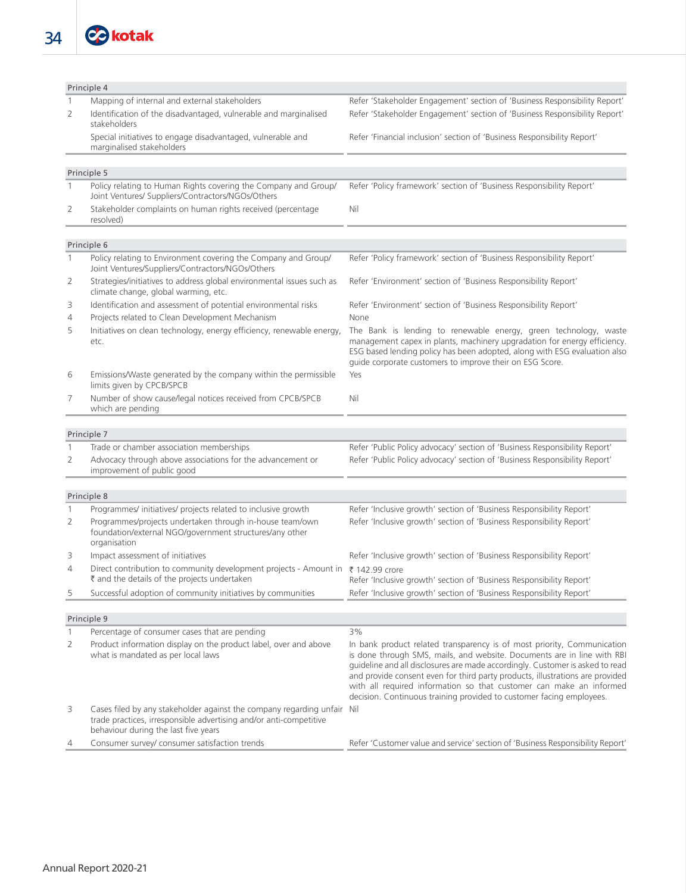| Principle 4 | | |
|---|---|---|
| 1 | Mapping of internal and external stakeholders | Refer 'Stakeholder Engagement' section of 'Business Responsibility Report' |
| 2 | Identification of the disadvantaged, vulnerable and marginalised stakeholders | Refer 'Stakeholder Engagement' section of 'Business Responsibility Report' |
| | Special initiatives to engage disadvantaged, vulnerable and marginalised stakeholders | Refer 'Financial inclusion' section of 'Business Responsibility Report' |

| Principle 5 | | |
|---|---|---|
| 1 | Policy relating to Human Rights covering the Company and Group/ Joint Ventures/ Suppliers/Contractors/NGOs/Others | Refer 'Policy framework' section of 'Business Responsibility Report' |
| 2 | Stakeholder complaints on human rights received (percentage resolved) | Nil |

| Principle 6 | | |
|---|---|---|
| 1 | Policy relating to Environment covering the Company and Group/ Joint Ventures/Suppliers/Contractors/NGOs/Others | Refer 'Policy framework' section of 'Business Responsibility Report' |
| 2 | Strategies/initiatives to address global environmental issues such as climate change, global warming, etc. | Refer 'Environment' section of 'Business Responsibility Report' |
| 3 | Identification and assessment of potential environmental risks | Refer 'Environment' section of 'Business Responsibility Report' |
| 4 | Projects related to Clean Development Mechanism | None |
| 5 | Initiatives on clean technology, energy efficiency, renewable energy, etc. | The Bank is lending to renewable energy, green technology, waste management capex in plants, machinery upgradation for energy efficiency. ESG based lending policy has been adopted, along with ESG evaluation also guide corporate customers to improve their on ESG Score. |
| 6 | Emissions/Waste generated by the company within the permissible limits given by CPCB/SPCB | Yes |
| 7 | Number of show cause/legal notices received from CPCB/SPCB which are pending | Nil |

| Principle 7 | | |
|---|---|---|
| 1 | Trade or chamber association memberships | Refer 'Public Policy advocacy' section of 'Business Responsibility Report' |
| 2 | Advocacy through above associations for the advancement or improvement of public good | Refer 'Public Policy advocacy' section of 'Business Responsibility Report' |

| Principle 8 | | |
|---|---|---|
| 1 | Programmes/ initiatives/ projects related to inclusive growth | Refer 'Inclusive growth' section of 'Business Responsibility Report' |
| 2 | Programmes/projects undertaken through in-house team/own foundation/external NGO/government structures/any other organisation | Refer 'Inclusive growth' section of 'Business Responsibility Report' |
| 3 | Impact assessment of initiatives | Refer 'Inclusive growth' section of 'Business Responsibility Report' |
| 4 | Direct contribution to community development projects - Amount in ₹ and the details of the projects undertaken | ₹ 142.99 crore<br>Refer 'Inclusive growth' section of 'Business Responsibility Report' |
| 5 | Successful adoption of community initiatives by communities | Refer 'Inclusive growth' section of 'Business Responsibility Report' |

| Principle 9 | | |
|---|---|---|
| 1 | Percentage of consumer cases that are pending | 3% |
| 2 | Product information display on the product label, over and above what is mandated as per local laws | In bank product related transparency is of most priority, Communication is done through SMS, mails, and website. Documents are in line with RBI guideline and all disclosures are made accordingly. Customer is asked to read and provide consent even for third party products, illustrations are provided with all required information so that customer can make an informed decision. Continuous training provided to customer facing employees. |
| 3 | Cases filed by any stakeholder against the company regarding unfair trade practices, irresponsible advertising and/or anti-competitive behaviour during the last five years | Nil |
| 4 | Consumer survey/ consumer satisfaction trends | Refer 'Customer value and service' section of 'Business Responsibility Report' |